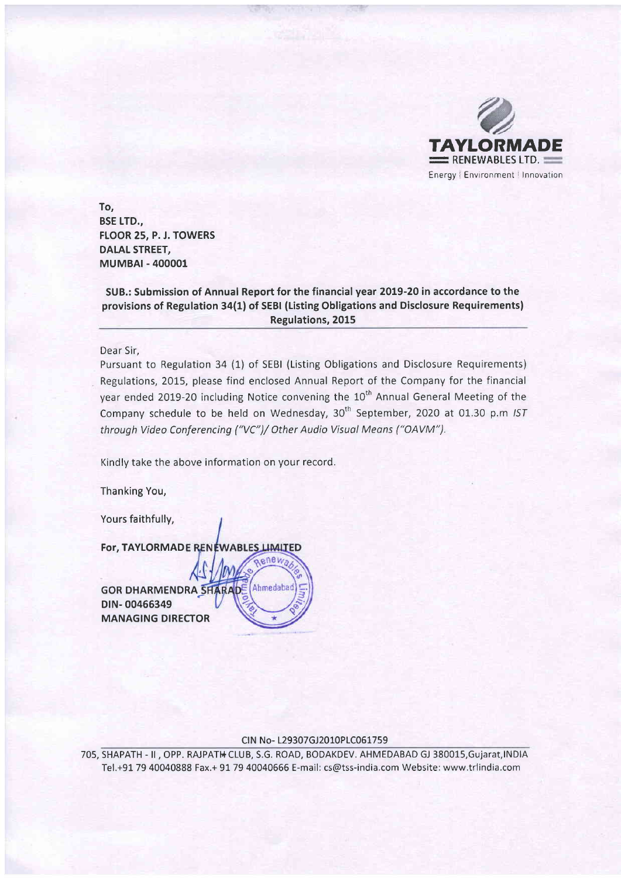**TAYLORMADE**
RENEWABLES LTD.
Energy | Environment | Innovation

To,
**BSE LTD.,**
**FLOOR 25, P. J. TOWERS**
**DALAL STREET,**
**MUMBAI - 400001**

**SUB.: Submission of Annual Report for the financial year 2019-20 in accordance to the provisions of Regulation 34(1) of SEBI (Listing Obligations and Disclosure Requirements) Regulations, 2015**

Dear Sir,

Pursuant to Regulation 34 (1) of SEBI (Listing Obligations and Disclosure Requirements) Regulations, 2015, please find enclosed Annual Report of the Company for the financial year ended 2019-20 including Notice convening the 10th Annual General Meeting of the Company schedule to be held on Wednesday, 30th September, 2020 at 01.30 p.m *IST through Video Conferencing ("VC")/ Other Audio Visual Means ("OAVM").*

Kindly take the above information on your record.

Thanking You,

Yours faithfully,

**For, TAYLORMADE RENEWABLES LIMITED**

**GOR DHARMENDRA SHARAD**
**DIN- 00466349**
**MANAGING DIRECTOR**

CIN No- L29307GJ2010PLC061759

705, SHAPATH - II , OPP. RAJPATH CLUB, S.G. ROAD, BODAKDEV. AHMEDABAD GJ 380015,Gujarat,INDIA
Tel.+91 79 40040888 Fax.+ 91 79 40040666 E-mail: cs@tss-india.com Website: www.trlindia.com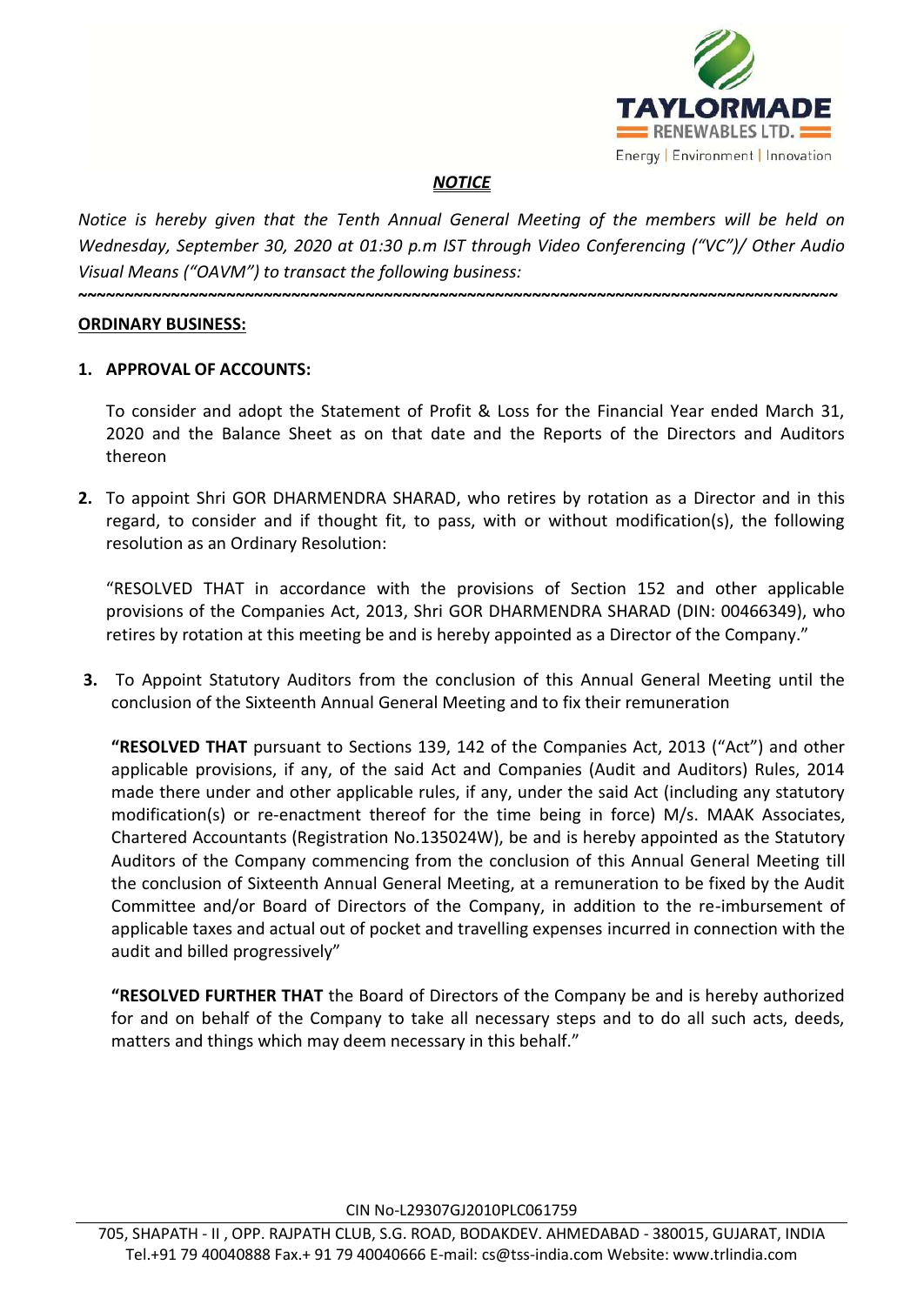## *NOTICE*

*Notice is hereby given that the Tenth Annual General Meeting of the members will be held on Wednesday, September 30, 2020 at 01:30 p.m IST through Video Conferencing ("VC")/ Other Audio Visual Means ("OAVM") to transact the following business:*

~~~~~~~~~~~~~~~~~~~~~~~~~~~~~~~~~~~~~~~~~~~~~~~~~~~~~~~~~~~~~~~~~~~~~~~~~~~~~~~~~~~~~~~~~~~~

**ORDINARY BUSINESS:**

1. **APPROVAL OF ACCOUNTS:**

   To consider and adopt the Statement of Profit & Loss for the Financial Year ended March 31, 2020 and the Balance Sheet as on that date and the Reports of the Directors and Auditors thereon

2. To appoint Shri GOR DHARMENDRA SHARAD, who retires by rotation as a Director and in this regard, to consider and if thought fit, to pass, with or without modification(s), the following resolution as an Ordinary Resolution:

   "RESOLVED THAT in accordance with the provisions of Section 152 and other applicable provisions of the Companies Act, 2013, Shri GOR DHARMENDRA SHARAD (DIN: 00466349), who retires by rotation at this meeting be and is hereby appointed as a Director of the Company."

3. To Appoint Statutory Auditors from the conclusion of this Annual General Meeting until the conclusion of the Sixteenth Annual General Meeting and to fix their remuneration

   **"RESOLVED THAT** pursuant to Sections 139, 142 of the Companies Act, 2013 ("Act") and other applicable provisions, if any, of the said Act and Companies (Audit and Auditors) Rules, 2014 made there under and other applicable rules, if any, under the said Act (including any statutory modification(s) or re-enactment thereof for the time being in force) M/s. MAAK Associates, Chartered Accountants (Registration No.135024W), be and is hereby appointed as the Statutory Auditors of the Company commencing from the conclusion of this Annual General Meeting till the conclusion of Sixteenth Annual General Meeting, at a remuneration to be fixed by the Audit Committee and/or Board of Directors of the Company, in addition to the re-imbursement of applicable taxes and actual out of pocket and travelling expenses incurred in connection with the audit and billed progressively"

   **"RESOLVED FURTHER THAT** the Board of Directors of the Company be and is hereby authorized for and on behalf of the Company to take all necessary steps and to do all such acts, deeds, matters and things which may deem necessary in this behalf."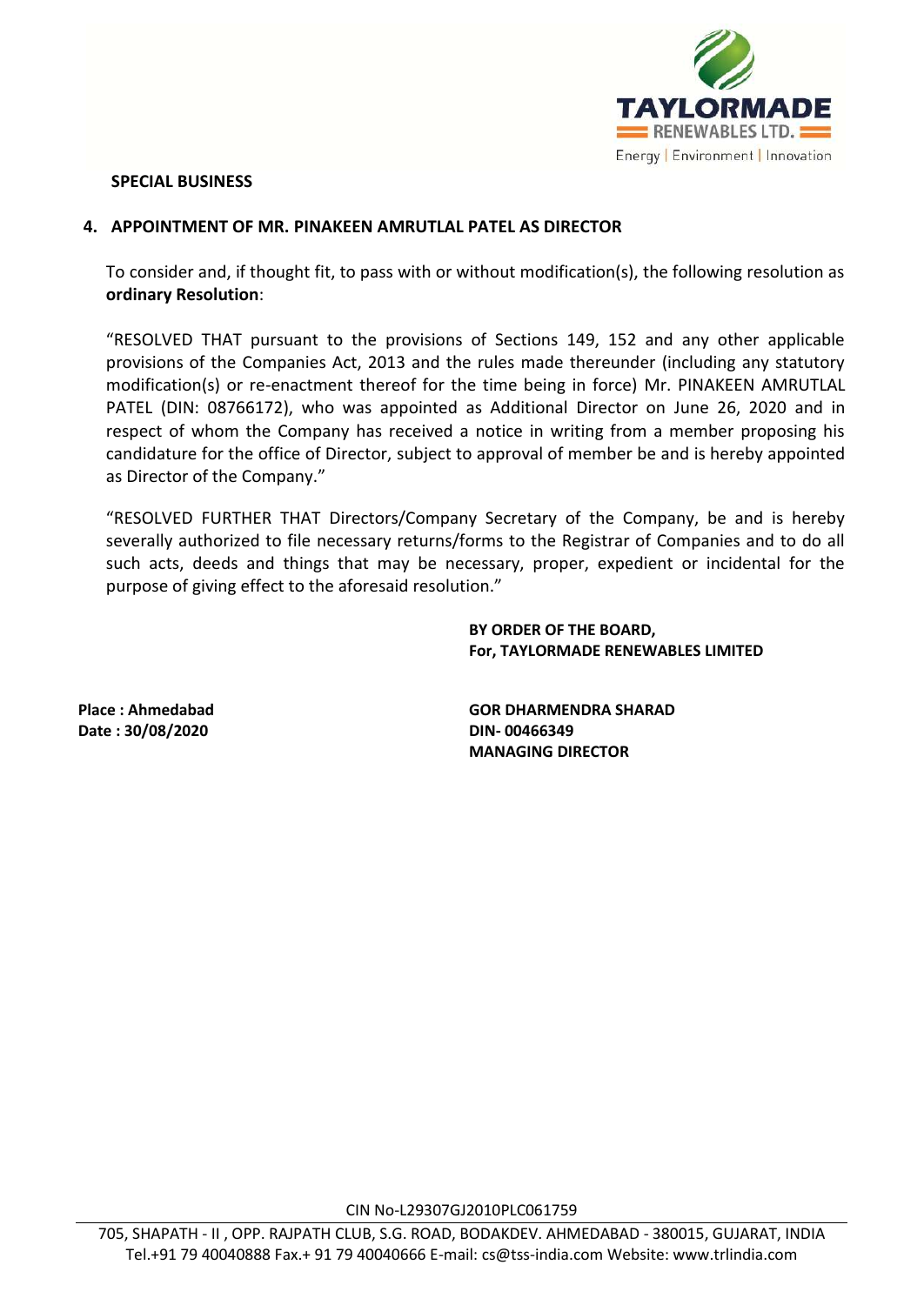## SPECIAL BUSINESS

### 4. APPOINTMENT OF MR. PINAKEEN AMRUTLAL PATEL AS DIRECTOR

To consider and, if thought fit, to pass with or without modification(s), the following resolution as **ordinary Resolution**:

"RESOLVED THAT pursuant to the provisions of Sections 149, 152 and any other applicable provisions of the Companies Act, 2013 and the rules made thereunder (including any statutory modification(s) or re-enactment thereof for the time being in force) Mr. PINAKEEN AMRUTLAL PATEL (DIN: 08766172), who was appointed as Additional Director on June 26, 2020 and in respect of whom the Company has received a notice in writing from a member proposing his candidature for the office of Director, subject to approval of member be and is hereby appointed as Director of the Company."

"RESOLVED FURTHER THAT Directors/Company Secretary of the Company, be and is hereby severally authorized to file necessary returns/forms to the Registrar of Companies and to do all such acts, deeds and things that may be necessary, proper, expedient or incidental for the purpose of giving effect to the aforesaid resolution."

**BY ORDER OF THE BOARD,**
**For, TAYLORMADE RENEWABLES LIMITED**

**Place : Ahmedabad**
**Date : 30/08/2020**

**GOR DHARMENDRA SHARAD**
**DIN- 00466349**
**MANAGING DIRECTOR**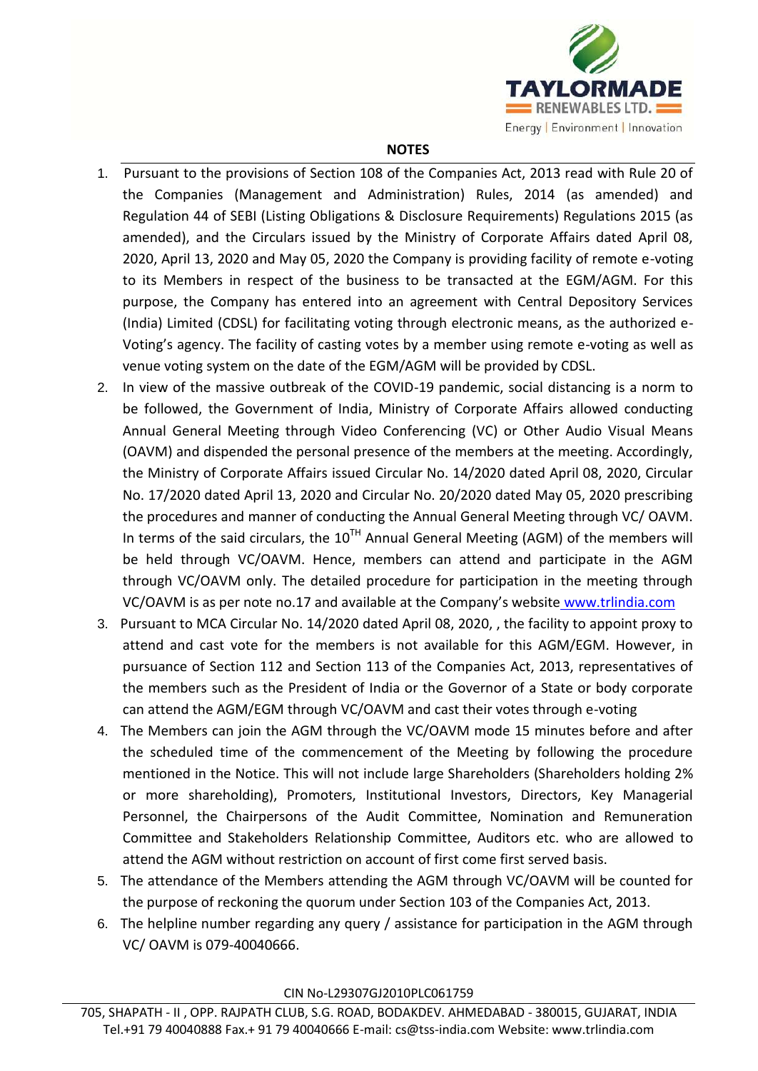## NOTES

1. Pursuant to the provisions of Section 108 of the Companies Act, 2013 read with Rule 20 of the Companies (Management and Administration) Rules, 2014 (as amended) and Regulation 44 of SEBI (Listing Obligations & Disclosure Requirements) Regulations 2015 (as amended), and the Circulars issued by the Ministry of Corporate Affairs dated April 08, 2020, April 13, 2020 and May 05, 2020 the Company is providing facility of remote e-voting to its Members in respect of the business to be transacted at the EGM/AGM. For this purpose, the Company has entered into an agreement with Central Depository Services (India) Limited (CDSL) for facilitating voting through electronic means, as the authorized e-Voting's agency. The facility of casting votes by a member using remote e-voting as well as venue voting system on the date of the EGM/AGM will be provided by CDSL.
2. In view of the massive outbreak of the COVID-19 pandemic, social distancing is a norm to be followed, the Government of India, Ministry of Corporate Affairs allowed conducting Annual General Meeting through Video Conferencing (VC) or Other Audio Visual Means (OAVM) and dispended the personal presence of the members at the meeting. Accordingly, the Ministry of Corporate Affairs issued Circular No. 14/2020 dated April 08, 2020, Circular No. 17/2020 dated April 13, 2020 and Circular No. 20/2020 dated May 05, 2020 prescribing the procedures and manner of conducting the Annual General Meeting through VC/ OAVM. In terms of the said circulars, the 10TH Annual General Meeting (AGM) of the members will be held through VC/OAVM. Hence, members can attend and participate in the AGM through VC/OAVM only. The detailed procedure for participation in the meeting through VC/OAVM is as per note no.17 and available at the Company's website www.trlindia.com
3. Pursuant to MCA Circular No. 14/2020 dated April 08, 2020, , the facility to appoint proxy to attend and cast vote for the members is not available for this AGM/EGM. However, in pursuance of Section 112 and Section 113 of the Companies Act, 2013, representatives of the members such as the President of India or the Governor of a State or body corporate can attend the AGM/EGM through VC/OAVM and cast their votes through e-voting
4. The Members can join the AGM through the VC/OAVM mode 15 minutes before and after the scheduled time of the commencement of the Meeting by following the procedure mentioned in the Notice. This will not include large Shareholders (Shareholders holding 2% or more shareholding), Promoters, Institutional Investors, Directors, Key Managerial Personnel, the Chairpersons of the Audit Committee, Nomination and Remuneration Committee and Stakeholders Relationship Committee, Auditors etc. who are allowed to attend the AGM without restriction on account of first come first served basis.
5. The attendance of the Members attending the AGM through VC/OAVM will be counted for the purpose of reckoning the quorum under Section 103 of the Companies Act, 2013.
6. The helpline number regarding any query / assistance for participation in the AGM through VC/ OAVM is 079-40040666.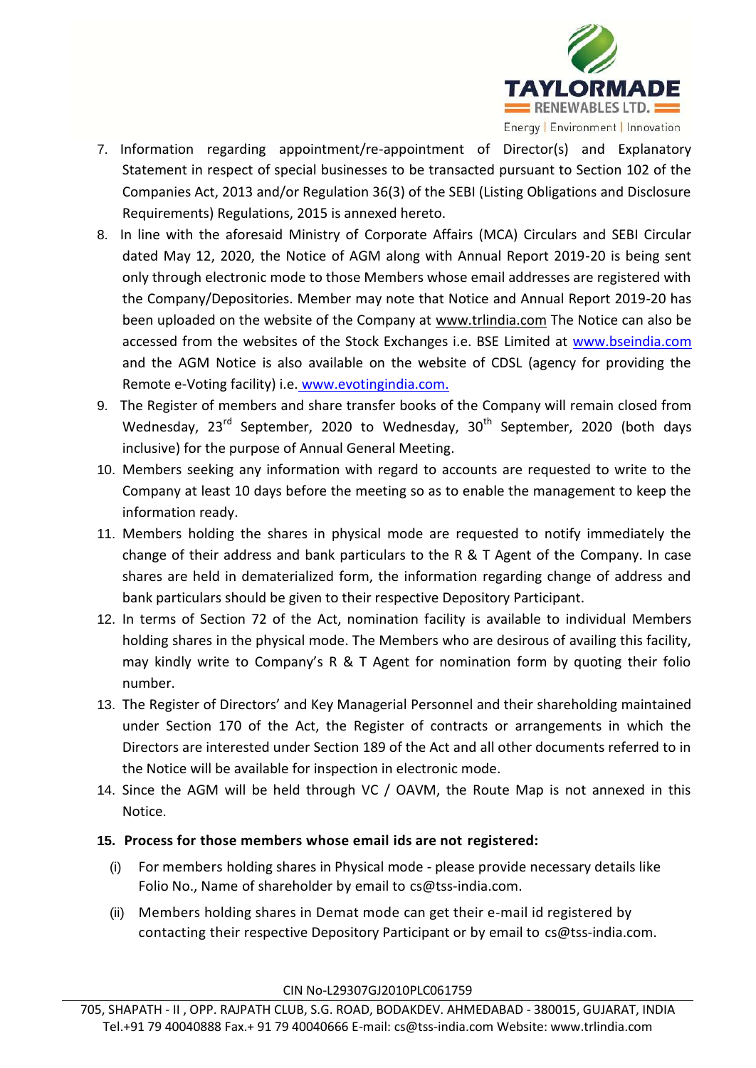7. Information regarding appointment/re-appointment of Director(s) and Explanatory Statement in respect of special businesses to be transacted pursuant to Section 102 of the Companies Act, 2013 and/or Regulation 36(3) of the SEBI (Listing Obligations and Disclosure Requirements) Regulations, 2015 is annexed hereto.
8. In line with the aforesaid Ministry of Corporate Affairs (MCA) Circulars and SEBI Circular dated May 12, 2020, the Notice of AGM along with Annual Report 2019-20 is being sent only through electronic mode to those Members whose email addresses are registered with the Company/Depositories. Member may note that Notice and Annual Report 2019-20 has been uploaded on the website of the Company at www.trlindia.com The Notice can also be accessed from the websites of the Stock Exchanges i.e. BSE Limited at www.bseindia.com and the AGM Notice is also available on the website of CDSL (agency for providing the Remote e-Voting facility) i.e. www.evotingindia.com.
9. The Register of members and share transfer books of the Company will remain closed from Wednesday, 23rd September, 2020 to Wednesday, 30th September, 2020 (both days inclusive) for the purpose of Annual General Meeting.
10. Members seeking any information with regard to accounts are requested to write to the Company at least 10 days before the meeting so as to enable the management to keep the information ready.
11. Members holding the shares in physical mode are requested to notify immediately the change of their address and bank particulars to the R & T Agent of the Company. In case shares are held in dematerialized form, the information regarding change of address and bank particulars should be given to their respective Depository Participant.
12. In terms of Section 72 of the Act, nomination facility is available to individual Members holding shares in the physical mode. The Members who are desirous of availing this facility, may kindly write to Company's R & T Agent for nomination form by quoting their folio number.
13. The Register of Directors' and Key Managerial Personnel and their shareholding maintained under Section 170 of the Act, the Register of contracts or arrangements in which the Directors are interested under Section 189 of the Act and all other documents referred to in the Notice will be available for inspection in electronic mode.
14. Since the AGM will be held through VC / OAVM, the Route Map is not annexed in this Notice.

**15. Process for those members whose email ids are not registered:**

(i) For members holding shares in Physical mode - please provide necessary details like Folio No., Name of shareholder by email to cs@tss-india.com.

(ii) Members holding shares in Demat mode can get their e-mail id registered by contacting their respective Depository Participant or by email to cs@tss-india.com.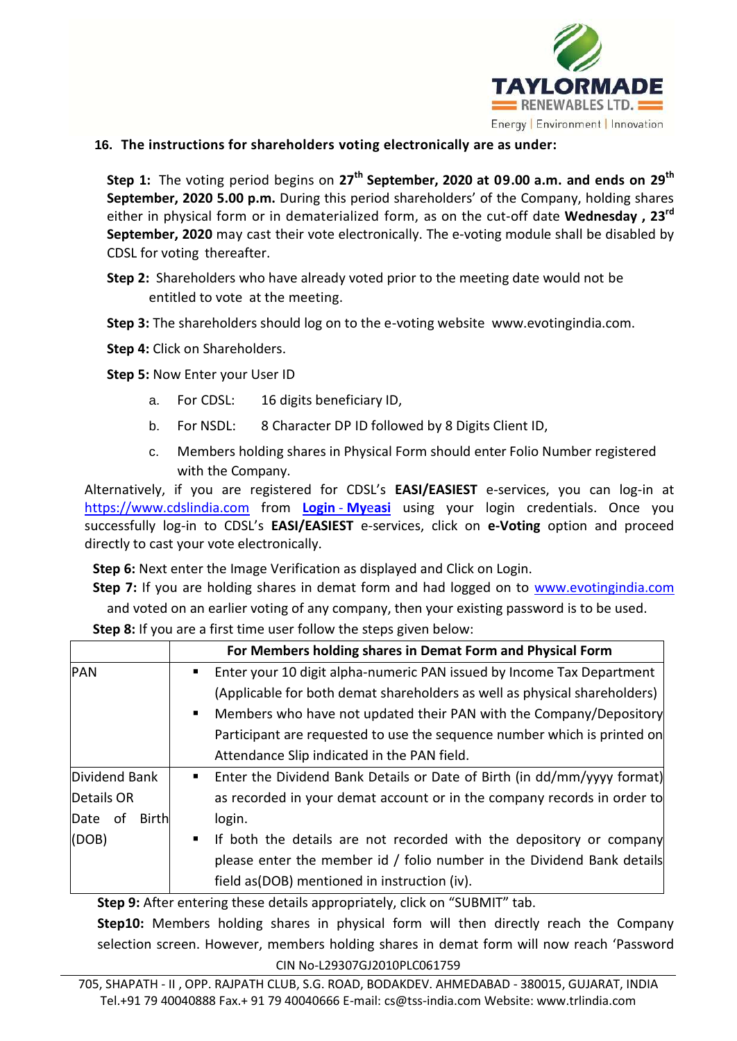**16. The instructions for shareholders voting electronically are as under:**

**Step 1:** The voting period begins on **27th September, 2020 at 09.00 a.m. and ends on 29th September, 2020 5.00 p.m.** During this period shareholders' of the Company, holding shares either in physical form or in dematerialized form, as on the cut-off date **Wednesday , 23rd September, 2020** may cast their vote electronically. The e-voting module shall be disabled by CDSL for voting thereafter.

**Step 2:** Shareholders who have already voted prior to the meeting date would not be entitled to vote at the meeting.

**Step 3:** The shareholders should log on to the e-voting website www.evotingindia.com.

**Step 4:** Click on Shareholders.

**Step 5:** Now Enter your User ID

a. For CDSL: 16 digits beneficiary ID,

b. For NSDL: 8 Character DP ID followed by 8 Digits Client ID,

c. Members holding shares in Physical Form should enter Folio Number registered with the Company.

Alternatively, if you are registered for CDSL's **EASI/EASIEST** e-services, you can log-in at https://www.cdslindia.com from **Login - Myeasi** using your login credentials. Once you successfully log-in to CDSL's **EASI/EASIEST** e-services, click on **e-Voting** option and proceed directly to cast your vote electronically.

**Step 6:** Next enter the Image Verification as displayed and Click on Login.

**Step 7:** If you are holding shares in demat form and had logged on to www.evotingindia.com and voted on an earlier voting of any company, then your existing password is to be used.

**Step 8:** If you are a first time user follow the steps given below:

| | For Members holding shares in Demat Form and Physical Form |
|---|---|
| PAN | ▪ Enter your 10 digit alpha-numeric PAN issued by Income Tax Department (Applicable for both demat shareholders as well as physical shareholders)<br>▪ Members who have not updated their PAN with the Company/Depository Participant are requested to use the sequence number which is printed on Attendance Slip indicated in the PAN field. |
| Dividend Bank Details OR Date of Birth (DOB) | ▪ Enter the Dividend Bank Details or Date of Birth (in dd/mm/yyyy format) as recorded in your demat account or in the company records in order to login.<br>▪ If both the details are not recorded with the depository or company please enter the member id / folio number in the Dividend Bank details field as(DOB) mentioned in instruction (iv). |

**Step 9:** After entering these details appropriately, click on "SUBMIT" tab.

**Step10:** Members holding shares in physical form will then directly reach the Company selection screen. However, members holding shares in demat form will now reach 'Password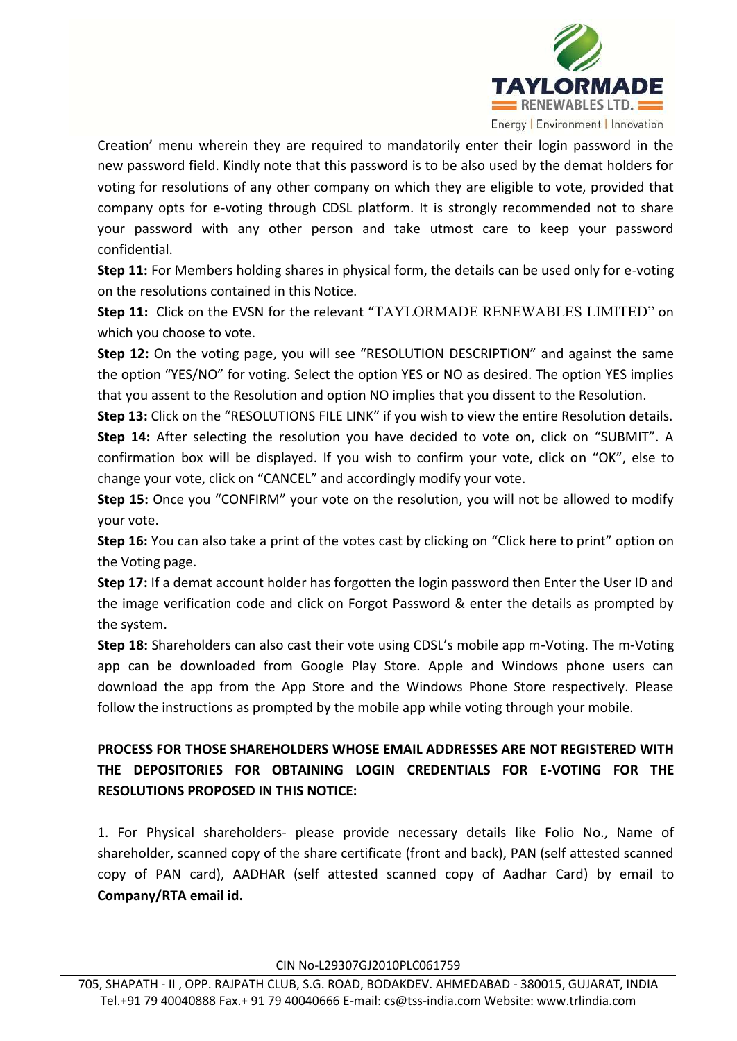Creation' menu wherein they are required to mandatorily enter their login password in the new password field. Kindly note that this password is to be also used by the demat holders for voting for resolutions of any other company on which they are eligible to vote, provided that company opts for e-voting through CDSL platform. It is strongly recommended not to share your password with any other person and take utmost care to keep your password confidential.

**Step 11:** For Members holding shares in physical form, the details can be used only for e-voting on the resolutions contained in this Notice.

**Step 11:** Click on the EVSN for the relevant "TAYLORMADE RENEWABLES LIMITED" on which you choose to vote.

**Step 12:** On the voting page, you will see "RESOLUTION DESCRIPTION" and against the same the option "YES/NO" for voting. Select the option YES or NO as desired. The option YES implies that you assent to the Resolution and option NO implies that you dissent to the Resolution.

**Step 13:** Click on the "RESOLUTIONS FILE LINK" if you wish to view the entire Resolution details.

**Step 14:** After selecting the resolution you have decided to vote on, click on "SUBMIT". A confirmation box will be displayed. If you wish to confirm your vote, click on "OK", else to change your vote, click on "CANCEL" and accordingly modify your vote.

**Step 15:** Once you "CONFIRM" your vote on the resolution, you will not be allowed to modify your vote.

**Step 16:** You can also take a print of the votes cast by clicking on "Click here to print" option on the Voting page.

**Step 17:** If a demat account holder has forgotten the login password then Enter the User ID and the image verification code and click on Forgot Password & enter the details as prompted by the system.

**Step 18:** Shareholders can also cast their vote using CDSL's mobile app m-Voting. The m-Voting app can be downloaded from Google Play Store. Apple and Windows phone users can download the app from the App Store and the Windows Phone Store respectively. Please follow the instructions as prompted by the mobile app while voting through your mobile.

**PROCESS FOR THOSE SHAREHOLDERS WHOSE EMAIL ADDRESSES ARE NOT REGISTERED WITH THE DEPOSITORIES FOR OBTAINING LOGIN CREDENTIALS FOR E-VOTING FOR THE RESOLUTIONS PROPOSED IN THIS NOTICE:**

1. For Physical shareholders- please provide necessary details like Folio No., Name of shareholder, scanned copy of the share certificate (front and back), PAN (self attested scanned copy of PAN card), AADHAR (self attested scanned copy of Aadhar Card) by email to **Company/RTA email id.**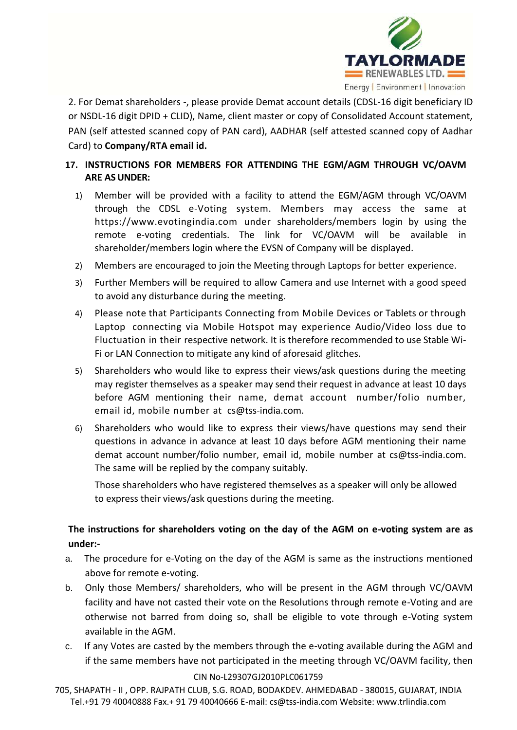2. For Demat shareholders -, please provide Demat account details (CDSL-16 digit beneficiary ID or NSDL-16 digit DPID + CLID), Name, client master or copy of Consolidated Account statement, PAN (self attested scanned copy of PAN card), AADHAR (self attested scanned copy of Aadhar Card) to **Company/RTA email id.**

**17. INSTRUCTIONS FOR MEMBERS FOR ATTENDING THE EGM/AGM THROUGH VC/OAVM ARE AS UNDER:**

1) Member will be provided with a facility to attend the EGM/AGM through VC/OAVM through the CDSL e-Voting system. Members may access the same at https://www.evotingindia.com under shareholders/members login by using the remote e-voting credentials. The link for VC/OAVM will be available in shareholder/members login where the EVSN of Company will be displayed.
2) Members are encouraged to join the Meeting through Laptops for better experience.
3) Further Members will be required to allow Camera and use Internet with a good speed to avoid any disturbance during the meeting.
4) Please note that Participants Connecting from Mobile Devices or Tablets or through Laptop connecting via Mobile Hotspot may experience Audio/Video loss due to Fluctuation in their respective network. It is therefore recommended to use Stable Wi-Fi or LAN Connection to mitigate any kind of aforesaid glitches.
5) Shareholders who would like to express their views/ask questions during the meeting may register themselves as a speaker may send their request in advance at least 10 days before AGM mentioning their name, demat account number/folio number, email id, mobile number at cs@tss-india.com.
6) Shareholders who would like to express their views/have questions may send their questions in advance in advance at least 10 days before AGM mentioning their name demat account number/folio number, email id, mobile number at cs@tss-india.com. The same will be replied by the company suitably.

   Those shareholders who have registered themselves as a speaker will only be allowed to express their views/ask questions during the meeting.

**The instructions for shareholders voting on the day of the AGM on e-voting system are as under:-**

a. The procedure for e-Voting on the day of the AGM is same as the instructions mentioned above for remote e-voting.
b. Only those Members/ shareholders, who will be present in the AGM through VC/OAVM facility and have not casted their vote on the Resolutions through remote e-Voting and are otherwise not barred from doing so, shall be eligible to vote through e-Voting system available in the AGM.
c. If any Votes are casted by the members through the e-voting available during the AGM and if the same members have not participated in the meeting through VC/OAVM facility, then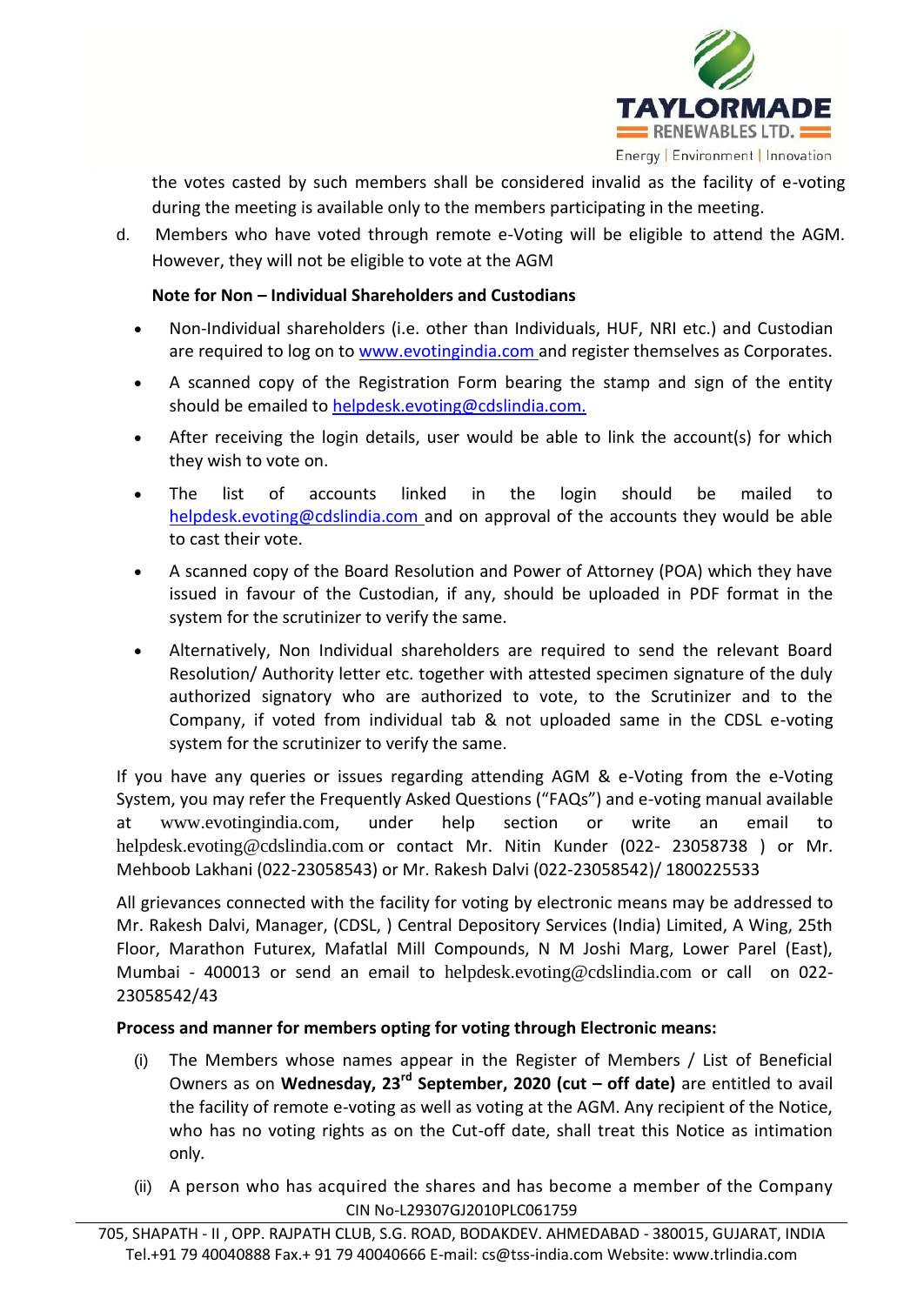the votes casted by such members shall be considered invalid as the facility of e-voting during the meeting is available only to the members participating in the meeting.

d. Members who have voted through remote e-Voting will be eligible to attend the AGM. However, they will not be eligible to vote at the AGM

**Note for Non – Individual Shareholders and Custodians**

- Non-Individual shareholders (i.e. other than Individuals, HUF, NRI etc.) and Custodian are required to log on to www.evotingindia.com and register themselves as Corporates.
- A scanned copy of the Registration Form bearing the stamp and sign of the entity should be emailed to helpdesk.evoting@cdslindia.com.
- After receiving the login details, user would be able to link the account(s) for which they wish to vote on.
- The list of accounts linked in the login should be mailed to helpdesk.evoting@cdslindia.com and on approval of the accounts they would be able to cast their vote.
- A scanned copy of the Board Resolution and Power of Attorney (POA) which they have issued in favour of the Custodian, if any, should be uploaded in PDF format in the system for the scrutinizer to verify the same.
- Alternatively, Non Individual shareholders are required to send the relevant Board Resolution/ Authority letter etc. together with attested specimen signature of the duly authorized signatory who are authorized to vote, to the Scrutinizer and to the Company, if voted from individual tab & not uploaded same in the CDSL e-voting system for the scrutinizer to verify the same.

If you have any queries or issues regarding attending AGM & e-Voting from the e-Voting System, you may refer the Frequently Asked Questions ("FAQs") and e-voting manual available at www.evotingindia.com, under help section or write an email to helpdesk.evoting@cdslindia.com or contact Mr. Nitin Kunder (022- 23058738 ) or Mr. Mehboob Lakhani (022-23058543) or Mr. Rakesh Dalvi (022-23058542)/ 1800225533

All grievances connected with the facility for voting by electronic means may be addressed to Mr. Rakesh Dalvi, Manager, (CDSL, ) Central Depository Services (India) Limited, A Wing, 25th Floor, Marathon Futurex, Mafatlal Mill Compounds, N M Joshi Marg, Lower Parel (East), Mumbai - 400013 or send an email to helpdesk.evoting@cdslindia.com or call on 022-23058542/43

**Process and manner for members opting for voting through Electronic means:**

(i) The Members whose names appear in the Register of Members / List of Beneficial Owners as on **Wednesday, 23rd September, 2020 (cut – off date)** are entitled to avail the facility of remote e-voting as well as voting at the AGM. Any recipient of the Notice, who has no voting rights as on the Cut-off date, shall treat this Notice as intimation only.

(ii) A person who has acquired the shares and has become a member of the Company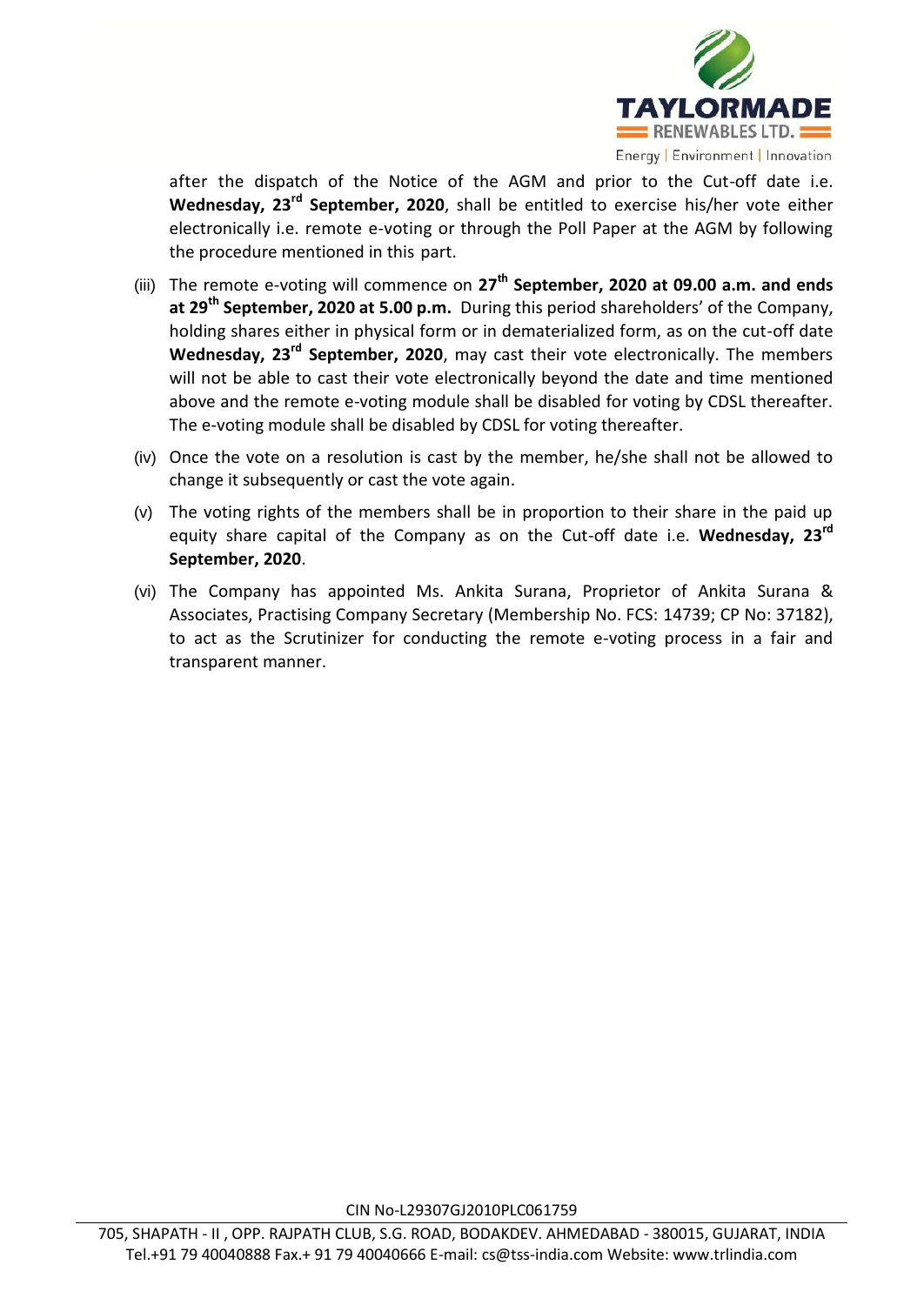after the dispatch of the Notice of the AGM and prior to the Cut-off date i.e. **Wednesday, 23rd September, 2020**, shall be entitled to exercise his/her vote either electronically i.e. remote e-voting or through the Poll Paper at the AGM by following the procedure mentioned in this part.

(iii) The remote e-voting will commence on **27th September, 2020 at 09.00 a.m. and ends at 29th September, 2020 at 5.00 p.m.** During this period shareholders' of the Company, holding shares either in physical form or in dematerialized form, as on the cut-off date **Wednesday, 23rd September, 2020**, may cast their vote electronically. The members will not be able to cast their vote electronically beyond the date and time mentioned above and the remote e-voting module shall be disabled for voting by CDSL thereafter. The e-voting module shall be disabled by CDSL for voting thereafter.

(iv) Once the vote on a resolution is cast by the member, he/she shall not be allowed to change it subsequently or cast the vote again.

(v) The voting rights of the members shall be in proportion to their share in the paid up equity share capital of the Company as on the Cut-off date i.e. **Wednesday, 23rd September, 2020**.

(vi) The Company has appointed Ms. Ankita Surana, Proprietor of Ankita Surana & Associates, Practising Company Secretary (Membership No. FCS: 14739; CP No: 37182), to act as the Scrutinizer for conducting the remote e-voting process in a fair and transparent manner.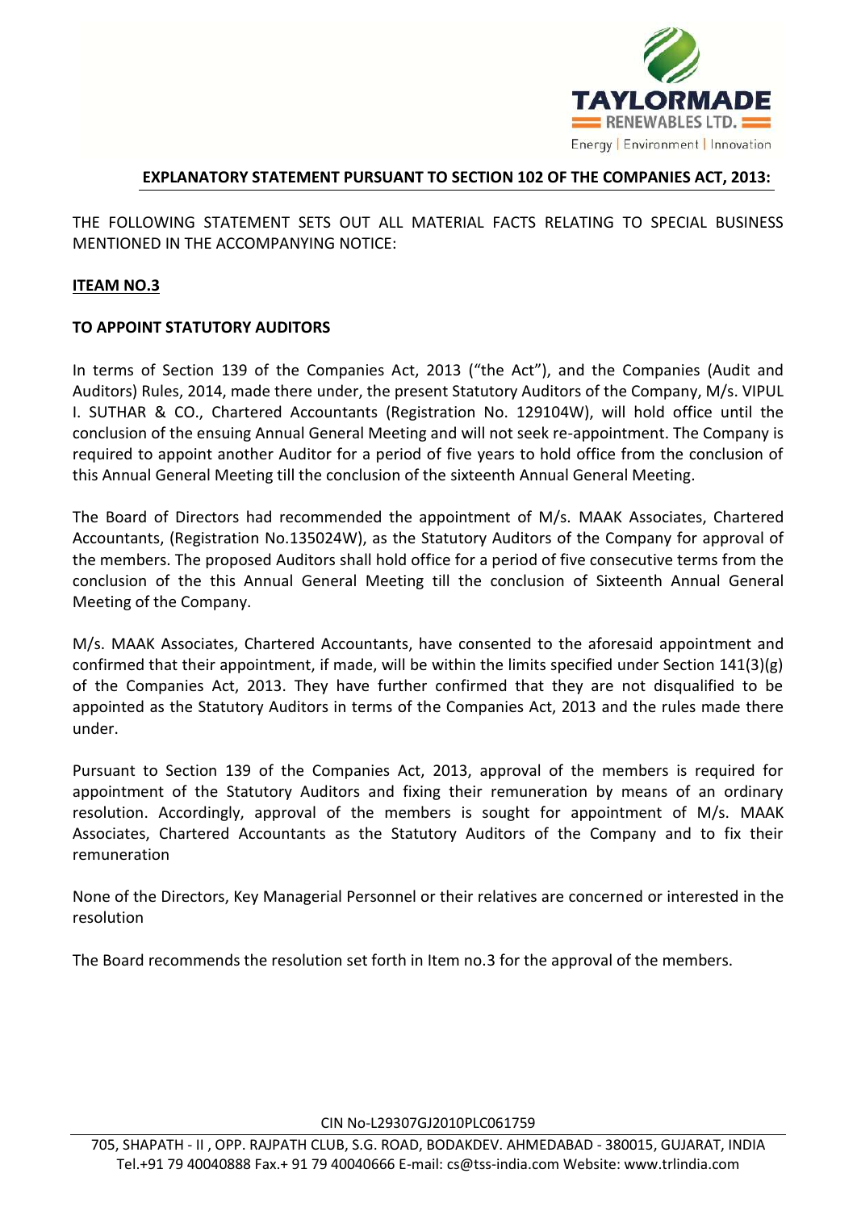## EXPLANATORY STATEMENT PURSUANT TO SECTION 102 OF THE COMPANIES ACT, 2013:

THE FOLLOWING STATEMENT SETS OUT ALL MATERIAL FACTS RELATING TO SPECIAL BUSINESS MENTIONED IN THE ACCOMPANYING NOTICE:

**ITEAM NO.3**

**TO APPOINT STATUTORY AUDITORS**

In terms of Section 139 of the Companies Act, 2013 ("the Act"), and the Companies (Audit and Auditors) Rules, 2014, made there under, the present Statutory Auditors of the Company, M/s. VIPUL I. SUTHAR & CO., Chartered Accountants (Registration No. 129104W), will hold office until the conclusion of the ensuing Annual General Meeting and will not seek re-appointment. The Company is required to appoint another Auditor for a period of five years to hold office from the conclusion of this Annual General Meeting till the conclusion of the sixteenth Annual General Meeting.

The Board of Directors had recommended the appointment of M/s. MAAK Associates, Chartered Accountants, (Registration No.135024W), as the Statutory Auditors of the Company for approval of the members. The proposed Auditors shall hold office for a period of five consecutive terms from the conclusion of the this Annual General Meeting till the conclusion of Sixteenth Annual General Meeting of the Company.

M/s. MAAK Associates, Chartered Accountants, have consented to the aforesaid appointment and confirmed that their appointment, if made, will be within the limits specified under Section 141(3)(g) of the Companies Act, 2013. They have further confirmed that they are not disqualified to be appointed as the Statutory Auditors in terms of the Companies Act, 2013 and the rules made there under.

Pursuant to Section 139 of the Companies Act, 2013, approval of the members is required for appointment of the Statutory Auditors and fixing their remuneration by means of an ordinary resolution. Accordingly, approval of the members is sought for appointment of M/s. MAAK Associates, Chartered Accountants as the Statutory Auditors of the Company and to fix their remuneration

None of the Directors, Key Managerial Personnel or their relatives are concerned or interested in the resolution

The Board recommends the resolution set forth in Item no.3 for the approval of the members.

CIN No-L29307GJ2010PLC061759

705, SHAPATH - II , OPP. RAJPATH CLUB, S.G. ROAD, BODAKDEV. AHMEDABAD - 380015, GUJARAT, INDIA
Tel.+91 79 40040888 Fax.+ 91 79 40040666 E-mail: cs@tss-india.com Website: www.trlindia.com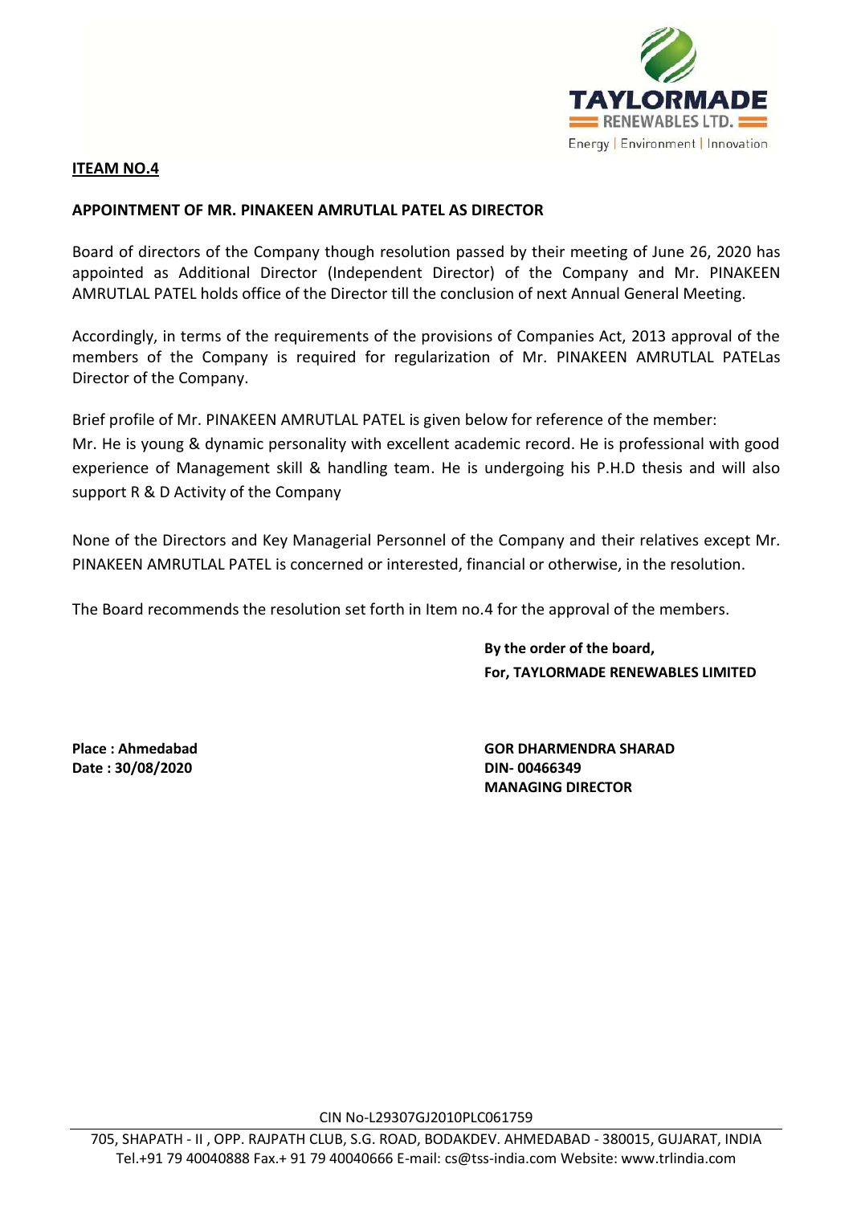**ITEAM NO.4**

**APPOINTMENT OF MR. PINAKEEN AMRUTLAL PATEL AS DIRECTOR**

Board of directors of the Company though resolution passed by their meeting of June 26, 2020 has appointed as Additional Director (Independent Director) of the Company and Mr. PINAKEEN AMRUTLAL PATEL holds office of the Director till the conclusion of next Annual General Meeting.

Accordingly, in terms of the requirements of the provisions of Companies Act, 2013 approval of the members of the Company is required for regularization of Mr. PINAKEEN AMRUTLAL PATELas Director of the Company.

Brief profile of Mr. PINAKEEN AMRUTLAL PATEL is given below for reference of the member:
Mr. He is young & dynamic personality with excellent academic record. He is professional with good experience of Management skill & handling team. He is undergoing his P.H.D thesis and will also support R & D Activity of the Company

None of the Directors and Key Managerial Personnel of the Company and their relatives except Mr. PINAKEEN AMRUTLAL PATEL is concerned or interested, financial or otherwise, in the resolution.

The Board recommends the resolution set forth in Item no.4 for the approval of the members.

**By the order of the board,**
**For, TAYLORMADE RENEWABLES LIMITED**

**Place : Ahmedabad**
**Date : 30/08/2020**

**GOR DHARMENDRA SHARAD**
**DIN- 00466349**
**MANAGING DIRECTOR**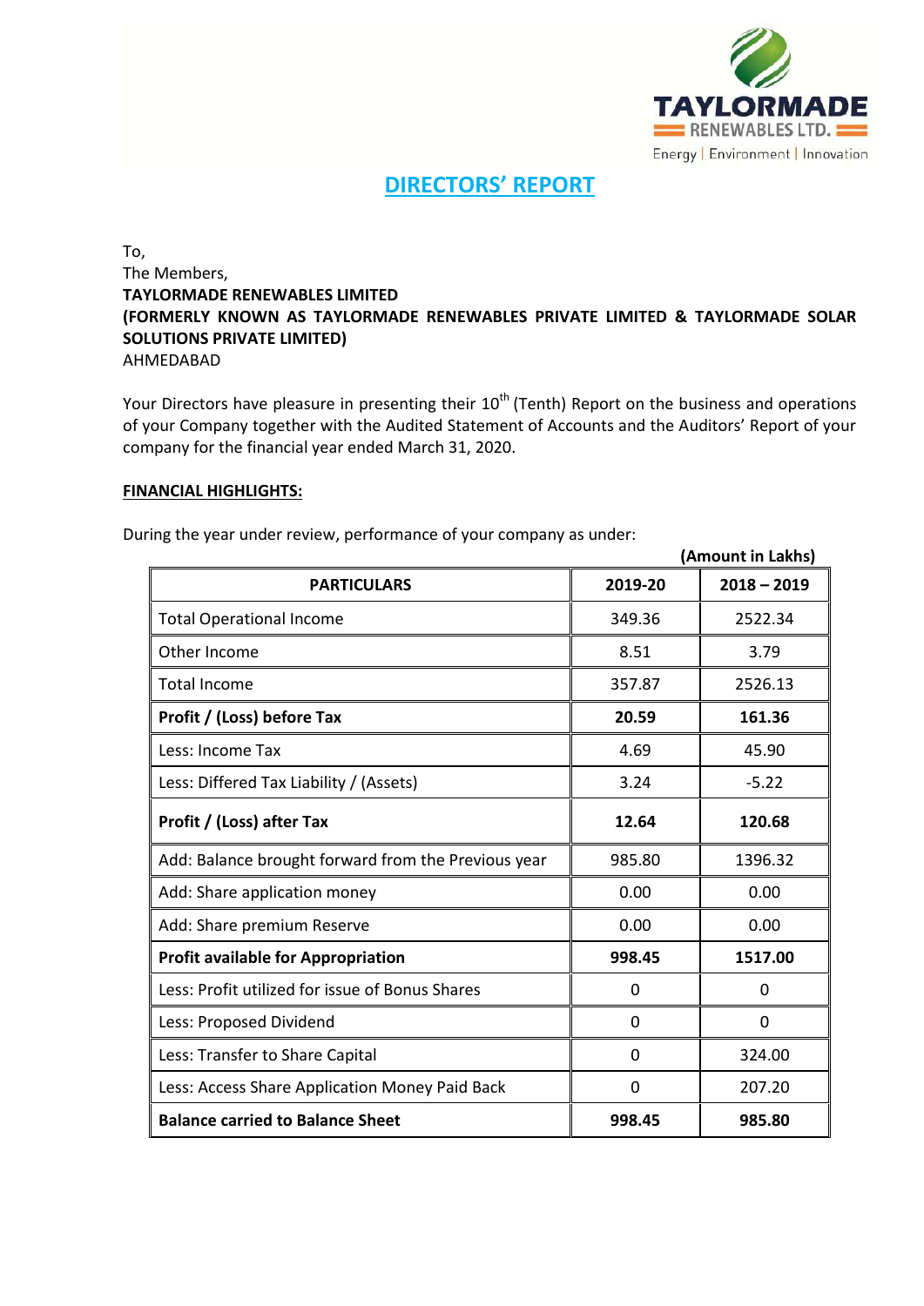# DIRECTORS' REPORT

To,
The Members,
**TAYLORMADE RENEWABLES LIMITED**
**(FORMERLY KNOWN AS TAYLORMADE RENEWABLES PRIVATE LIMITED & TAYLORMADE SOLAR SOLUTIONS PRIVATE LIMITED)**
AHMEDABAD

Your Directors have pleasure in presenting their 10th (Tenth) Report on the business and operations of your Company together with the Audited Statement of Accounts and the Auditors' Report of your company for the financial year ended March 31, 2020.

## FINANCIAL HIGHLIGHTS:

During the year under review, performance of your company as under:

**(Amount in Lakhs)**

| PARTICULARS | 2019-20 | 2018 – 2019 |
|---|---|---|
| Total Operational Income | 349.36 | 2522.34 |
| Other Income | 8.51 | 3.79 |
| Total Income | 357.87 | 2526.13 |
| **Profit / (Loss) before Tax** | **20.59** | **161.36** |
| Less: Income Tax | 4.69 | 45.90 |
| Less: Differed Tax Liability / (Assets) | 3.24 | -5.22 |
| **Profit / (Loss) after Tax** | **12.64** | **120.68** |
| Add: Balance brought forward from the Previous year | 985.80 | 1396.32 |
| Add: Share application money | 0.00 | 0.00 |
| Add: Share premium Reserve | 0.00 | 0.00 |
| **Profit available for Appropriation** | **998.45** | **1517.00** |
| Less: Profit utilized for issue of Bonus Shares | 0 | 0 |
| Less: Proposed Dividend | 0 | 0 |
| Less: Transfer to Share Capital | 0 | 324.00 |
| Less: Access Share Application Money Paid Back | 0 | 207.20 |
| **Balance carried to Balance Sheet** | **998.45** | **985.80** |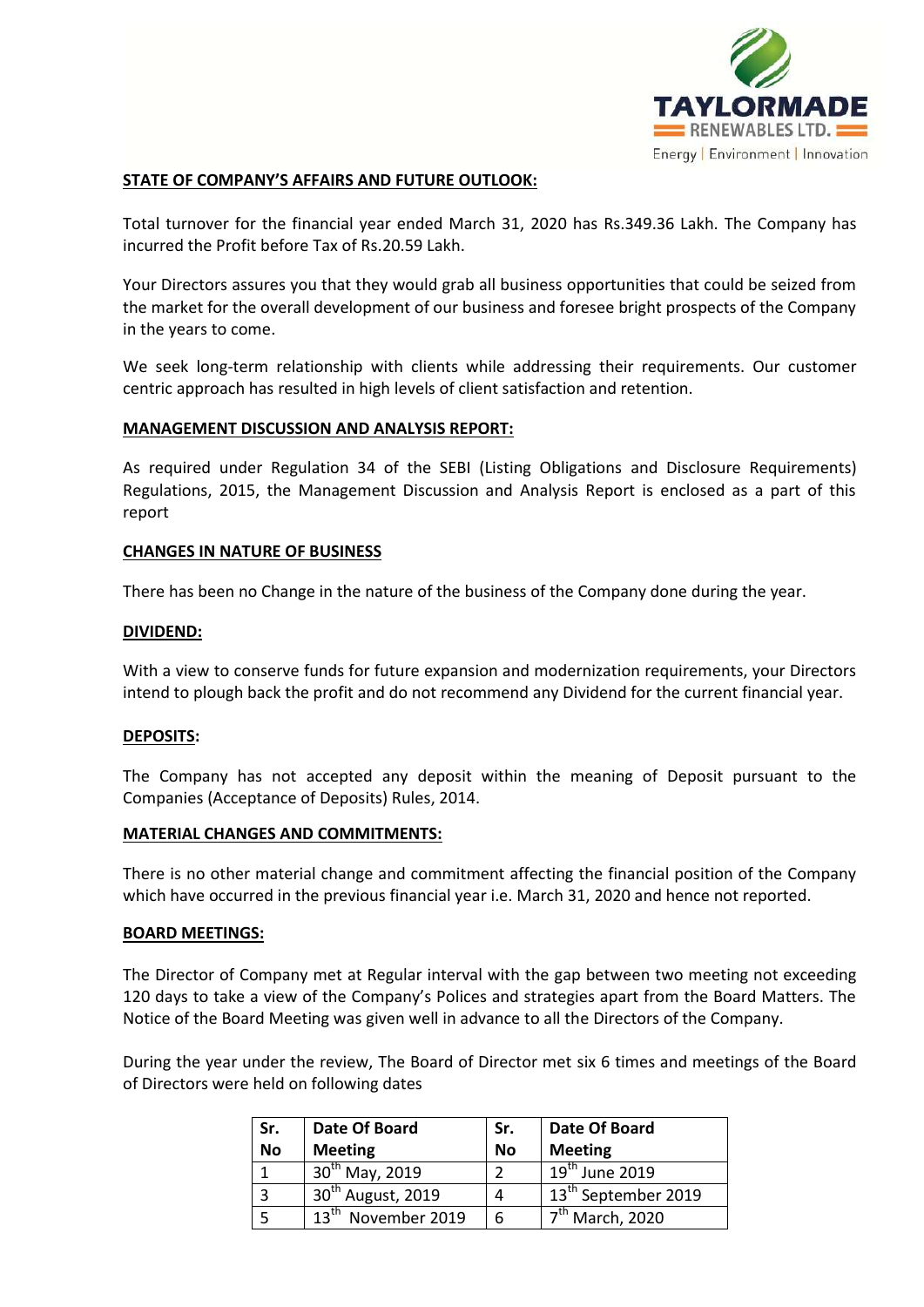## STATE OF COMPANY'S AFFAIRS AND FUTURE OUTLOOK:

Total turnover for the financial year ended March 31, 2020 has Rs.349.36 Lakh. The Company has incurred the Profit before Tax of Rs.20.59 Lakh.

Your Directors assures you that they would grab all business opportunities that could be seized from the market for the overall development of our business and foresee bright prospects of the Company in the years to come.

We seek long-term relationship with clients while addressing their requirements. Our customer centric approach has resulted in high levels of client satisfaction and retention.

## MANAGEMENT DISCUSSION AND ANALYSIS REPORT:

As required under Regulation 34 of the SEBI (Listing Obligations and Disclosure Requirements) Regulations, 2015, the Management Discussion and Analysis Report is enclosed as a part of this report

## CHANGES IN NATURE OF BUSINESS

There has been no Change in the nature of the business of the Company done during the year.

## DIVIDEND:

With a view to conserve funds for future expansion and modernization requirements, your Directors intend to plough back the profit and do not recommend any Dividend for the current financial year.

## DEPOSITS:

The Company has not accepted any deposit within the meaning of Deposit pursuant to the Companies (Acceptance of Deposits) Rules, 2014.

## MATERIAL CHANGES AND COMMITMENTS:

There is no other material change and commitment affecting the financial position of the Company which have occurred in the previous financial year i.e. March 31, 2020 and hence not reported.

## BOARD MEETINGS:

The Director of Company met at Regular interval with the gap between two meeting not exceeding 120 days to take a view of the Company's Polices and strategies apart from the Board Matters. The Notice of the Board Meeting was given well in advance to all the Directors of the Company.

During the year under the review, The Board of Director met six 6 times and meetings of the Board of Directors were held on following dates

| Sr. No | Date Of Board Meeting | Sr. No | Date Of Board Meeting |
|---|---|---|---|
| 1 | 30th May, 2019 | 2 | 19th June 2019 |
| 3 | 30th August, 2019 | 4 | 13th September 2019 |
| 5 | 13th November 2019 | 6 | 7th March, 2020 |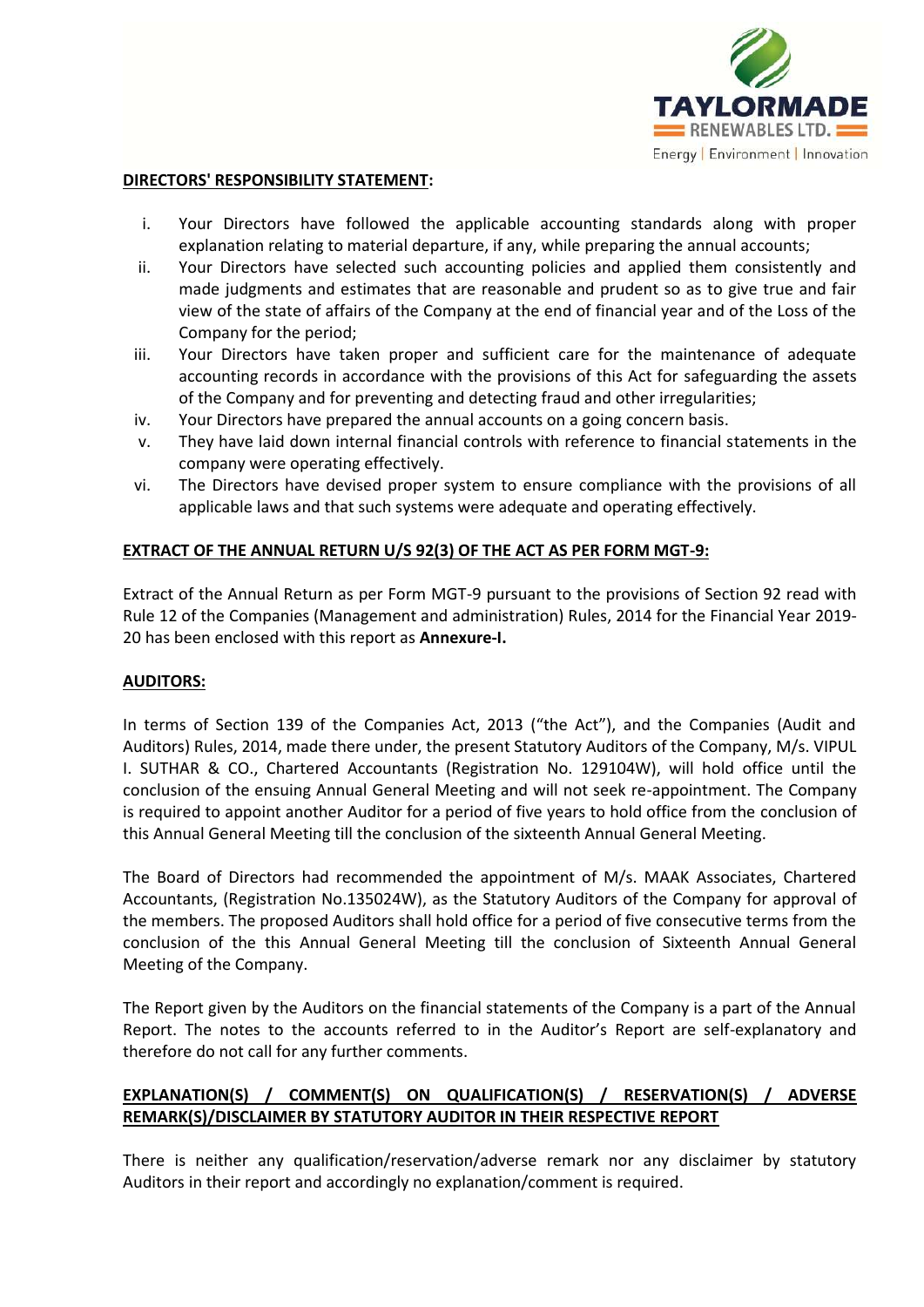**DIRECTORS' RESPONSIBILITY STATEMENT:**

i. Your Directors have followed the applicable accounting standards along with proper explanation relating to material departure, if any, while preparing the annual accounts;
ii. Your Directors have selected such accounting policies and applied them consistently and made judgments and estimates that are reasonable and prudent so as to give true and fair view of the state of affairs of the Company at the end of financial year and of the Loss of the Company for the period;
iii. Your Directors have taken proper and sufficient care for the maintenance of adequate accounting records in accordance with the provisions of this Act for safeguarding the assets of the Company and for preventing and detecting fraud and other irregularities;
iv. Your Directors have prepared the annual accounts on a going concern basis.
v. They have laid down internal financial controls with reference to financial statements in the company were operating effectively.
vi. The Directors have devised proper system to ensure compliance with the provisions of all applicable laws and that such systems were adequate and operating effectively.

**EXTRACT OF THE ANNUAL RETURN U/S 92(3) OF THE ACT AS PER FORM MGT-9:**

Extract of the Annual Return as per Form MGT-9 pursuant to the provisions of Section 92 read with Rule 12 of the Companies (Management and administration) Rules, 2014 for the Financial Year 2019-20 has been enclosed with this report as **Annexure-I.**

**AUDITORS:**

In terms of Section 139 of the Companies Act, 2013 ("the Act"), and the Companies (Audit and Auditors) Rules, 2014, made there under, the present Statutory Auditors of the Company, M/s. VIPUL I. SUTHAR & CO., Chartered Accountants (Registration No. 129104W), will hold office until the conclusion of the ensuing Annual General Meeting and will not seek re-appointment. The Company is required to appoint another Auditor for a period of five years to hold office from the conclusion of this Annual General Meeting till the conclusion of the sixteenth Annual General Meeting.

The Board of Directors had recommended the appointment of M/s. MAAK Associates, Chartered Accountants, (Registration No.135024W), as the Statutory Auditors of the Company for approval of the members. The proposed Auditors shall hold office for a period of five consecutive terms from the conclusion of the this Annual General Meeting till the conclusion of Sixteenth Annual General Meeting of the Company.

The Report given by the Auditors on the financial statements of the Company is a part of the Annual Report. The notes to the accounts referred to in the Auditor's Report are self-explanatory and therefore do not call for any further comments.

**EXPLANATION(S) / COMMENT(S) ON QUALIFICATION(S) / RESERVATION(S) / ADVERSE REMARK(S)/DISCLAIMER BY STATUTORY AUDITOR IN THEIR RESPECTIVE REPORT**

There is neither any qualification/reservation/adverse remark nor any disclaimer by statutory Auditors in their report and accordingly no explanation/comment is required.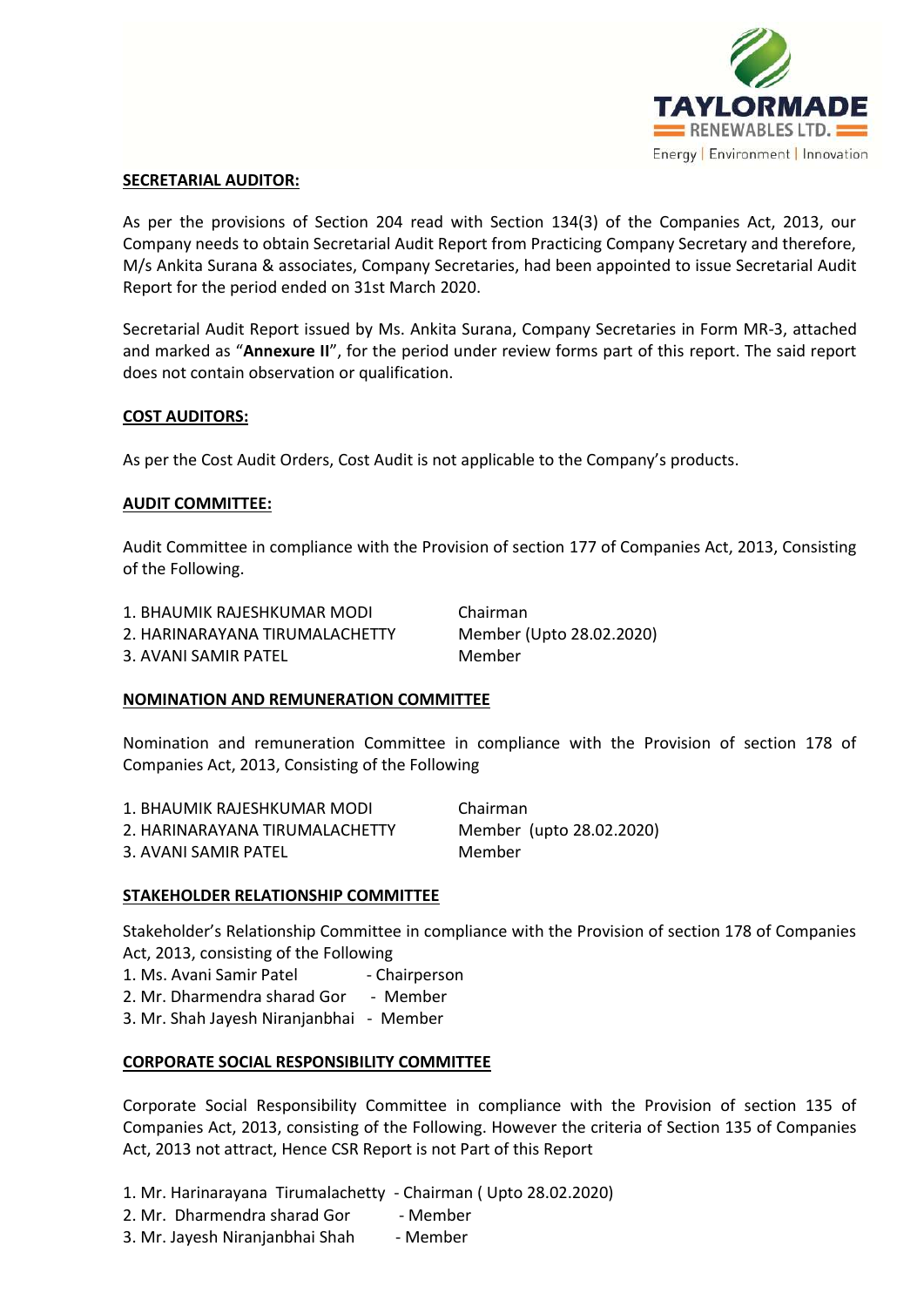## SECRETARIAL AUDITOR:

As per the provisions of Section 204 read with Section 134(3) of the Companies Act, 2013, our Company needs to obtain Secretarial Audit Report from Practicing Company Secretary and therefore, M/s Ankita Surana & associates, Company Secretaries, had been appointed to issue Secretarial Audit Report for the period ended on 31st March 2020.

Secretarial Audit Report issued by Ms. Ankita Surana, Company Secretaries in Form MR-3, attached and marked as "**Annexure II**", for the period under review forms part of this report. The said report does not contain observation or qualification.

## COST AUDITORS:

As per the Cost Audit Orders, Cost Audit is not applicable to the Company's products.

## AUDIT COMMITTEE:

Audit Committee in compliance with the Provision of section 177 of Companies Act, 2013, Consisting of the Following.

| | |
|---|---|
| 1. BHAUMIK RAJESHKUMAR MODI | Chairman |
| 2. HARINARAYANA TIRUMALACHETTY | Member (Upto 28.02.2020) |
| 3. AVANI SAMIR PATEL | Member |

## NOMINATION AND REMUNERATION COMMITTEE

Nomination and remuneration Committee in compliance with the Provision of section 178 of Companies Act, 2013, Consisting of the Following

| | |
|---|---|
| 1. BHAUMIK RAJESHKUMAR MODI | Chairman |
| 2. HARINARAYANA TIRUMALACHETTY | Member (upto 28.02.2020) |
| 3. AVANI SAMIR PATEL | Member |

## STAKEHOLDER RELATIONSHIP COMMITTEE

Stakeholder's Relationship Committee in compliance with the Provision of section 178 of Companies Act, 2013, consisting of the Following

1. Ms. Avani Samir Patel - Chairperson
2. Mr. Dharmendra sharad Gor - Member
3. Mr. Shah Jayesh Niranjanbhai - Member

## CORPORATE SOCIAL RESPONSIBILITY COMMITTEE

Corporate Social Responsibility Committee in compliance with the Provision of section 135 of Companies Act, 2013, consisting of the Following. However the criteria of Section 135 of Companies Act, 2013 not attract, Hence CSR Report is not Part of this Report

1. Mr. Harinarayana Tirumalachetty - Chairman ( Upto 28.02.2020)
2. Mr. Dharmendra sharad Gor - Member
3. Mr. Jayesh Niranjanbhai Shah - Member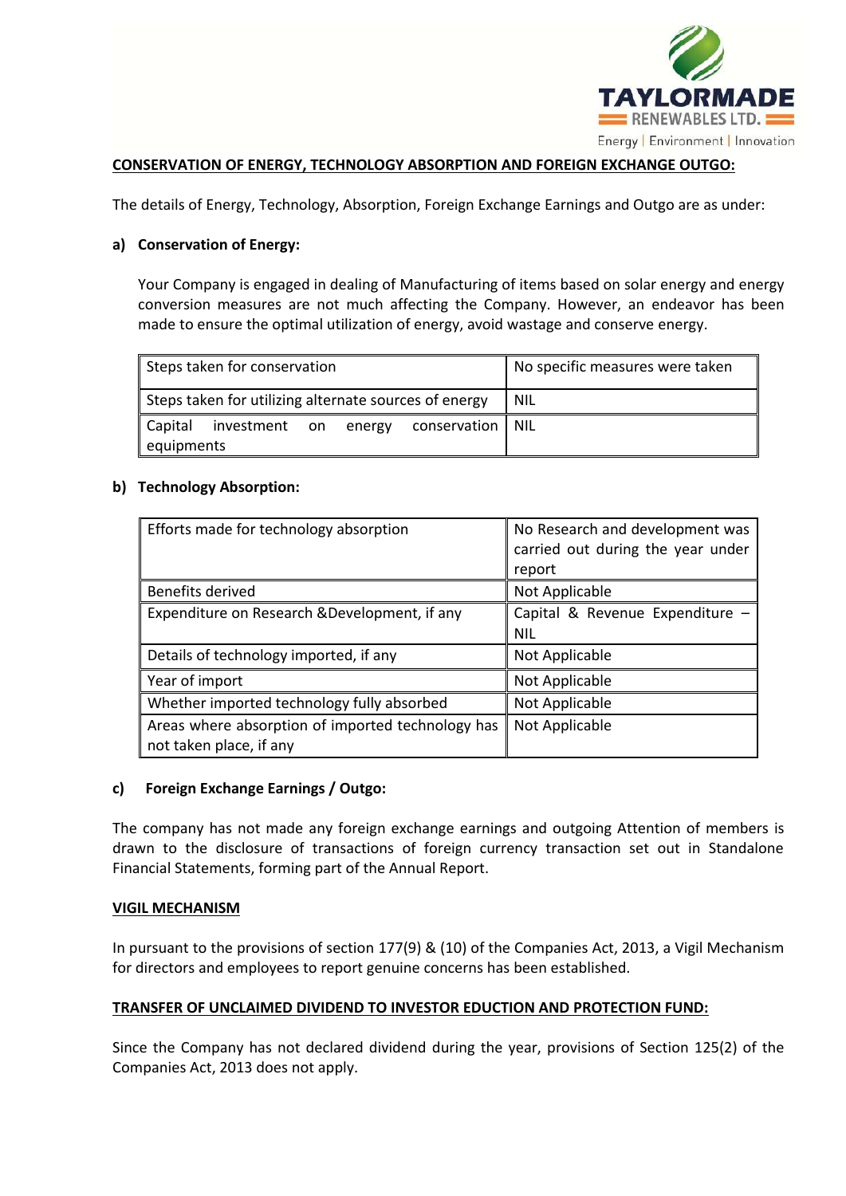**CONSERVATION OF ENERGY, TECHNOLOGY ABSORPTION AND FOREIGN EXCHANGE OUTGO:**

The details of Energy, Technology, Absorption, Foreign Exchange Earnings and Outgo are as under:

**a) Conservation of Energy:**

Your Company is engaged in dealing of Manufacturing of items based on solar energy and energy conversion measures are not much affecting the Company. However, an endeavor has been made to ensure the optimal utilization of energy, avoid wastage and conserve energy.

| | |
|---|---|
| Steps taken for conservation | No specific measures were taken |
| Steps taken for utilizing alternate sources of energy | NIL |
| Capital investment on energy conservation equipments | NIL |

**b) Technology Absorption:**

| | |
|---|---|
| Efforts made for technology absorption | No Research and development was carried out during the year under report |
| Benefits derived | Not Applicable |
| Expenditure on Research &Development, if any | Capital & Revenue Expenditure – NIL |
| Details of technology imported, if any | Not Applicable |
| Year of import | Not Applicable |
| Whether imported technology fully absorbed | Not Applicable |
| Areas where absorption of imported technology has not taken place, if any | Not Applicable |

**c) Foreign Exchange Earnings / Outgo:**

The company has not made any foreign exchange earnings and outgoing Attention of members is drawn to the disclosure of transactions of foreign currency transaction set out in Standalone Financial Statements, forming part of the Annual Report.

**VIGIL MECHANISM**

In pursuant to the provisions of section 177(9) & (10) of the Companies Act, 2013, a Vigil Mechanism for directors and employees to report genuine concerns has been established.

**TRANSFER OF UNCLAIMED DIVIDEND TO INVESTOR EDUCTION AND PROTECTION FUND:**

Since the Company has not declared dividend during the year, provisions of Section 125(2) of the Companies Act, 2013 does not apply.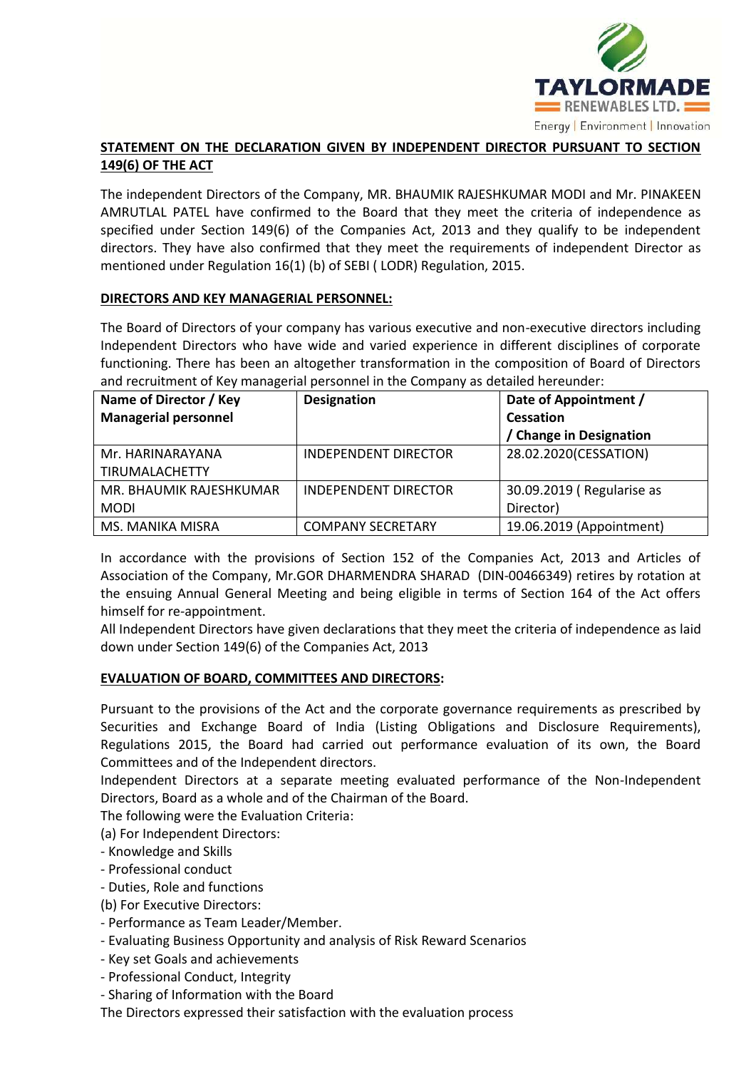## STATEMENT ON THE DECLARATION GIVEN BY INDEPENDENT DIRECTOR PURSUANT TO SECTION 149(6) OF THE ACT

The independent Directors of the Company, MR. BHAUMIK RAJESHKUMAR MODI and Mr. PINAKEEN AMRUTLAL PATEL have confirmed to the Board that they meet the criteria of independence as specified under Section 149(6) of the Companies Act, 2013 and they qualify to be independent directors. They have also confirmed that they meet the requirements of independent Director as mentioned under Regulation 16(1) (b) of SEBI ( LODR) Regulation, 2015.

## DIRECTORS AND KEY MANAGERIAL PERSONNEL:

The Board of Directors of your company has various executive and non-executive directors including Independent Directors who have wide and varied experience in different disciplines of corporate functioning. There has been an altogether transformation in the composition of Board of Directors and recruitment of Key managerial personnel in the Company as detailed hereunder:

| Name of Director / Key Managerial personnel | Designation | Date of Appointment / Cessation / Change in Designation |
|---|---|---|
| Mr. HARINARAYANA TIRUMALACHETTY | INDEPENDENT DIRECTOR | 28.02.2020(CESSATION) |
| MR. BHAUMIK RAJESHKUMAR MODI | INDEPENDENT DIRECTOR | 30.09.2019 ( Regularise as Director) |
| MS. MANIKA MISRA | COMPANY SECRETARY | 19.06.2019 (Appointment) |

In accordance with the provisions of Section 152 of the Companies Act, 2013 and Articles of Association of the Company, Mr.GOR DHARMENDRA SHARAD (DIN-00466349) retires by rotation at the ensuing Annual General Meeting and being eligible in terms of Section 164 of the Act offers himself for re-appointment.

All Independent Directors have given declarations that they meet the criteria of independence as laid down under Section 149(6) of the Companies Act, 2013

## EVALUATION OF BOARD, COMMITTEES AND DIRECTORS:

Pursuant to the provisions of the Act and the corporate governance requirements as prescribed by Securities and Exchange Board of India (Listing Obligations and Disclosure Requirements), Regulations 2015, the Board had carried out performance evaluation of its own, the Board Committees and of the Independent directors.

Independent Directors at a separate meeting evaluated performance of the Non-Independent Directors, Board as a whole and of the Chairman of the Board.

The following were the Evaluation Criteria:

(a) For Independent Directors:
- Knowledge and Skills
- Professional conduct
- Duties, Role and functions

(b) For Executive Directors:
- Performance as Team Leader/Member.
- Evaluating Business Opportunity and analysis of Risk Reward Scenarios
- Key set Goals and achievements
- Professional Conduct, Integrity
- Sharing of Information with the Board

The Directors expressed their satisfaction with the evaluation process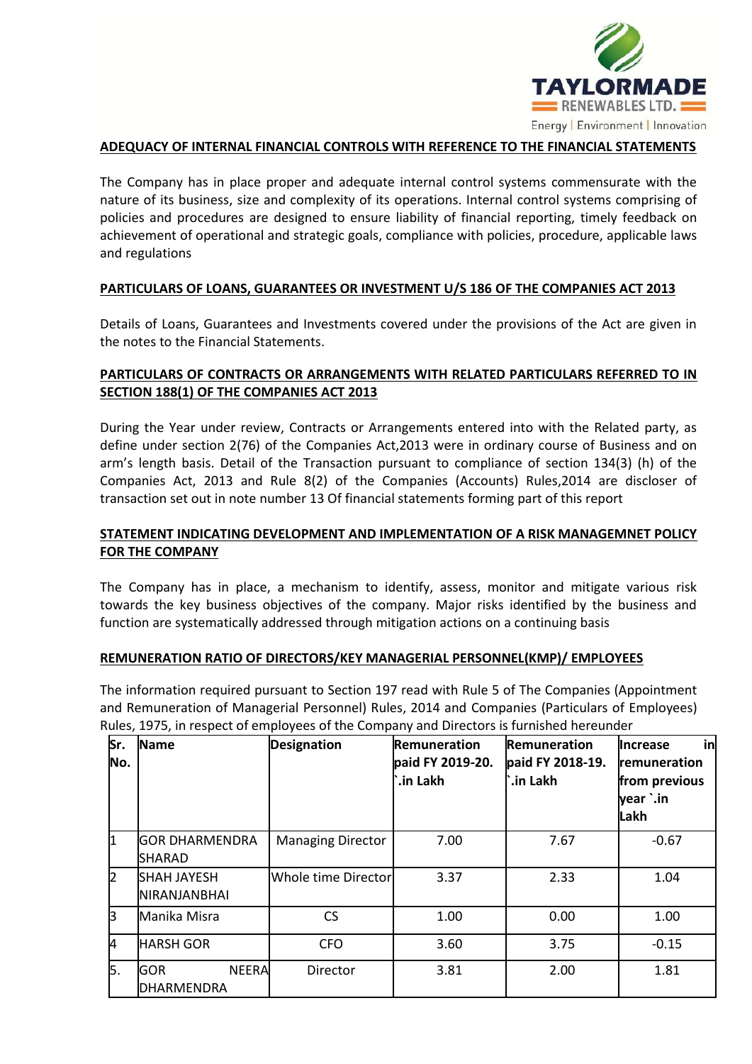## ADEQUACY OF INTERNAL FINANCIAL CONTROLS WITH REFERENCE TO THE FINANCIAL STATEMENTS

The Company has in place proper and adequate internal control systems commensurate with the nature of its business, size and complexity of its operations. Internal control systems comprising of policies and procedures are designed to ensure liability of financial reporting, timely feedback on achievement of operational and strategic goals, compliance with policies, procedure, applicable laws and regulations

## PARTICULARS OF LOANS, GUARANTEES OR INVESTMENT U/S 186 OF THE COMPANIES ACT 2013

Details of Loans, Guarantees and Investments covered under the provisions of the Act are given in the notes to the Financial Statements.

## PARTICULARS OF CONTRACTS OR ARRANGEMENTS WITH RELATED PARTICULARS REFERRED TO IN SECTION 188(1) OF THE COMPANIES ACT 2013

During the Year under review, Contracts or Arrangements entered into with the Related party, as define under section 2(76) of the Companies Act,2013 were in ordinary course of Business and on arm's length basis. Detail of the Transaction pursuant to compliance of section 134(3) (h) of the Companies Act, 2013 and Rule 8(2) of the Companies (Accounts) Rules,2014 are discloser of transaction set out in note number 13 Of financial statements forming part of this report

## STATEMENT INDICATING DEVELOPMENT AND IMPLEMENTATION OF A RISK MANAGEMNET POLICY FOR THE COMPANY

The Company has in place, a mechanism to identify, assess, monitor and mitigate various risk towards the key business objectives of the company. Major risks identified by the business and function are systematically addressed through mitigation actions on a continuing basis

## REMUNERATION RATIO OF DIRECTORS/KEY MANAGERIAL PERSONNEL(KMP)/ EMPLOYEES

The information required pursuant to Section 197 read with Rule 5 of The Companies (Appointment and Remuneration of Managerial Personnel) Rules, 2014 and Companies (Particulars of Employees) Rules, 1975, in respect of employees of the Company and Directors is furnished hereunder

| Sr. No. | Name | Designation | Remuneration paid FY 2019-20. `.in Lakh | Remuneration paid FY 2018-19. `.in Lakh | Increase in remuneration from previous year `.in Lakh |
|---|---|---|---|---|---|
| 1 | GOR DHARMENDRA SHARAD | Managing Director | 7.00 | 7.67 | -0.67 |
| 2 | SHAH JAYESH NIRANJANBHAI | Whole time Director | 3.37 | 2.33 | 1.04 |
| 3 | Manika Misra | CS | 1.00 | 0.00 | 1.00 |
| 4 | HARSH GOR | CFO | 3.60 | 3.75 | -0.15 |
| 5. | GOR NEERA DHARMENDRA | Director | 3.81 | 2.00 | 1.81 |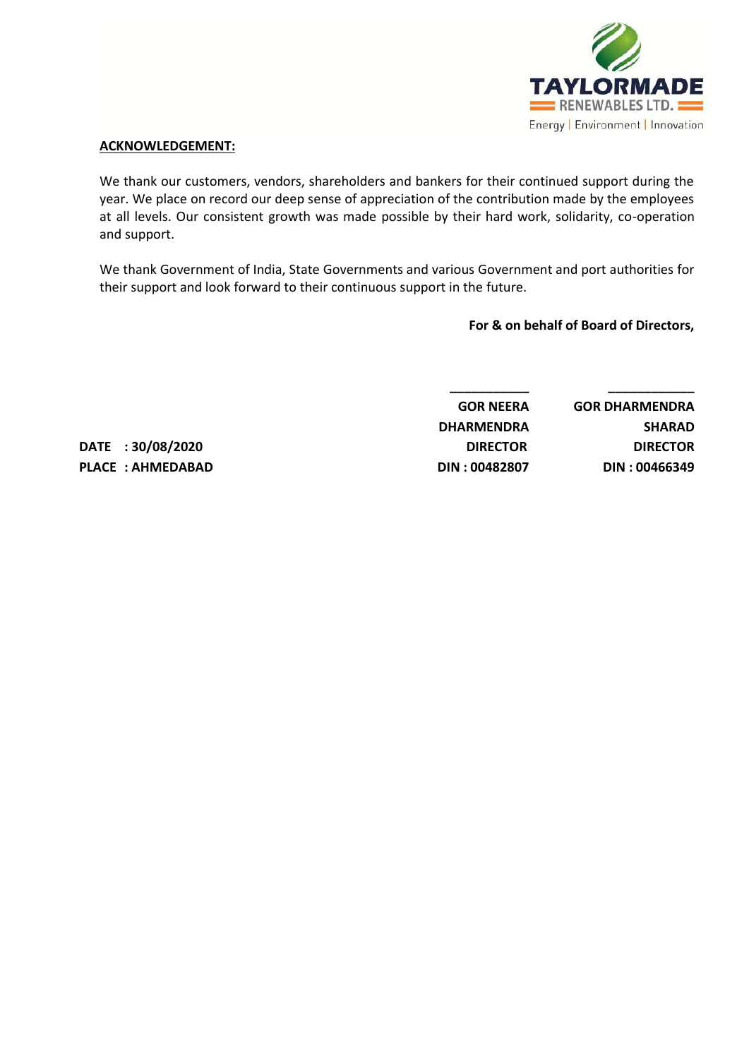**ACKNOWLEDGEMENT:**

We thank our customers, vendors, shareholders and bankers for their continued support during the year. We place on record our deep sense of appreciation of the contribution made by the employees at all levels. Our consistent growth was made possible by their hard work, solidarity, co-operation and support.

We thank Government of India, State Governments and various Government and port authorities for their support and look forward to their continuous support in the future.

**For & on behalf of Board of Directors,**

| | | |
|---|---|---|
| | **GOR NEERA DHARMENDRA** | **GOR DHARMENDRA SHARAD** |
| **DATE : 30/08/2020** | **DIRECTOR** | **DIRECTOR** |
| **PLACE : AHMEDABAD** | **DIN : 00482807** | **DIN : 00466349** |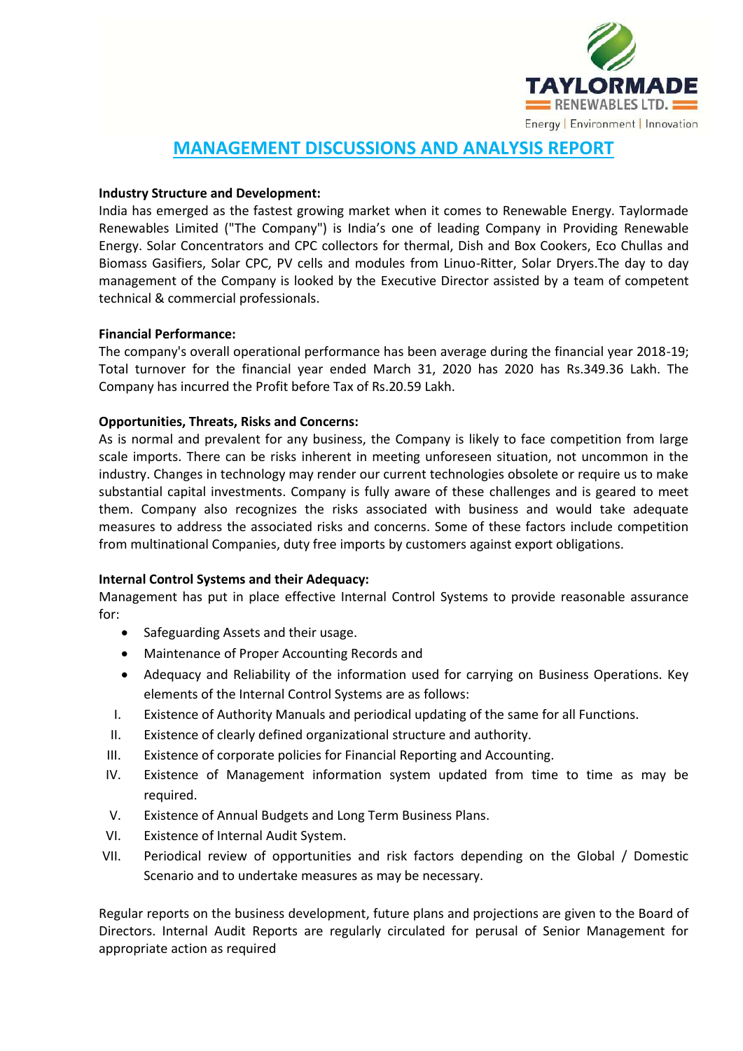# MANAGEMENT DISCUSSIONS AND ANALYSIS REPORT

**Industry Structure and Development:**

India has emerged as the fastest growing market when it comes to Renewable Energy. Taylormade Renewables Limited ("The Company") is India's one of leading Company in Providing Renewable Energy. Solar Concentrators and CPC collectors for thermal, Dish and Box Cookers, Eco Chullas and Biomass Gasifiers, Solar CPC, PV cells and modules from Linuo-Ritter, Solar Dryers.The day to day management of the Company is looked by the Executive Director assisted by a team of competent technical & commercial professionals.

**Financial Performance:**

The company's overall operational performance has been average during the financial year 2018-19; Total turnover for the financial year ended March 31, 2020 has 2020 has Rs.349.36 Lakh. The Company has incurred the Profit before Tax of Rs.20.59 Lakh.

**Opportunities, Threats, Risks and Concerns:**

As is normal and prevalent for any business, the Company is likely to face competition from large scale imports. There can be risks inherent in meeting unforeseen situation, not uncommon in the industry. Changes in technology may render our current technologies obsolete or require us to make substantial capital investments. Company is fully aware of these challenges and is geared to meet them. Company also recognizes the risks associated with business and would take adequate measures to address the associated risks and concerns. Some of these factors include competition from multinational Companies, duty free imports by customers against export obligations.

**Internal Control Systems and their Adequacy:**

Management has put in place effective Internal Control Systems to provide reasonable assurance for:

- Safeguarding Assets and their usage.
- Maintenance of Proper Accounting Records and
- Adequacy and Reliability of the information used for carrying on Business Operations. Key elements of the Internal Control Systems are as follows:

I. Existence of Authority Manuals and periodical updating of the same for all Functions.
II. Existence of clearly defined organizational structure and authority.
III. Existence of corporate policies for Financial Reporting and Accounting.
IV. Existence of Management information system updated from time to time as may be required.
V. Existence of Annual Budgets and Long Term Business Plans.
VI. Existence of Internal Audit System.
VII. Periodical review of opportunities and risk factors depending on the Global / Domestic Scenario and to undertake measures as may be necessary.

Regular reports on the business development, future plans and projections are given to the Board of Directors. Internal Audit Reports are regularly circulated for perusal of Senior Management for appropriate action as required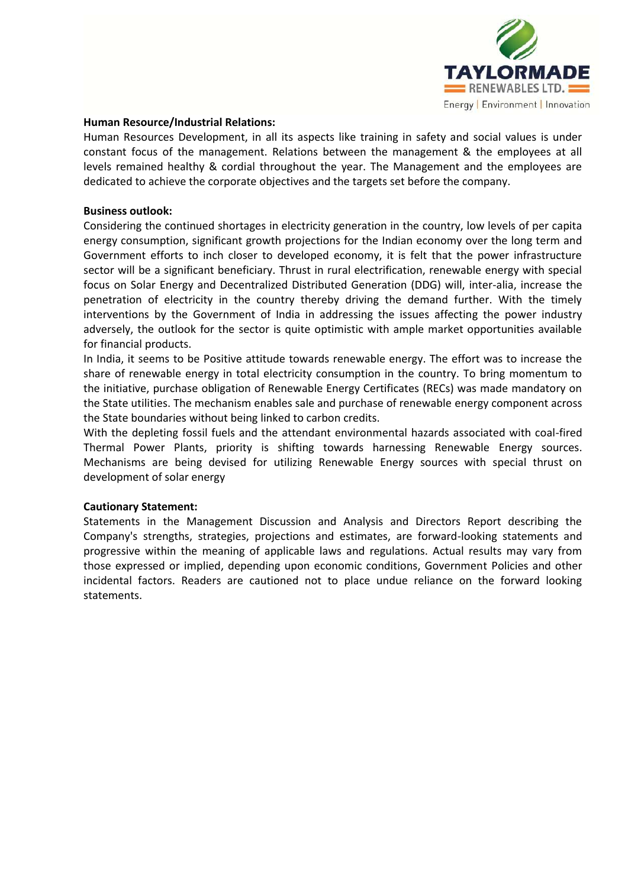**Human Resource/Industrial Relations:**

Human Resources Development, in all its aspects like training in safety and social values is under constant focus of the management. Relations between the management & the employees at all levels remained healthy & cordial throughout the year. The Management and the employees are dedicated to achieve the corporate objectives and the targets set before the company.

**Business outlook:**

Considering the continued shortages in electricity generation in the country, low levels of per capita energy consumption, significant growth projections for the Indian economy over the long term and Government efforts to inch closer to developed economy, it is felt that the power infrastructure sector will be a significant beneficiary. Thrust in rural electrification, renewable energy with special focus on Solar Energy and Decentralized Distributed Generation (DDG) will, inter-alia, increase the penetration of electricity in the country thereby driving the demand further. With the timely interventions by the Government of India in addressing the issues affecting the power industry adversely, the outlook for the sector is quite optimistic with ample market opportunities available for financial products.

In India, it seems to be Positive attitude towards renewable energy. The effort was to increase the share of renewable energy in total electricity consumption in the country. To bring momentum to the initiative, purchase obligation of Renewable Energy Certificates (RECs) was made mandatory on the State utilities. The mechanism enables sale and purchase of renewable energy component across the State boundaries without being linked to carbon credits.

With the depleting fossil fuels and the attendant environmental hazards associated with coal-fired Thermal Power Plants, priority is shifting towards harnessing Renewable Energy sources. Mechanisms are being devised for utilizing Renewable Energy sources with special thrust on development of solar energy

**Cautionary Statement:**

Statements in the Management Discussion and Analysis and Directors Report describing the Company's strengths, strategies, projections and estimates, are forward-looking statements and progressive within the meaning of applicable laws and regulations. Actual results may vary from those expressed or implied, depending upon economic conditions, Government Policies and other incidental factors. Readers are cautioned not to place undue reliance on the forward looking statements.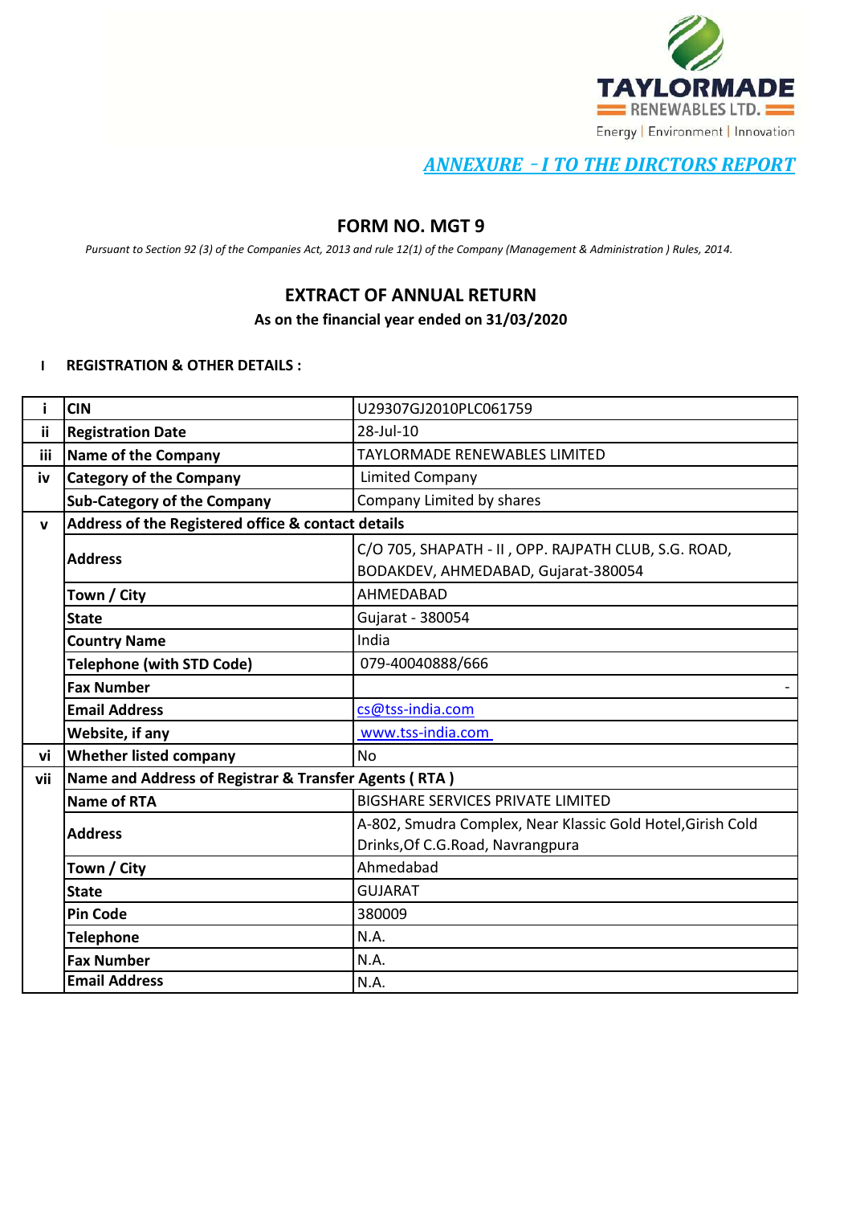TAYLORMADE RENEWABLES LTD.
Energy | Environment | Innovation

***ANNEXURE - I TO THE DIRCTORS REPORT***

## FORM NO. MGT 9

*Pursuant to Section 92 (3) of the Companies Act, 2013 and rule 12(1) of the Company (Management & Administration ) Rules, 2014.*

## EXTRACT OF ANNUAL RETURN

**As on the financial year ended on 31/03/2020**

**I REGISTRATION & OTHER DETAILS :**

| | | |
|---|---|---|
| **i** | **CIN** | U29307GJ2010PLC061759 |
| **ii** | **Registration Date** | 28-Jul-10 |
| **iii** | **Name of the Company** | TAYLORMADE RENEWABLES LIMITED |
| **iv** | **Category of the Company** | Limited Company |
| | **Sub-Category of the Company** | Company Limited by shares |
| **v** | **Address of the Registered office & contact details** | |
| | **Address** | C/O 705, SHAPATH - II , OPP. RAJPATH CLUB, S.G. ROAD, BODAKDEV, AHMEDABAD, Gujarat-380054 |
| | **Town / City** | AHMEDABAD |
| | **State** | Gujarat - 380054 |
| | **Country Name** | India |
| | **Telephone (with STD Code)** | 079-40040888/666 |
| | **Fax Number** | - |
| | **Email Address** | cs@tss-india.com |
| | **Website, if any** | www.tss-india.com |
| **vi** | **Whether listed company** | No |
| **vii** | **Name and Address of Registrar & Transfer Agents ( RTA )** | |
| | **Name of RTA** | BIGSHARE SERVICES PRIVATE LIMITED |
| | **Address** | A-802, Smudra Complex, Near Klassic Gold Hotel,Girish Cold Drinks,Of C.G.Road, Navrangpura |
| | **Town / City** | Ahmedabad |
| | **State** | GUJARAT |
| | **Pin Code** | 380009 |
| | **Telephone** | N.A. |
| | **Fax Number** | N.A. |
| | **Email Address** | N.A. |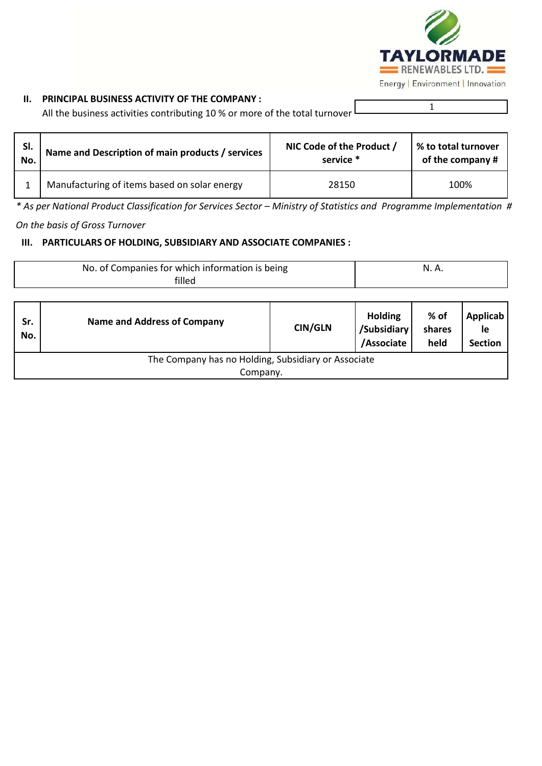## II. PRINCIPAL BUSINESS ACTIVITY OF THE COMPANY :

All the business activities contributing 10 % or more of the total turnover: 1

| Sl. No. | Name and Description of main products / services | NIC Code of the Product / service * | % to total turnover of the company # |
|---|---|---|---|
| 1 | Manufacturing of items based on solar energy | 28150 | 100% |

*\* As per National Product Classification for Services Sector – Ministry of Statistics and Programme Implementation # On the basis of Gross Turnover*

## III. PARTICULARS OF HOLDING, SUBSIDIARY AND ASSOCIATE COMPANIES :

| No. of Companies for which information is being filled | N. A. |
|---|---|

| Sr. No. | Name and Address of Company | CIN/GLN | Holding /Subsidiary /Associate | % of shares held | Applicable Section |
|---|---|---|---|---|---|
| The Company has no Holding, Subsidiary or Associate Company. | | | | | |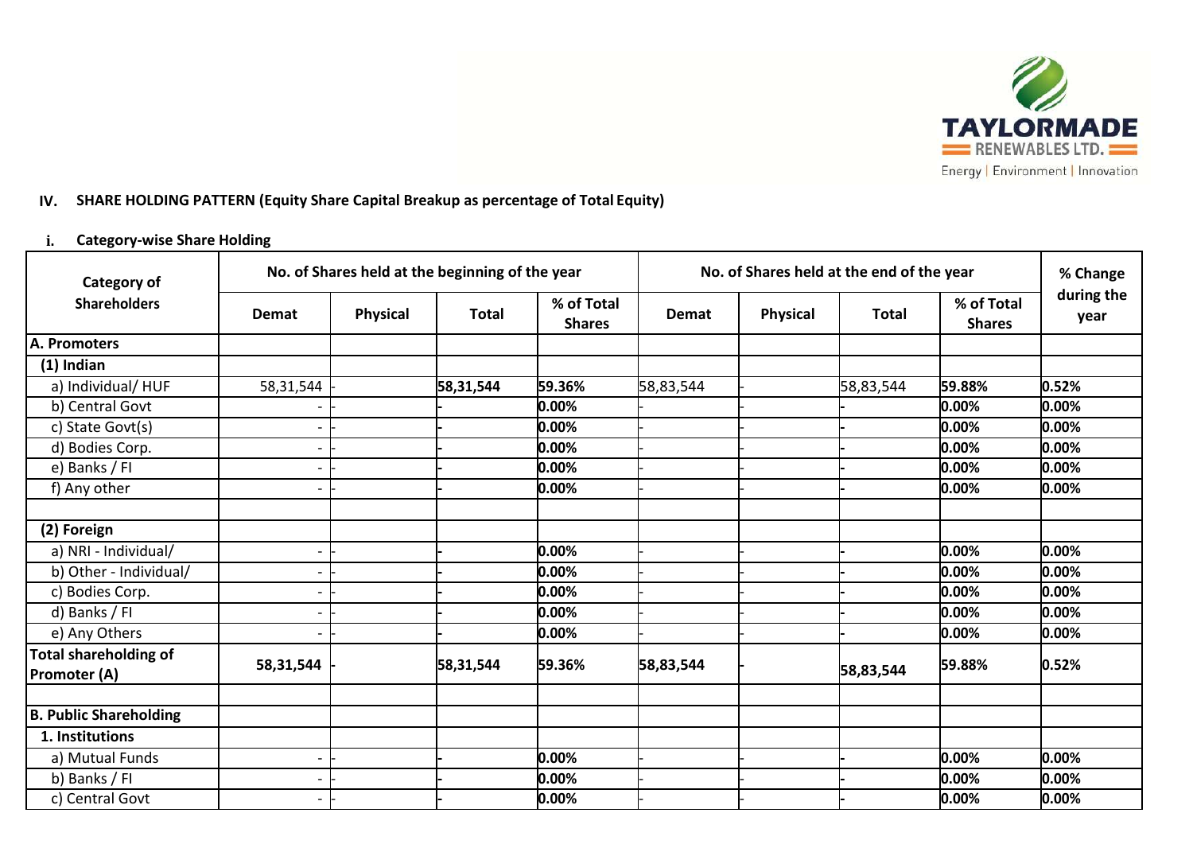### IV. SHARE HOLDING PATTERN (Equity Share Capital Breakup as percentage of Total Equity)

#### i. Category-wise Share Holding

| Category of Shareholders | No. of Shares held at the beginning of the year | | | | No. of Shares held at the end of the year | | | | % Change during the year |
|---|---|---|---|---|---|---|---|---|---|
| | Demat | Physical | Total | % of Total Shares | Demat | Physical | Total | % of Total Shares | |
| **A. Promoters** | | | | | | | | | |
| **(1) Indian** | | | | | | | | | |
| a) Individual/ HUF | 58,31,544 | - | **58,31,544** | **59.36%** | 58,83,544 | - | 58,83,544 | **59.88%** | **0.52%** |
| b) Central Govt | - | - | - | **0.00%** | - | - | - | **0.00%** | **0.00%** |
| c) State Govt(s) | - | - | - | **0.00%** | - | - | - | **0.00%** | **0.00%** |
| d) Bodies Corp. | - | - | - | **0.00%** | - | - | - | **0.00%** | **0.00%** |
| e) Banks / FI | - | - | - | **0.00%** | - | - | - | **0.00%** | **0.00%** |
| f) Any other | - | - | - | **0.00%** | - | - | - | **0.00%** | **0.00%** |
| | | | | | | | | | |
| **(2) Foreign** | | | | | | | | | |
| a) NRI - Individual/ | - | - | - | **0.00%** | - | - | - | **0.00%** | **0.00%** |
| b) Other - Individual/ | - | - | - | **0.00%** | - | - | - | **0.00%** | **0.00%** |
| c) Bodies Corp. | - | - | - | **0.00%** | - | - | - | **0.00%** | **0.00%** |
| d) Banks / FI | - | - | - | **0.00%** | - | - | - | **0.00%** | **0.00%** |
| e) Any Others | - | - | - | **0.00%** | - | - | - | **0.00%** | **0.00%** |
| **Total shareholding of Promoter (A)** | **58,31,544** | **-** | **58,31,544** | **59.36%** | **58,83,544** | **-** | **58,83,544** | **59.88%** | **0.52%** |
| | | | | | | | | | |
| **B. Public Shareholding** | | | | | | | | | |
| **1. Institutions** | | | | | | | | | |
| a) Mutual Funds | - | - | - | **0.00%** | - | - | - | **0.00%** | **0.00%** |
| b) Banks / FI | - | - | - | **0.00%** | - | - | - | **0.00%** | **0.00%** |
| c) Central Govt | - | - | - | **0.00%** | - | - | - | **0.00%** | **0.00%** |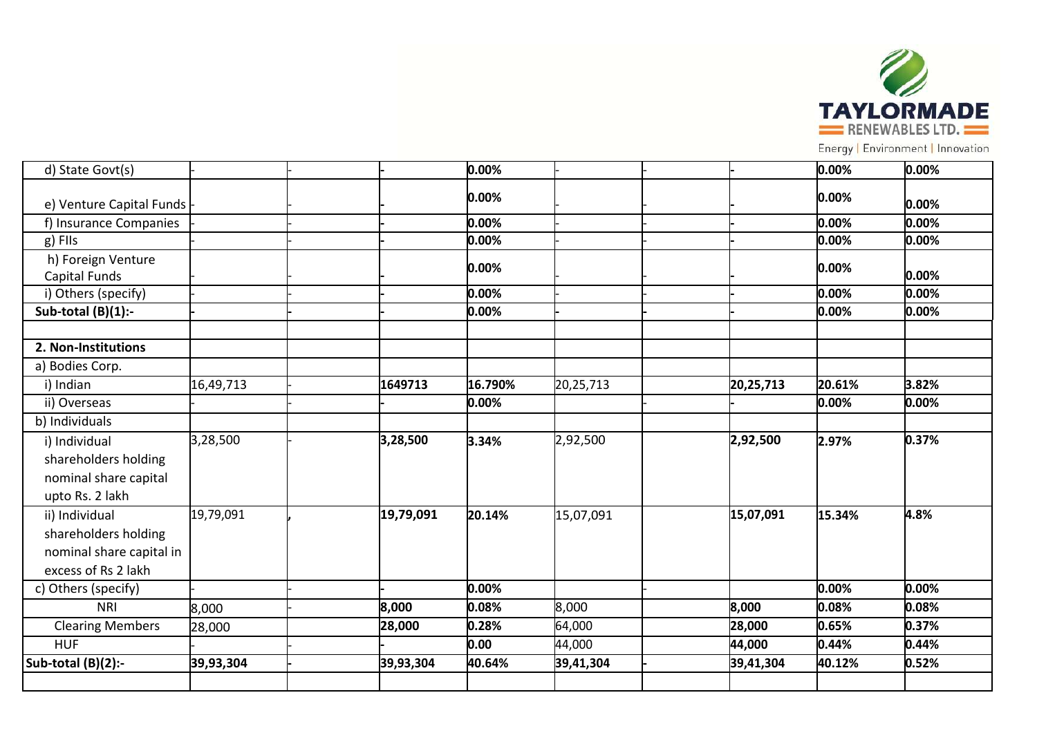| d) State Govt(s) | - | - | - | 0.00% | - | - | - | 0.00% | 0.00% |
|---|---|---|---|---|---|---|---|---|---|
| e) Venture Capital Funds | - | - | - | 0.00% | - | - | - | 0.00% | 0.00% |
| f) Insurance Companies | - | - | - | 0.00% | - | - | - | 0.00% | 0.00% |
| g) FIIs | - | - | - | 0.00% | - | - | - | 0.00% | 0.00% |
| h) Foreign Venture Capital Funds | - | - | - | 0.00% | - | - | - | 0.00% | 0.00% |
| i) Others (specify) | - | - | - | 0.00% | - | - | - | 0.00% | 0.00% |
| **Sub-total (B)(1):-** | - | - | - | 0.00% | - | - | - | 0.00% | 0.00% |
| | | | | | | | | | |
| **2. Non-Institutions** | | | | | | | | | |
| a) Bodies Corp. | | | | | | | | | |
| i) Indian | 16,49,713 | - | **1649713** | **16.790%** | 20,25,713 | | **20,25,713** | **20.61%** | **3.82%** |
| ii) Overseas | - | - | - | 0.00% | | - | - | 0.00% | 0.00% |
| b) Individuals | | | | | | | | | |
| i) Individual shareholders holding nominal share capital upto Rs. 2 lakh | 3,28,500 | - | **3,28,500** | **3.34%** | 2,92,500 | | **2,92,500** | **2.97%** | **0.37%** |
| ii) Individual shareholders holding nominal share capital in excess of Rs 2 lakh | 19,79,091 | , | **19,79,091** | **20.14%** | 15,07,091 | | **15,07,091** | **15.34%** | **4.8%** |
| c) Others (specify) | - | - | - | 0.00% | | - | | 0.00% | 0.00% |
| NRI | 8,000 | - | **8,000** | **0.08%** | 8,000 | | **8,000** | **0.08%** | **0.08%** |
| Clearing Members | 28,000 | | **28,000** | **0.28%** | 64,000 | | **28,000** | **0.65%** | **0.37%** |
| HUF | - | - | - | **0.00** | 44,000 | | **44,000** | **0.44%** | **0.44%** |
| **Sub-total (B)(2):-** | **39,93,304** | - | **39,93,304** | **40.64%** | **39,41,304** | - | **39,41,304** | **40.12%** | **0.52%** |
| | | | | | | | | | |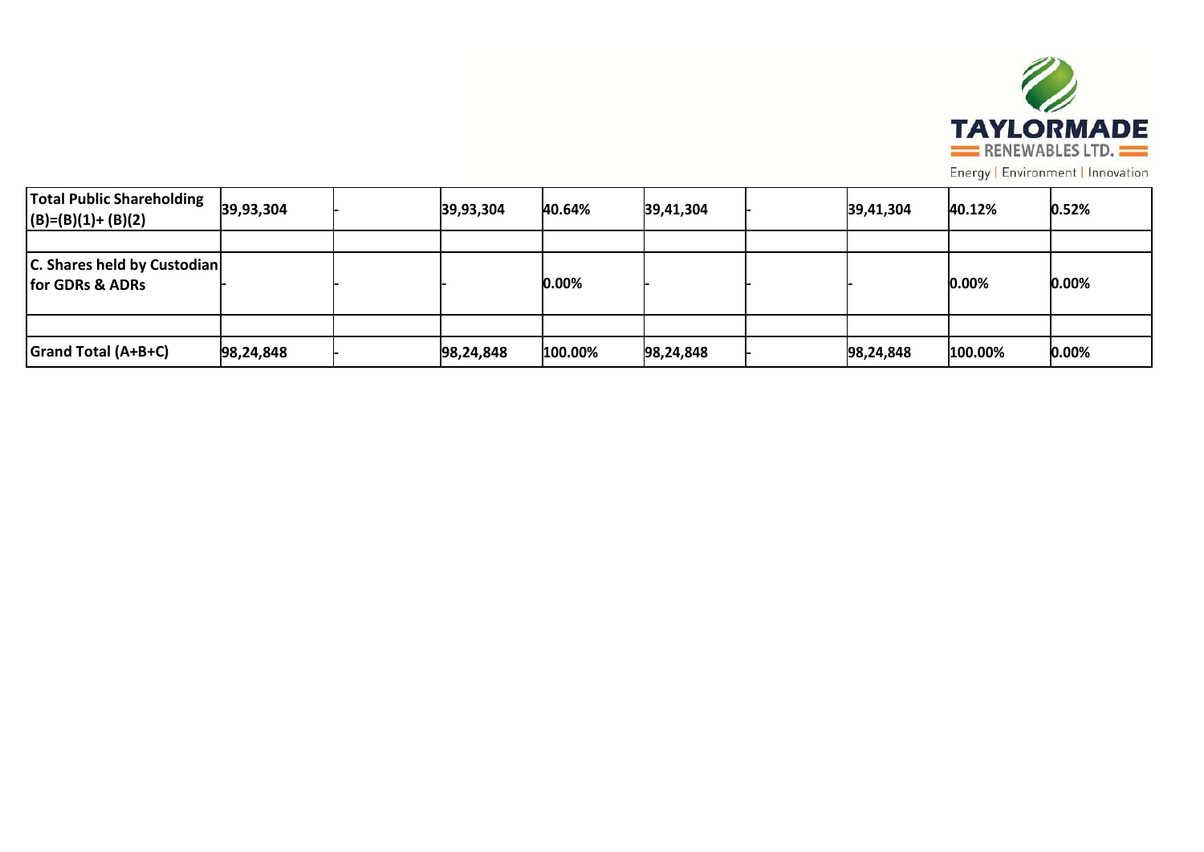| Total Public Shareholding (B)=(B)(1)+ (B)(2) | 39,93,304 | - | 39,93,304 | 40.64% | 39,41,304 | - | 39,41,304 | 40.12% | 0.52% |
|---|---|---|---|---|---|---|---|---|---|
| | | | | | | | | | |
| C. Shares held by Custodian for GDRs & ADRs | - | - | - | 0.00% | - | - | - | 0.00% | 0.00% |
| | | | | | | | | | |
| Grand Total (A+B+C) | 98,24,848 | - | 98,24,848 | 100.00% | 98,24,848 | - | 98,24,848 | 100.00% | 0.00% |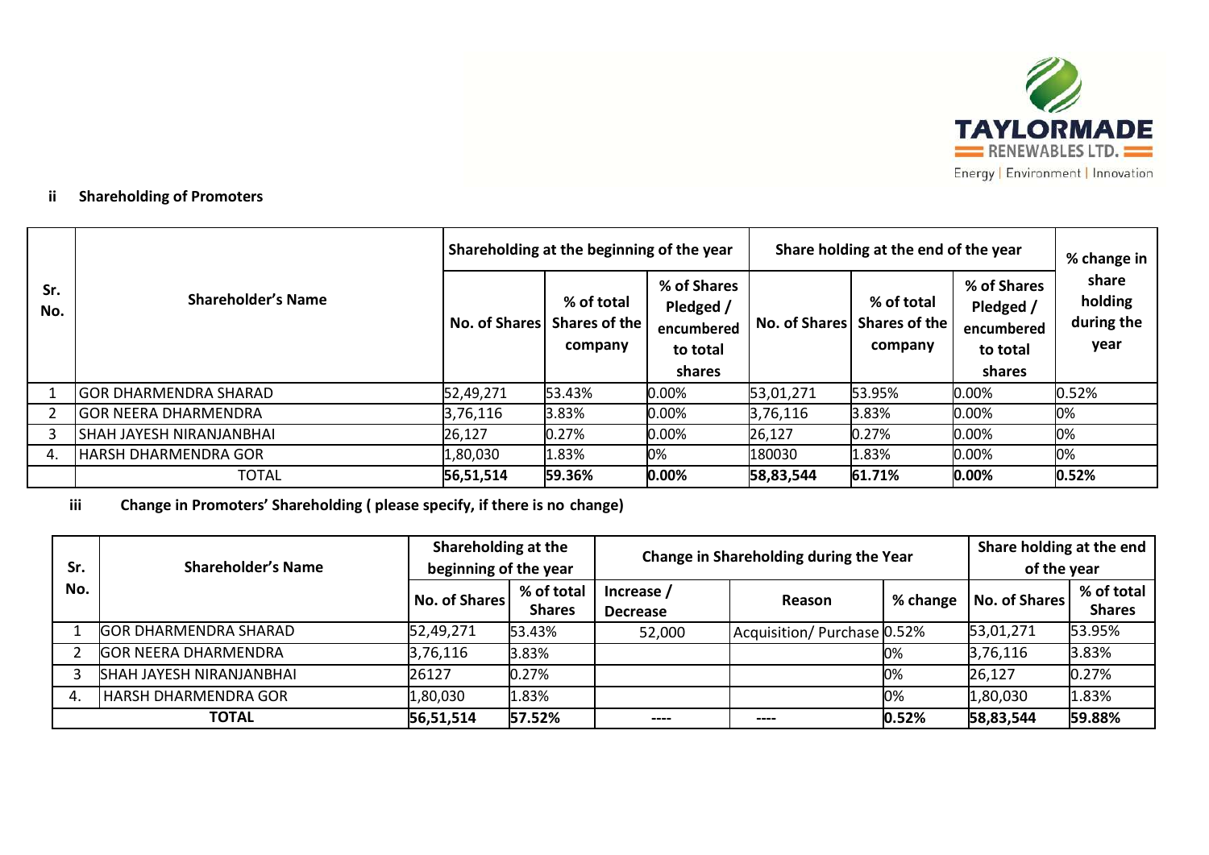**ii Shareholding of Promoters**

| Sr. No. | Shareholder's Name | Shareholding at the beginning of the year | | | Share holding at the end of the year | | | % change in share holding during the year |
|---|---|---|---|---|---|---|---|---|
| | | No. of Shares | % of total Shares of the company | % of Shares Pledged / encumbered to total shares | No. of Shares | % of total Shares of the company | % of Shares Pledged / encumbered to total shares | |
| 1 | GOR DHARMENDRA SHARAD | 52,49,271 | 53.43% | 0.00% | 53,01,271 | 53.95% | 0.00% | 0.52% |
| 2 | GOR NEERA DHARMENDRA | 3,76,116 | 3.83% | 0.00% | 3,76,116 | 3.83% | 0.00% | 0% |
| 3 | SHAH JAYESH NIRANJANBHAI | 26,127 | 0.27% | 0.00% | 26,127 | 0.27% | 0.00% | 0% |
| 4. | HARSH DHARMENDRA GOR | 1,80,030 | 1.83% | 0% | 180030 | 1.83% | 0.00% | 0% |
| | TOTAL | **56,51,514** | **59.36%** | **0.00%** | **58,83,544** | **61.71%** | **0.00%** | **0.52%** |

**iii Change in Promoters' Shareholding ( please specify, if there is no change)**

| Sr. No. | Shareholder's Name | Shareholding at the beginning of the year | | Change in Shareholding during the Year | | | Share holding at the end of the year | |
|---|---|---|---|---|---|---|---|---|
| | | No. of Shares | % of total Shares | Increase / Decrease | Reason | % change | No. of Shares | % of total Shares |
| 1 | GOR DHARMENDRA SHARAD | 52,49,271 | 53.43% | 52,000 | Acquisition/ Purchase | 0.52% | 53,01,271 | 53.95% |
| 2 | GOR NEERA DHARMENDRA | 3,76,116 | 3.83% | | | 0% | 3,76,116 | 3.83% |
| 3 | SHAH JAYESH NIRANJANBHAI | 26127 | 0.27% | | | 0% | 26,127 | 0.27% |
| 4. | HARSH DHARMENDRA GOR | 1,80,030 | 1.83% | | | 0% | 1,80,030 | 1.83% |
| **TOTAL** | | **56,51,514** | **57.52%** | ---- | ---- | **0.52%** | **58,83,544** | **59.88%** |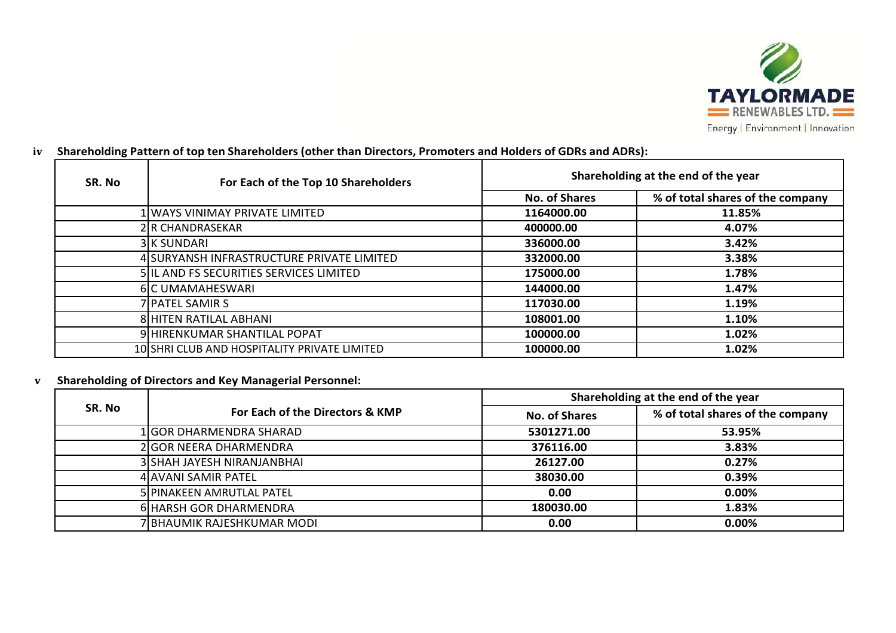**iv Shareholding Pattern of top ten Shareholders (other than Directors, Promoters and Holders of GDRs and ADRs):**

| SR. No | For Each of the Top 10 Shareholders | Shareholding at the end of the year | |
|---|---|---|---|
| | | No. of Shares | % of total shares of the company |
| 1 | WAYS VINIMAY PRIVATE LIMITED | 1164000.00 | 11.85% |
| 2 | R CHANDRASEKAR | 400000.00 | 4.07% |
| 3 | K SUNDARI | 336000.00 | 3.42% |
| 4 | SURYANSH INFRASTRUCTURE PRIVATE LIMITED | 332000.00 | 3.38% |
| 5 | IL AND FS SECURITIES SERVICES LIMITED | 175000.00 | 1.78% |
| 6 | C UMAMAHESWARI | 144000.00 | 1.47% |
| 7 | PATEL SAMIR S | 117030.00 | 1.19% |
| 8 | HITEN RATILAL ABHANI | 108001.00 | 1.10% |
| 9 | HIRENKUMAR SHANTILAL POPAT | 100000.00 | 1.02% |
| 10 | SHRI CLUB AND HOSPITALITY PRIVATE LIMITED | 100000.00 | 1.02% |

**v Shareholding of Directors and Key Managerial Personnel:**

| SR. No | For Each of the Directors & KMP | Shareholding at the end of the year | |
|---|---|---|---|
| | | No. of Shares | % of total shares of the company |
| 1 | GOR DHARMENDRA SHARAD | 5301271.00 | 53.95% |
| 2 | GOR NEERA DHARMENDRA | 376116.00 | 3.83% |
| 3 | SHAH JAYESH NIRANJANBHAI | 26127.00 | 0.27% |
| 4 | AVANI SAMIR PATEL | 38030.00 | 0.39% |
| 5 | PINAKEEN AMRUTLAL PATEL | 0.00 | 0.00% |
| 6 | HARSH GOR DHARMENDRA | 180030.00 | 1.83% |
| 7 | BHAUMIK RAJESHKUMAR MODI | 0.00 | 0.00% |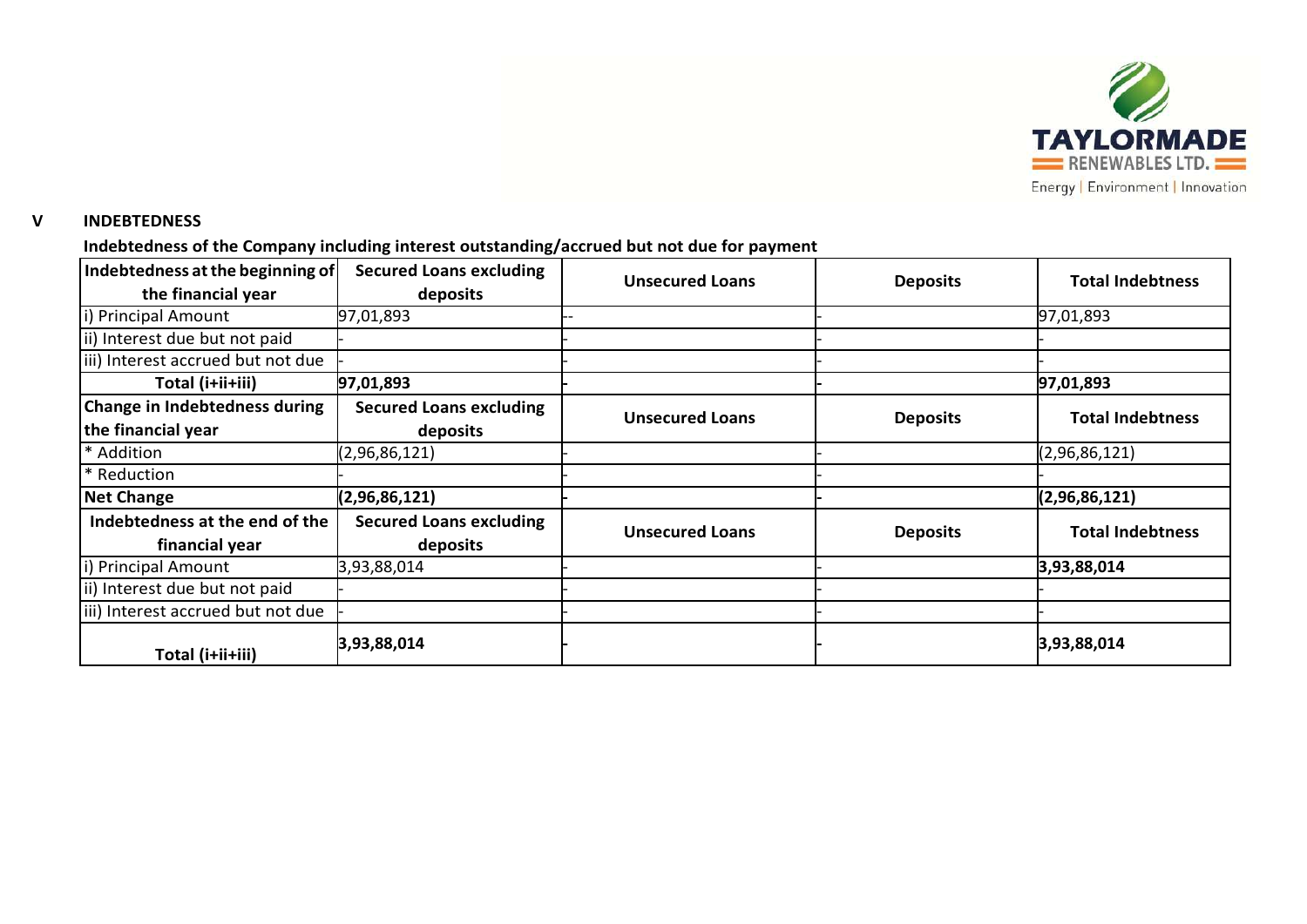## V INDEBTEDNESS

**Indebtedness of the Company including interest outstanding/accrued but not due for payment**

| Indebtedness at the beginning of the financial year | Secured Loans excluding deposits | Unsecured Loans | Deposits | Total Indebtness |
|---|---|---|---|---|
| i) Principal Amount | 97,01,893 | -- | - | 97,01,893 |
| ii) Interest due but not paid | - | - | - | - |
| iii) Interest accrued but not due | - | - | - | - |
| **Total (i+ii+iii)** | **97,01,893** | **-** | **-** | **97,01,893** |
| **Change in Indebtedness during the financial year** | **Secured Loans excluding deposits** | **Unsecured Loans** | **Deposits** | **Total Indebtness** |
| * Addition | (2,96,86,121) | - | - | (2,96,86,121) |
| * Reduction | - | - | - | - |
| **Net Change** | **(2,96,86,121)** | **-** | **-** | **(2,96,86,121)** |
| **Indebtedness at the end of the financial year** | **Secured Loans excluding deposits** | **Unsecured Loans** | **Deposits** | **Total Indebtness** |
| i) Principal Amount | 3,93,88,014 | - | - | **3,93,88,014** |
| ii) Interest due but not paid | - | - | - | - |
| iii) Interest accrued but not due | - | - | - | - |
| **Total (i+ii+iii)** | **3,93,88,014** | **-** | **-** | **3,93,88,014** |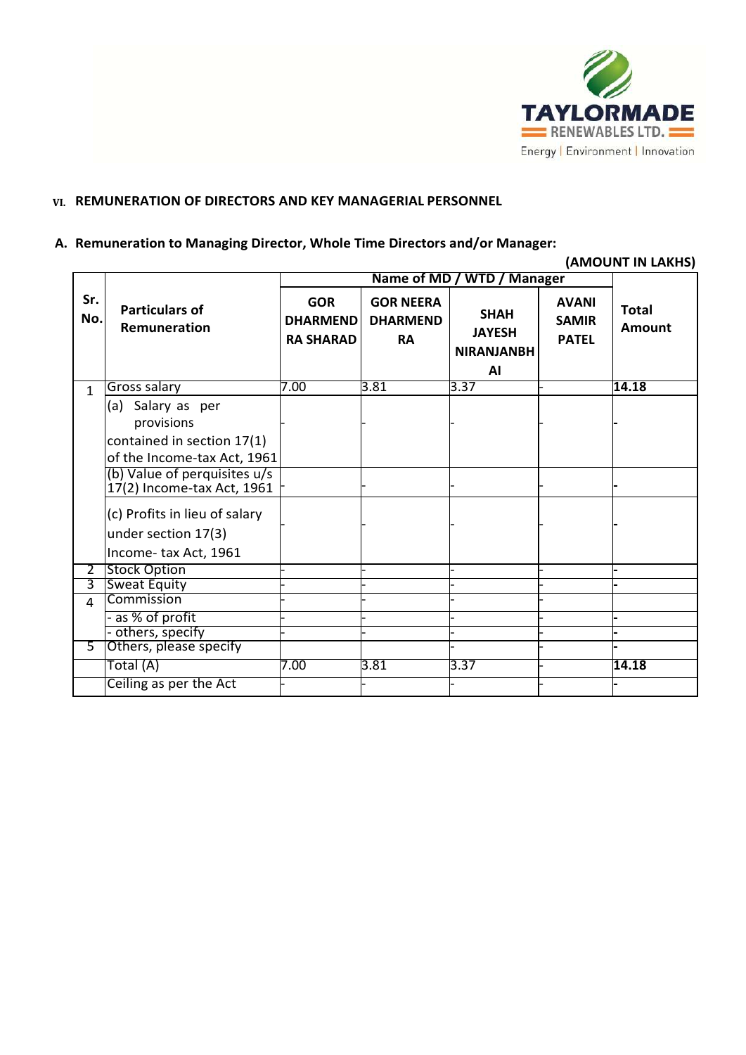### VI. REMUNERATION OF DIRECTORS AND KEY MANAGERIAL PERSONNEL

**A. Remuneration to Managing Director, Whole Time Directors and/or Manager:**

**(AMOUNT IN LAKHS)**

| Sr. No. | Particulars of Remuneration | Name of MD / WTD / Manager | | | | Total Amount |
|---|---|---|---|---|---|---|
| | | GOR DHARMENDRA SHARAD | GOR NEERA DHARMENDRA | SHAH JAYESH NIRANJANBHAI | AVANI SAMIR PATEL | |
| 1 | Gross salary | 7.00 | 3.81 | 3.37 | - | **14.18** |
| | (a) Salary as per provisions contained in section 17(1) of the Income-tax Act, 1961 | - | - | - | - | - |
| | (b) Value of perquisites u/s 17(2) Income-tax Act, 1961 | - | - | - | - | - |
| | (c) Profits in lieu of salary under section 17(3) Income- tax Act, 1961 | - | - | - | - | - |
| 2 | Stock Option | - | - | - | - | - |
| 3 | Sweat Equity | - | - | - | - | - |
| 4 | Commission | - | - | - | - | |
| | - as % of profit | - | - | - | - | - |
| | - others, specify | - | - | - | - | - |
| 5 | Others, please specify | | | - | - | - |
| | Total (A) | 7.00 | 3.81 | 3.37 | - | **14.18** |
| | Ceiling as per the Act | - | - | - | - | - |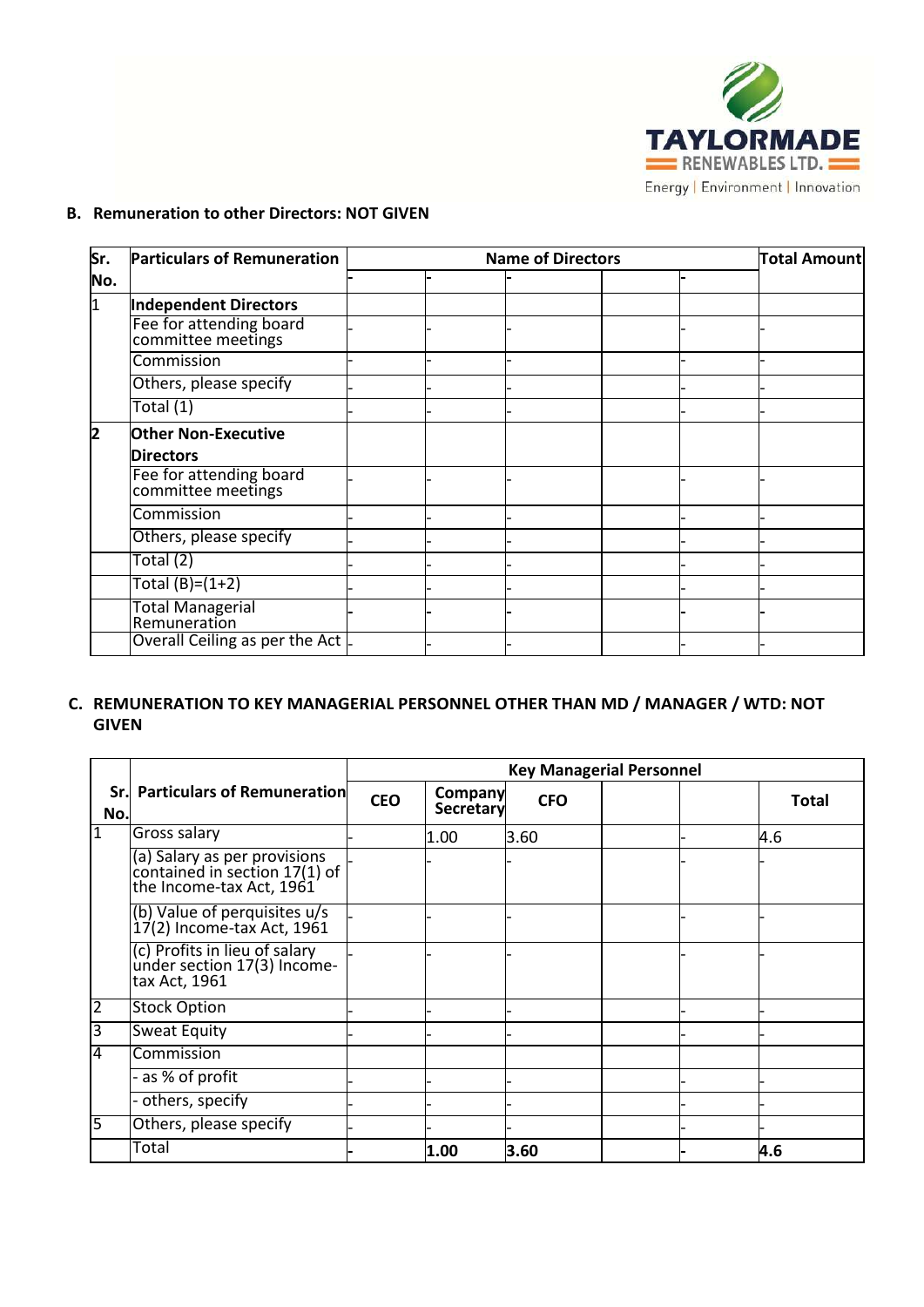## B. Remuneration to other Directors: NOT GIVEN

| Sr. No. | Particulars of Remuneration | Name of Directors | | | | | Total Amount |
|---|---|---|---|---|---|---|---|
| | | - | - | - | | - | |
| 1 | **Independent Directors** | | | | | | |
| | Fee for attending board committee meetings | - | - | - | | - | - |
| | Commission | - | - | - | | - | - |
| | Others, please specify | - | - | - | | - | - |
| | Total (1) | - | - | - | | - | - |
| 2 | **Other Non-Executive Directors** | | | | | | |
| | Fee for attending board committee meetings | - | - | - | | - | - |
| | Commission | - | - | - | | - | - |
| | Others, please specify | - | - | - | | - | - |
| | Total (2) | - | - | - | | - | - |
| | Total (B)=(1+2) | - | - | - | | - | - |
| | Total Managerial Remuneration | - | - | - | | - | - |
| | Overall Ceiling as per the Act | - | - | - | | - | - |

## C. REMUNERATION TO KEY MANAGERIAL PERSONNEL OTHER THAN MD / MANAGER / WTD: NOT GIVEN

| Sr. No. | Particulars of Remuneration | Key Managerial Personnel | | | | | |
|---|---|---|---|---|---|---|---|
| | | CEO | Company Secretary | CFO | | | Total |
| 1 | Gross salary | - | 1.00 | 3.60 | | - | 4.6 |
| | (a) Salary as per provisions contained in section 17(1) of the Income-tax Act, 1961 | - | - | - | | - | - |
| | (b) Value of perquisites u/s 17(2) Income-tax Act, 1961 | - | - | - | | - | - |
| | (c) Profits in lieu of salary under section 17(3) Income-tax Act, 1961 | - | - | - | | - | - |
| 2 | Stock Option | - | - | - | | - | - |
| 3 | Sweat Equity | - | - | - | | - | - |
| 4 | Commission | | | | | | |
| | - as % of profit | - | - | - | | - | - |
| | - others, specify | - | - | - | | - | - |
| 5 | Others, please specify | - | - | - | | - | - |
| | Total | **-** | **1.00** | **3.60** | | **-** | **4.6** |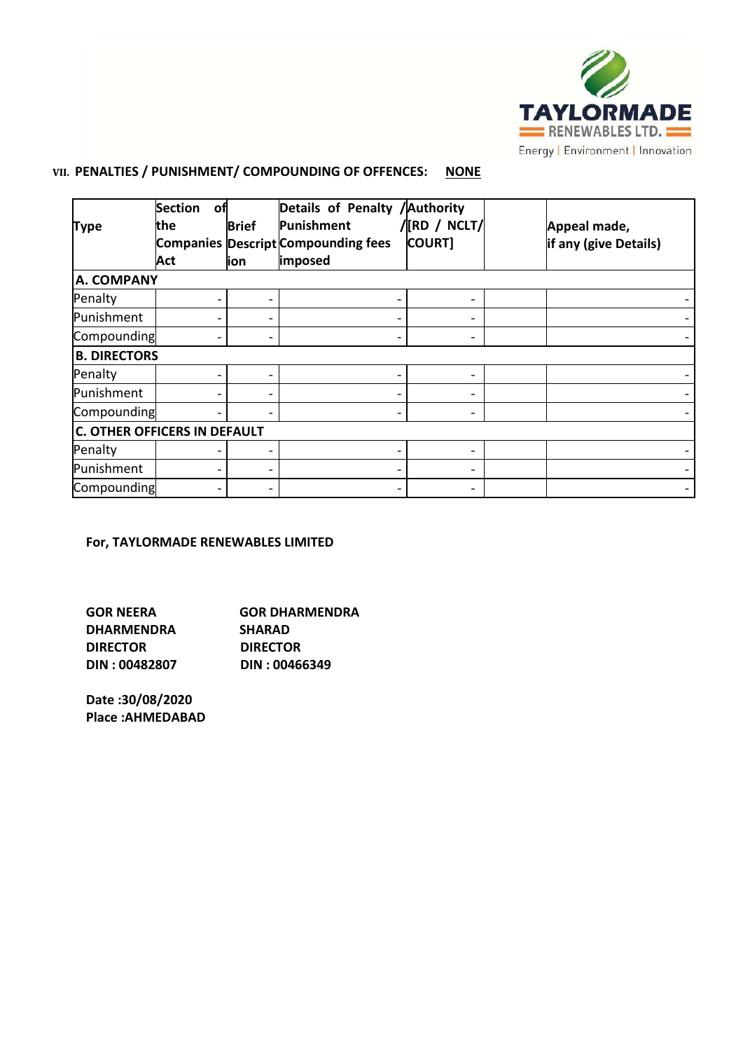### VII. PENALTIES / PUNISHMENT/ COMPOUNDING OF OFFENCES: NONE

| Type | Section of the Companies Act | Brief Description | Details of Penalty / Punishment / Compounding fees imposed | Authority [RD / NCLT/ COURT] | | Appeal made, if any (give Details) |
|---|---|---|---|---|---|---|
| **A. COMPANY** | | | | | | |
| Penalty | - | - | - | - | | - |
| Punishment | - | - | - | - | | - |
| Compounding | - | - | - | - | | - |
| **B. DIRECTORS** | | | | | | |
| Penalty | - | - | - | - | | - |
| Punishment | - | - | - | - | | - |
| Compounding | - | - | - | - | | - |
| **C. OTHER OFFICERS IN DEFAULT** | | | | | | |
| Penalty | - | - | - | - | | - |
| Punishment | - | - | - | - | | - |
| Compounding | - | - | - | - | | - |

**For, TAYLORMADE RENEWABLES LIMITED**

| | |
|---|---|
| **GOR NEERA DHARMENDRA** | **GOR DHARMENDRA SHARAD** |
| **DIRECTOR** | **DIRECTOR** |
| **DIN : 00482807** | **DIN : 00466349** |

**Date :30/08/2020**
**Place :AHMEDABAD**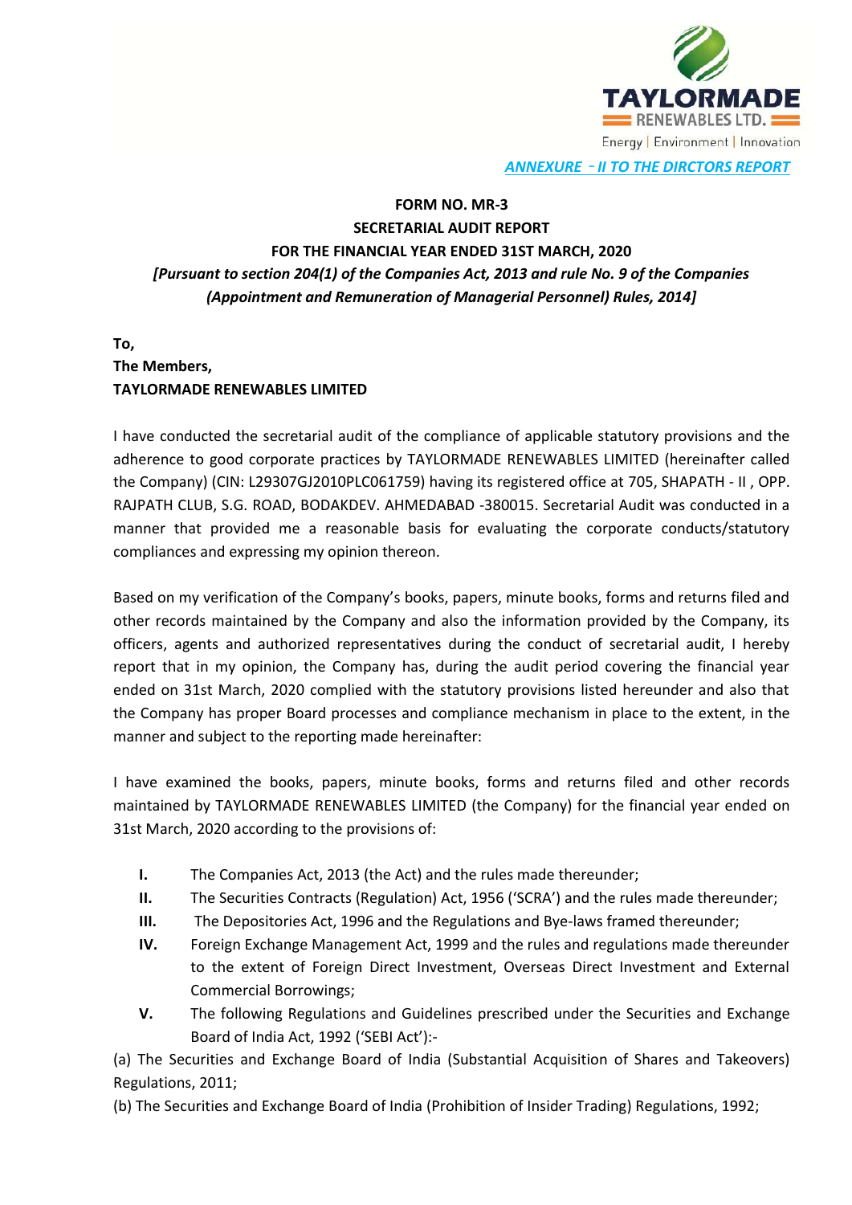*ANNEXURE - II TO THE DIRCTORS REPORT*

**FORM NO. MR-3**
**SECRETARIAL AUDIT REPORT**
**FOR THE FINANCIAL YEAR ENDED 31ST MARCH, 2020**
***[Pursuant to section 204(1) of the Companies Act, 2013 and rule No. 9 of the Companies (Appointment and Remuneration of Managerial Personnel) Rules, 2014]***

**To,**
**The Members,**
**TAYLORMADE RENEWABLES LIMITED**

I have conducted the secretarial audit of the compliance of applicable statutory provisions and the adherence to good corporate practices by TAYLORMADE RENEWABLES LIMITED (hereinafter called the Company) (CIN: L29307GJ2010PLC061759) having its registered office at 705, SHAPATH - II , OPP. RAJPATH CLUB, S.G. ROAD, BODAKDEV. AHMEDABAD -380015. Secretarial Audit was conducted in a manner that provided me a reasonable basis for evaluating the corporate conducts/statutory compliances and expressing my opinion thereon.

Based on my verification of the Company's books, papers, minute books, forms and returns filed and other records maintained by the Company and also the information provided by the Company, its officers, agents and authorized representatives during the conduct of secretarial audit, I hereby report that in my opinion, the Company has, during the audit period covering the financial year ended on 31st March, 2020 complied with the statutory provisions listed hereunder and also that the Company has proper Board processes and compliance mechanism in place to the extent, in the manner and subject to the reporting made hereinafter:

I have examined the books, papers, minute books, forms and returns filed and other records maintained by TAYLORMADE RENEWABLES LIMITED (the Company) for the financial year ended on 31st March, 2020 according to the provisions of:

- **I.** The Companies Act, 2013 (the Act) and the rules made thereunder;
- **II.** The Securities Contracts (Regulation) Act, 1956 ('SCRA') and the rules made thereunder;
- **III.** The Depositories Act, 1996 and the Regulations and Bye-laws framed thereunder;
- **IV.** Foreign Exchange Management Act, 1999 and the rules and regulations made thereunder to the extent of Foreign Direct Investment, Overseas Direct Investment and External Commercial Borrowings;
- **V.** The following Regulations and Guidelines prescribed under the Securities and Exchange Board of India Act, 1992 ('SEBI Act'):-

(a) The Securities and Exchange Board of India (Substantial Acquisition of Shares and Takeovers) Regulations, 2011;

(b) The Securities and Exchange Board of India (Prohibition of Insider Trading) Regulations, 1992;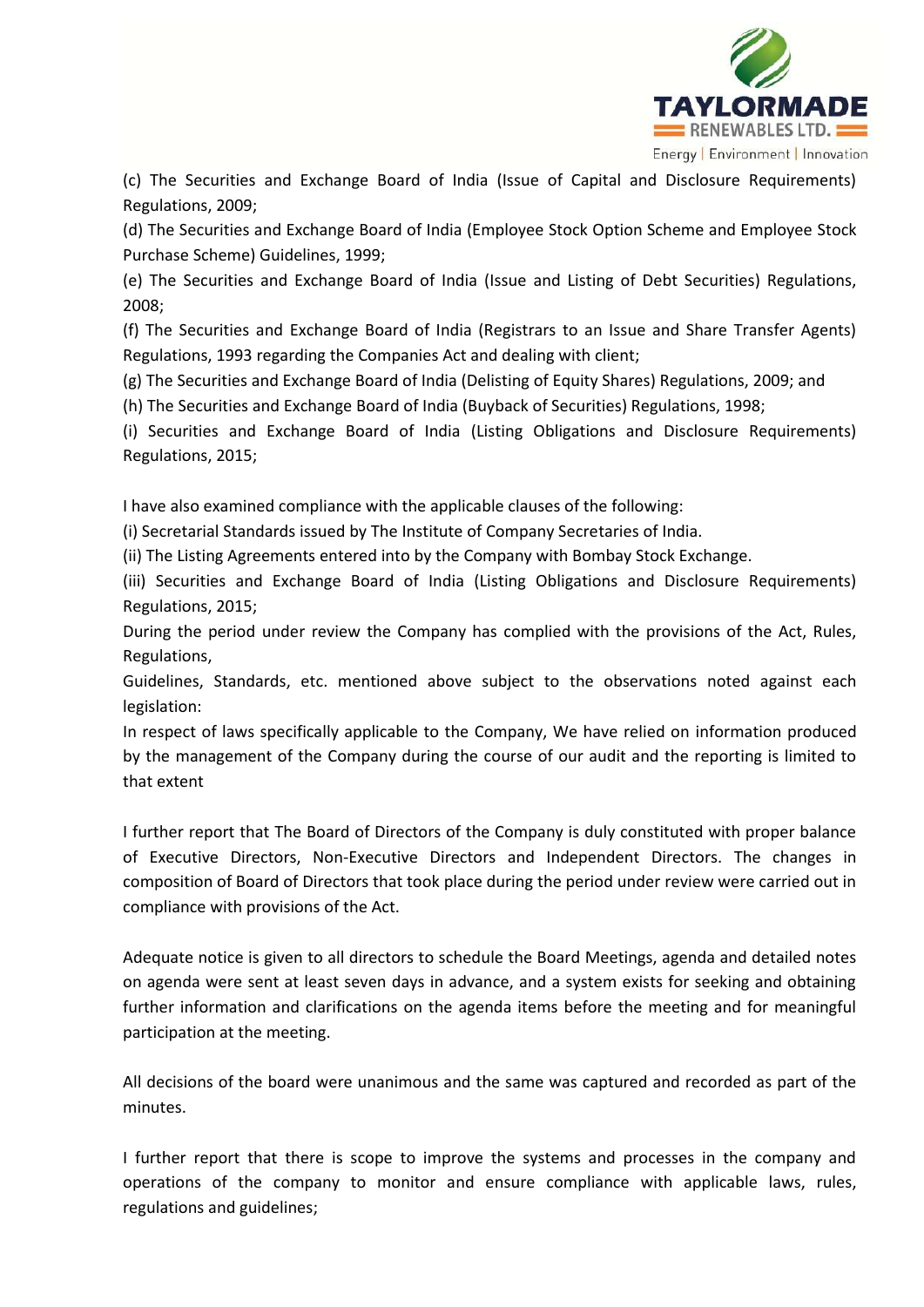(c) The Securities and Exchange Board of India (Issue of Capital and Disclosure Requirements) Regulations, 2009;

(d) The Securities and Exchange Board of India (Employee Stock Option Scheme and Employee Stock Purchase Scheme) Guidelines, 1999;

(e) The Securities and Exchange Board of India (Issue and Listing of Debt Securities) Regulations, 2008;

(f) The Securities and Exchange Board of India (Registrars to an Issue and Share Transfer Agents) Regulations, 1993 regarding the Companies Act and dealing with client;

(g) The Securities and Exchange Board of India (Delisting of Equity Shares) Regulations, 2009; and

(h) The Securities and Exchange Board of India (Buyback of Securities) Regulations, 1998;

(i) Securities and Exchange Board of India (Listing Obligations and Disclosure Requirements) Regulations, 2015;

I have also examined compliance with the applicable clauses of the following:

(i) Secretarial Standards issued by The Institute of Company Secretaries of India.

(ii) The Listing Agreements entered into by the Company with Bombay Stock Exchange.

(iii) Securities and Exchange Board of India (Listing Obligations and Disclosure Requirements) Regulations, 2015;

During the period under review the Company has complied with the provisions of the Act, Rules, Regulations,

Guidelines, Standards, etc. mentioned above subject to the observations noted against each legislation:

In respect of laws specifically applicable to the Company, We have relied on information produced by the management of the Company during the course of our audit and the reporting is limited to that extent

I further report that The Board of Directors of the Company is duly constituted with proper balance of Executive Directors, Non-Executive Directors and Independent Directors. The changes in composition of Board of Directors that took place during the period under review were carried out in compliance with provisions of the Act.

Adequate notice is given to all directors to schedule the Board Meetings, agenda and detailed notes on agenda were sent at least seven days in advance, and a system exists for seeking and obtaining further information and clarifications on the agenda items before the meeting and for meaningful participation at the meeting.

All decisions of the board were unanimous and the same was captured and recorded as part of the minutes.

I further report that there is scope to improve the systems and processes in the company and operations of the company to monitor and ensure compliance with applicable laws, rules, regulations and guidelines;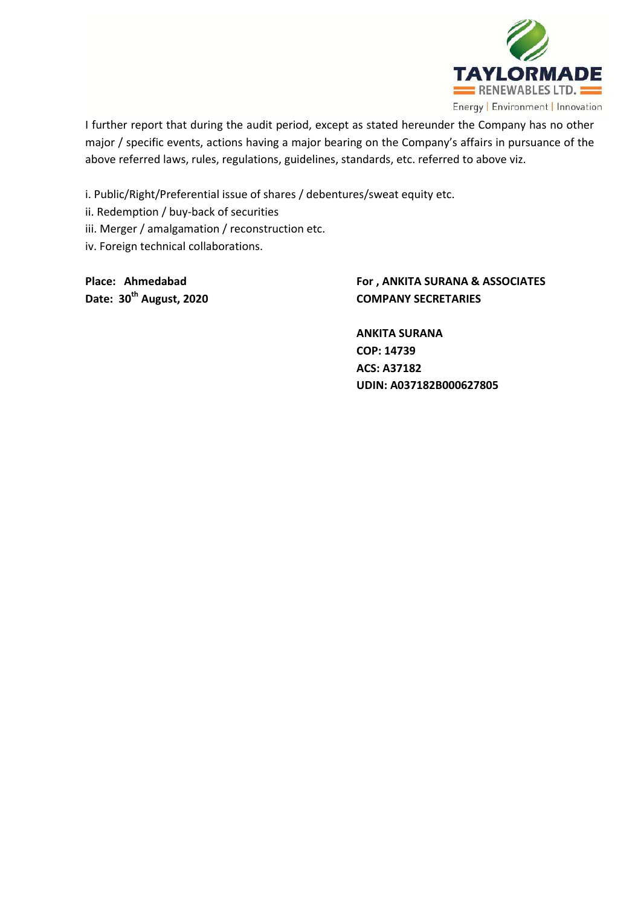I further report that during the audit period, except as stated hereunder the Company has no other major / specific events, actions having a major bearing on the Company's affairs in pursuance of the above referred laws, rules, regulations, guidelines, standards, etc. referred to above viz.

i. Public/Right/Preferential issue of shares / debentures/sweat equity etc.
ii. Redemption / buy-back of securities
iii. Merger / amalgamation / reconstruction etc.
iv. Foreign technical collaborations.

**Place: Ahmedabad**
**Date: 30th August, 2020**

**For , ANKITA SURANA & ASSOCIATES**
**COMPANY SECRETARIES**

**ANKITA SURANA**
**COP: 14739**
**ACS: A37182**
**UDIN: A037182B000627805**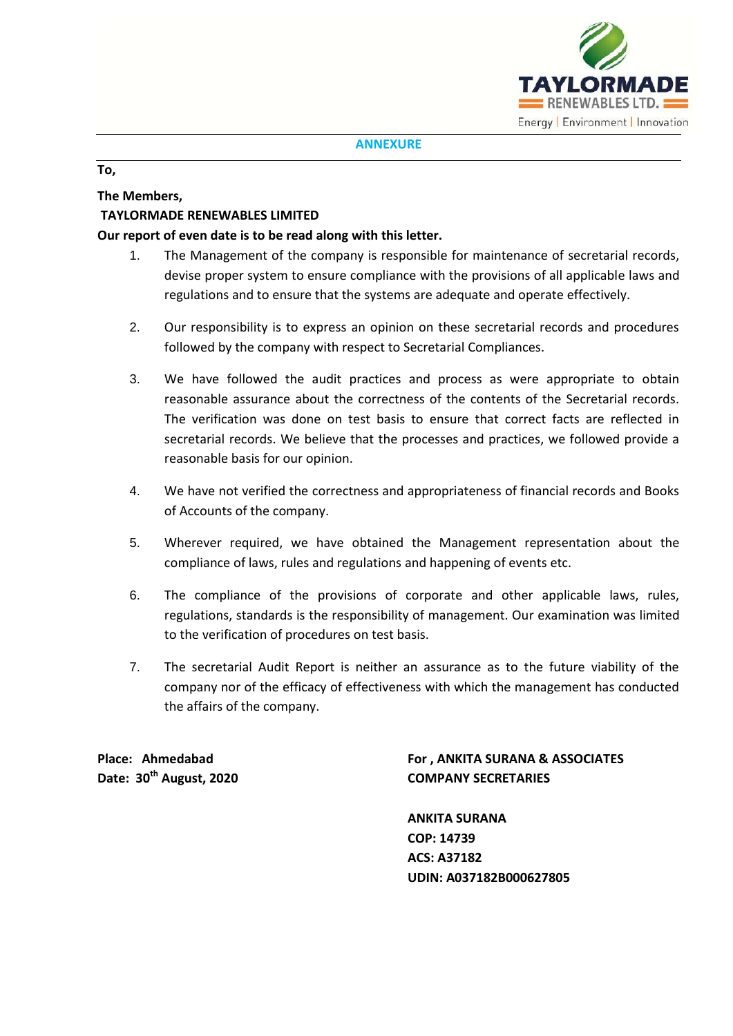## ANNEXURE

**To,**

**The Members,**
**TAYLORMADE RENEWABLES LIMITED**
**Our report of even date is to be read along with this letter.**

1. The Management of the company is responsible for maintenance of secretarial records, devise proper system to ensure compliance with the provisions of all applicable laws and regulations and to ensure that the systems are adequate and operate effectively.

2. Our responsibility is to express an opinion on these secretarial records and procedures followed by the company with respect to Secretarial Compliances.

3. We have followed the audit practices and process as were appropriate to obtain reasonable assurance about the correctness of the contents of the Secretarial records. The verification was done on test basis to ensure that correct facts are reflected in secretarial records. We believe that the processes and practices, we followed provide a reasonable basis for our opinion.

4. We have not verified the correctness and appropriateness of financial records and Books of Accounts of the company.

5. Wherever required, we have obtained the Management representation about the compliance of laws, rules and regulations and happening of events etc.

6. The compliance of the provisions of corporate and other applicable laws, rules, regulations, standards is the responsibility of management. Our examination was limited to the verification of procedures on test basis.

7. The secretarial Audit Report is neither an assurance as to the future viability of the company nor of the efficacy of effectiveness with which the management has conducted the affairs of the company.

**Place: Ahmedabad**
**Date: 30th August, 2020**

**For , ANKITA SURANA & ASSOCIATES**
**COMPANY SECRETARIES**

**ANKITA SURANA**
**COP: 14739**
**ACS: A37182**
**UDIN: A037182B000627805**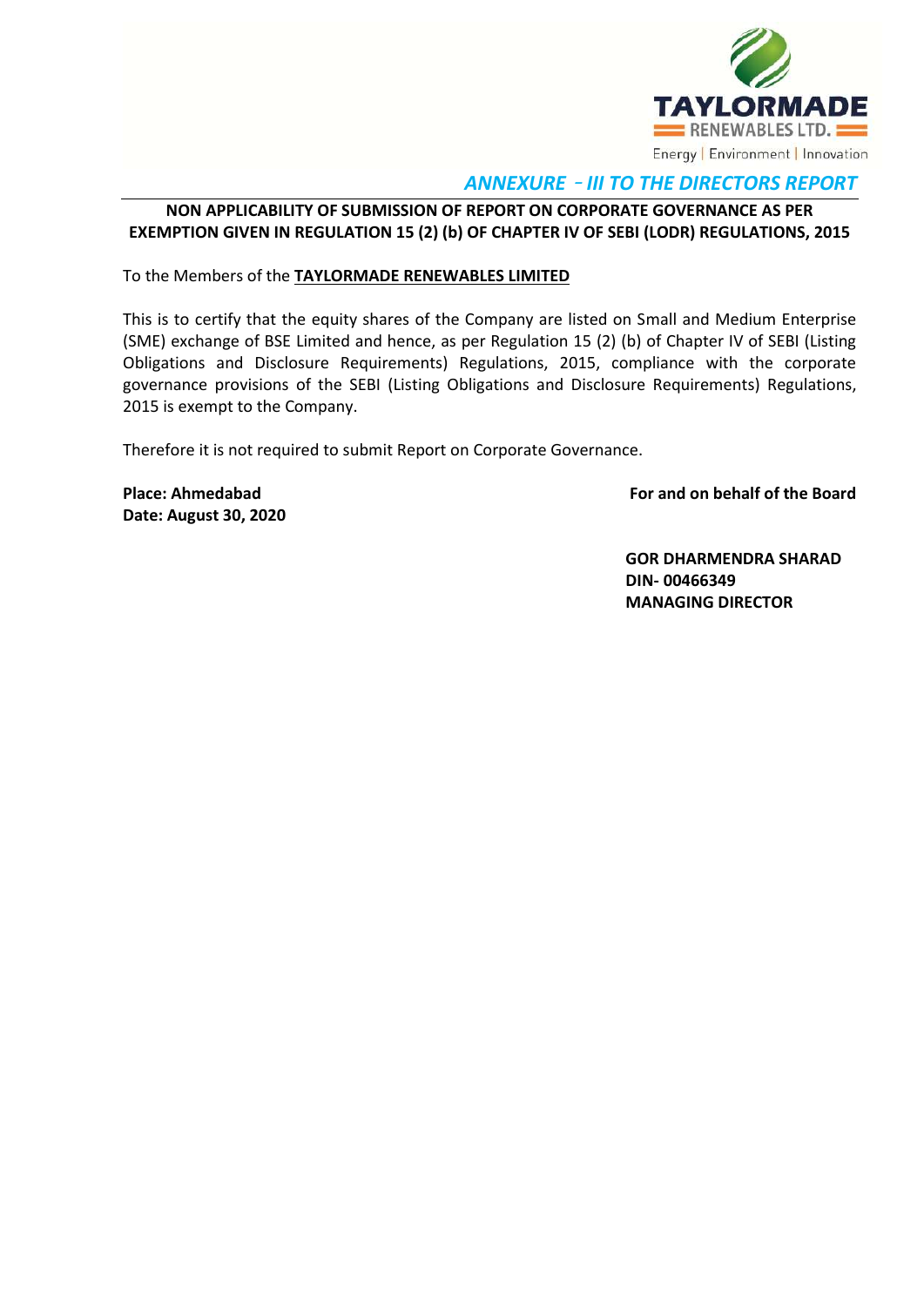## *ANNEXURE - III TO THE DIRECTORS REPORT*

**NON APPLICABILITY OF SUBMISSION OF REPORT ON CORPORATE GOVERNANCE AS PER EXEMPTION GIVEN IN REGULATION 15 (2) (b) OF CHAPTER IV OF SEBI (LODR) REGULATIONS, 2015**

To the Members of the **TAYLORMADE RENEWABLES LIMITED**

This is to certify that the equity shares of the Company are listed on Small and Medium Enterprise (SME) exchange of BSE Limited and hence, as per Regulation 15 (2) (b) of Chapter IV of SEBI (Listing Obligations and Disclosure Requirements) Regulations, 2015, compliance with the corporate governance provisions of the SEBI (Listing Obligations and Disclosure Requirements) Regulations, 2015 is exempt to the Company.

Therefore it is not required to submit Report on Corporate Governance.

**Place: Ahmedabad**
**Date: August 30, 2020**

**For and on behalf of the Board**

**GOR DHARMENDRA SHARAD**
**DIN- 00466349**
**MANAGING DIRECTOR**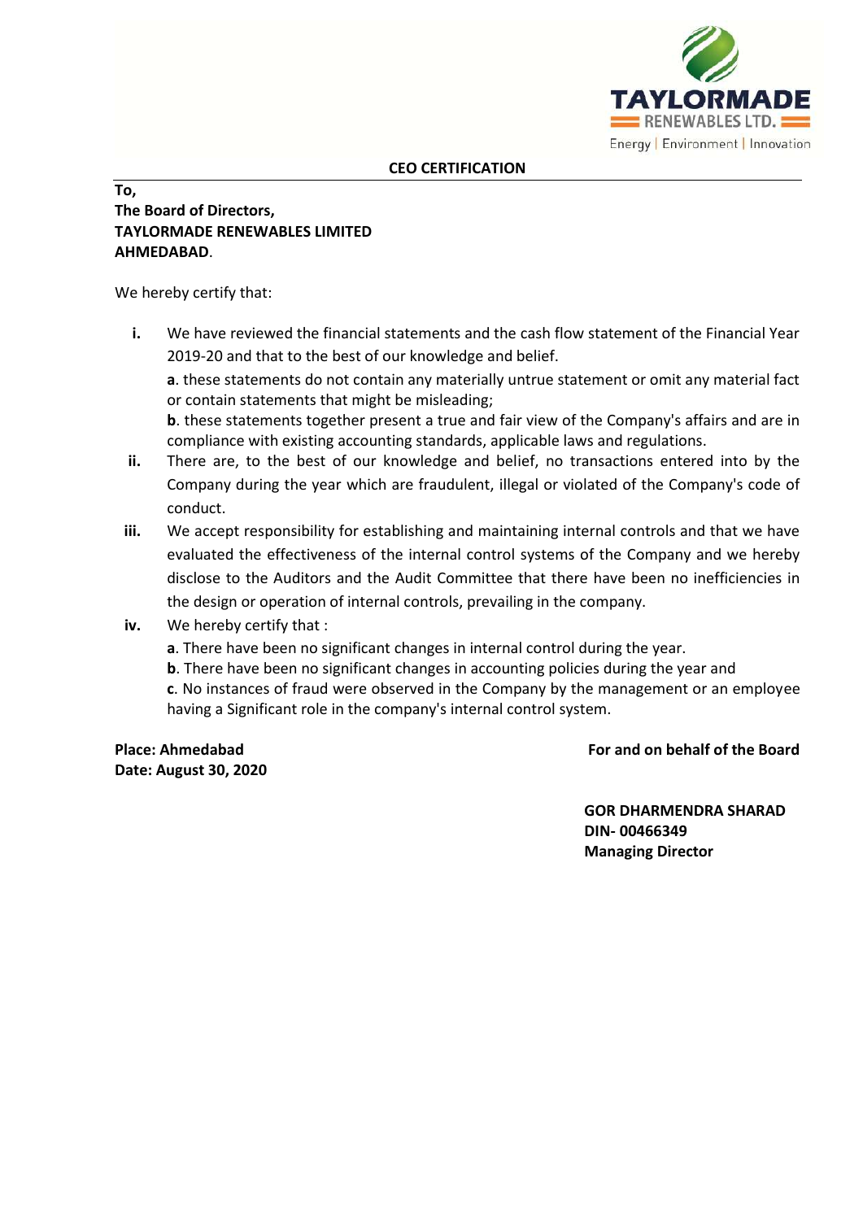TAYLORMADE RENEWABLES LTD.
Energy | Environment | Innovation

## CEO CERTIFICATION

**To,**
**The Board of Directors,**
**TAYLORMADE RENEWABLES LIMITED**
**AHMEDABAD**.

We hereby certify that:

i. We have reviewed the financial statements and the cash flow statement of the Financial Year 2019-20 and that to the best of our knowledge and belief.

   **a**. these statements do not contain any materially untrue statement or omit any material fact or contain statements that might be misleading;

   **b**. these statements together present a true and fair view of the Company's affairs and are in compliance with existing accounting standards, applicable laws and regulations.

ii. There are, to the best of our knowledge and belief, no transactions entered into by the Company during the year which are fraudulent, illegal or violated of the Company's code of conduct.

iii. We accept responsibility for establishing and maintaining internal controls and that we have evaluated the effectiveness of the internal control systems of the Company and we hereby disclose to the Auditors and the Audit Committee that there have been no inefficiencies in the design or operation of internal controls, prevailing in the company.

iv. We hereby certify that :

   **a**. There have been no significant changes in internal control during the year.

   **b**. There have been no significant changes in accounting policies during the year and

   **c**. No instances of fraud were observed in the Company by the management or an employee having a Significant role in the company's internal control system.

**Place: Ahmedabad**
**Date: August 30, 2020**

**For and on behalf of the Board**

**GOR DHARMENDRA SHARAD**
**DIN- 00466349**
**Managing Director**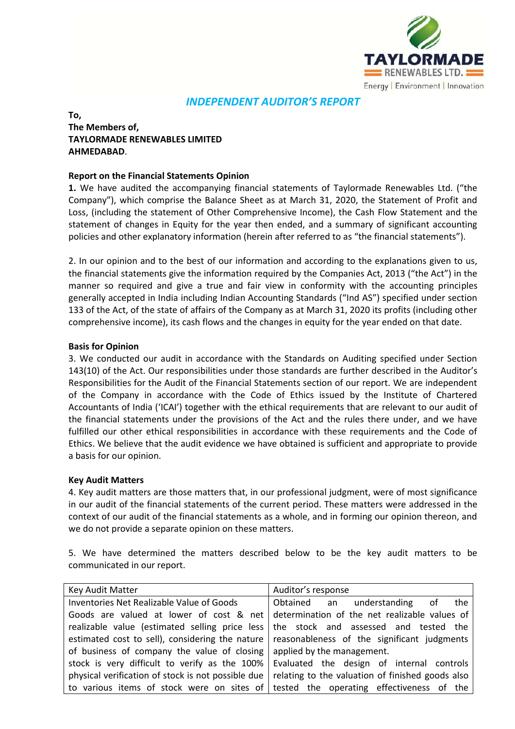# INDEPENDENT AUDITOR'S REPORT

**To,**
**The Members of,**
**TAYLORMADE RENEWABLES LIMITED**
**AHMEDABAD**.

**Report on the Financial Statements Opinion**

**1.** We have audited the accompanying financial statements of Taylormade Renewables Ltd. ("the Company"), which comprise the Balance Sheet as at March 31, 2020, the Statement of Profit and Loss, (including the statement of Other Comprehensive Income), the Cash Flow Statement and the statement of changes in Equity for the year then ended, and a summary of significant accounting policies and other explanatory information (herein after referred to as "the financial statements").

2. In our opinion and to the best of our information and according to the explanations given to us, the financial statements give the information required by the Companies Act, 2013 ("the Act") in the manner so required and give a true and fair view in conformity with the accounting principles generally accepted in India including Indian Accounting Standards ("Ind AS") specified under section 133 of the Act, of the state of affairs of the Company as at March 31, 2020 its profits (including other comprehensive income), its cash flows and the changes in equity for the year ended on that date.

**Basis for Opinion**

3. We conducted our audit in accordance with the Standards on Auditing specified under Section 143(10) of the Act. Our responsibilities under those standards are further described in the Auditor's Responsibilities for the Audit of the Financial Statements section of our report. We are independent of the Company in accordance with the Code of Ethics issued by the Institute of Chartered Accountants of India ('ICAI') together with the ethical requirements that are relevant to our audit of the financial statements under the provisions of the Act and the rules there under, and we have fulfilled our other ethical responsibilities in accordance with these requirements and the Code of Ethics. We believe that the audit evidence we have obtained is sufficient and appropriate to provide a basis for our opinion.

**Key Audit Matters**

4. Key audit matters are those matters that, in our professional judgment, were of most significance in our audit of the financial statements of the current period. These matters were addressed in the context of our audit of the financial statements as a whole, and in forming our opinion thereon, and we do not provide a separate opinion on these matters.

5. We have determined the matters described below to be the key audit matters to be communicated in our report.

| Key Audit Matter | Auditor's response |
|---|---|
| Inventories Net Realizable Value of Goods<br>Goods are valued at lower of cost & net realizable value (estimated selling price less estimated cost to sell), considering the nature of business of company the value of closing stock is very difficult to verify as the 100% physical verification of stock is not possible due to various items of stock were on sites of | Obtained an understanding of the determination of the net realizable values of the stock and assessed and tested the reasonableness of the significant judgments applied by the management.<br>Evaluated the design of internal controls relating to the valuation of finished goods also tested the operating effectiveness of the |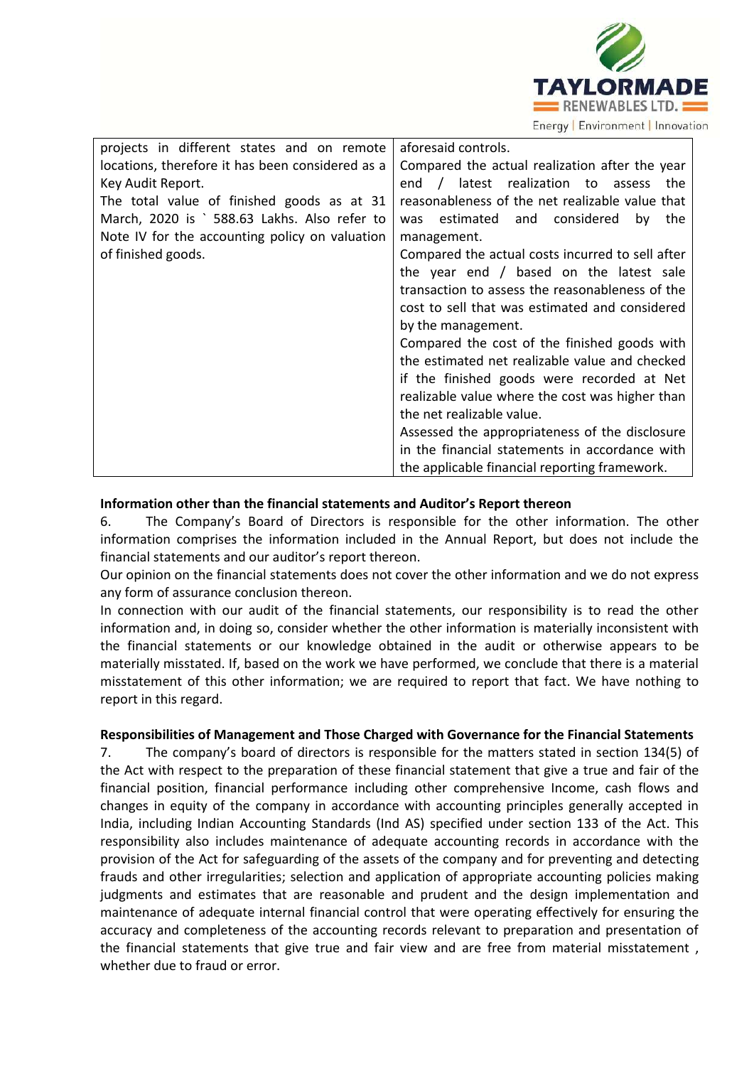| | |
|---|---|
| projects in different states and on remote locations, therefore it has been considered as a Key Audit Report.<br>The total value of finished goods as at 31 March, 2020 is ` 588.63 Lakhs. Also refer to Note IV for the accounting policy on valuation of finished goods. | aforesaid controls.<br>Compared the actual realization after the year end / latest realization to assess the reasonableness of the net realizable value that was estimated and considered by the management.<br>Compared the actual costs incurred to sell after the year end / based on the latest sale transaction to assess the reasonableness of the cost to sell that was estimated and considered by the management.<br>Compared the cost of the finished goods with the estimated net realizable value and checked if the finished goods were recorded at Net realizable value where the cost was higher than the net realizable value.<br>Assessed the appropriateness of the disclosure in the financial statements in accordance with the applicable financial reporting framework. |

**Information other than the financial statements and Auditor's Report thereon**

6. The Company's Board of Directors is responsible for the other information. The other information comprises the information included in the Annual Report, but does not include the financial statements and our auditor's report thereon.

Our opinion on the financial statements does not cover the other information and we do not express any form of assurance conclusion thereon.

In connection with our audit of the financial statements, our responsibility is to read the other information and, in doing so, consider whether the other information is materially inconsistent with the financial statements or our knowledge obtained in the audit or otherwise appears to be materially misstated. If, based on the work we have performed, we conclude that there is a material misstatement of this other information; we are required to report that fact. We have nothing to report in this regard.

**Responsibilities of Management and Those Charged with Governance for the Financial Statements**

7. The company's board of directors is responsible for the matters stated in section 134(5) of the Act with respect to the preparation of these financial statement that give a true and fair of the financial position, financial performance including other comprehensive Income, cash flows and changes in equity of the company in accordance with accounting principles generally accepted in India, including Indian Accounting Standards (Ind AS) specified under section 133 of the Act. This responsibility also includes maintenance of adequate accounting records in accordance with the provision of the Act for safeguarding of the assets of the company and for preventing and detecting frauds and other irregularities; selection and application of appropriate accounting policies making judgments and estimates that are reasonable and prudent and the design implementation and maintenance of adequate internal financial control that were operating effectively for ensuring the accuracy and completeness of the accounting records relevant to preparation and presentation of the financial statements that give true and fair view and are free from material misstatement , whether due to fraud or error.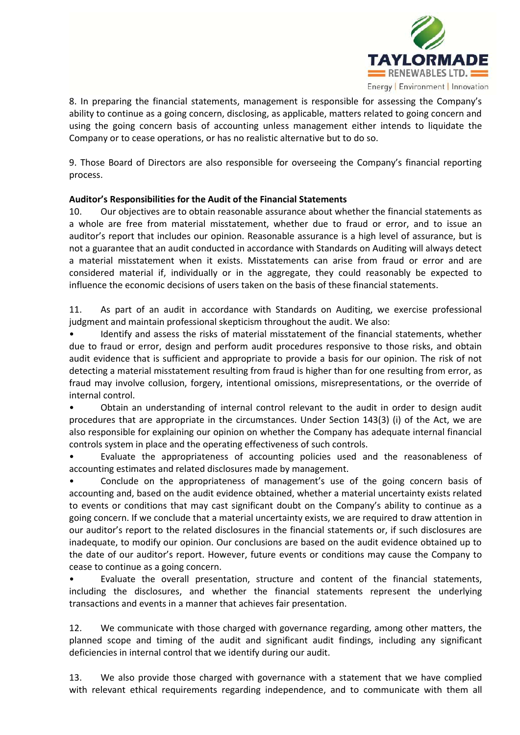8. In preparing the financial statements, management is responsible for assessing the Company's ability to continue as a going concern, disclosing, as applicable, matters related to going concern and using the going concern basis of accounting unless management either intends to liquidate the Company or to cease operations, or has no realistic alternative but to do so.

9. Those Board of Directors are also responsible for overseeing the Company's financial reporting process.

**Auditor's Responsibilities for the Audit of the Financial Statements**

10. Our objectives are to obtain reasonable assurance about whether the financial statements as a whole are free from material misstatement, whether due to fraud or error, and to issue an auditor's report that includes our opinion. Reasonable assurance is a high level of assurance, but is not a guarantee that an audit conducted in accordance with Standards on Auditing will always detect a material misstatement when it exists. Misstatements can arise from fraud or error and are considered material if, individually or in the aggregate, they could reasonably be expected to influence the economic decisions of users taken on the basis of these financial statements.

11. As part of an audit in accordance with Standards on Auditing, we exercise professional judgment and maintain professional skepticism throughout the audit. We also:

- Identify and assess the risks of material misstatement of the financial statements, whether due to fraud or error, design and perform audit procedures responsive to those risks, and obtain audit evidence that is sufficient and appropriate to provide a basis for our opinion. The risk of not detecting a material misstatement resulting from fraud is higher than for one resulting from error, as fraud may involve collusion, forgery, intentional omissions, misrepresentations, or the override of internal control.
- Obtain an understanding of internal control relevant to the audit in order to design audit procedures that are appropriate in the circumstances. Under Section 143(3) (i) of the Act, we are also responsible for explaining our opinion on whether the Company has adequate internal financial controls system in place and the operating effectiveness of such controls.
- Evaluate the appropriateness of accounting policies used and the reasonableness of accounting estimates and related disclosures made by management.
- Conclude on the appropriateness of management's use of the going concern basis of accounting and, based on the audit evidence obtained, whether a material uncertainty exists related to events or conditions that may cast significant doubt on the Company's ability to continue as a going concern. If we conclude that a material uncertainty exists, we are required to draw attention in our auditor's report to the related disclosures in the financial statements or, if such disclosures are inadequate, to modify our opinion. Our conclusions are based on the audit evidence obtained up to the date of our auditor's report. However, future events or conditions may cause the Company to cease to continue as a going concern.
- Evaluate the overall presentation, structure and content of the financial statements, including the disclosures, and whether the financial statements represent the underlying transactions and events in a manner that achieves fair presentation.

12. We communicate with those charged with governance regarding, among other matters, the planned scope and timing of the audit and significant audit findings, including any significant deficiencies in internal control that we identify during our audit.

13. We also provide those charged with governance with a statement that we have complied with relevant ethical requirements regarding independence, and to communicate with them all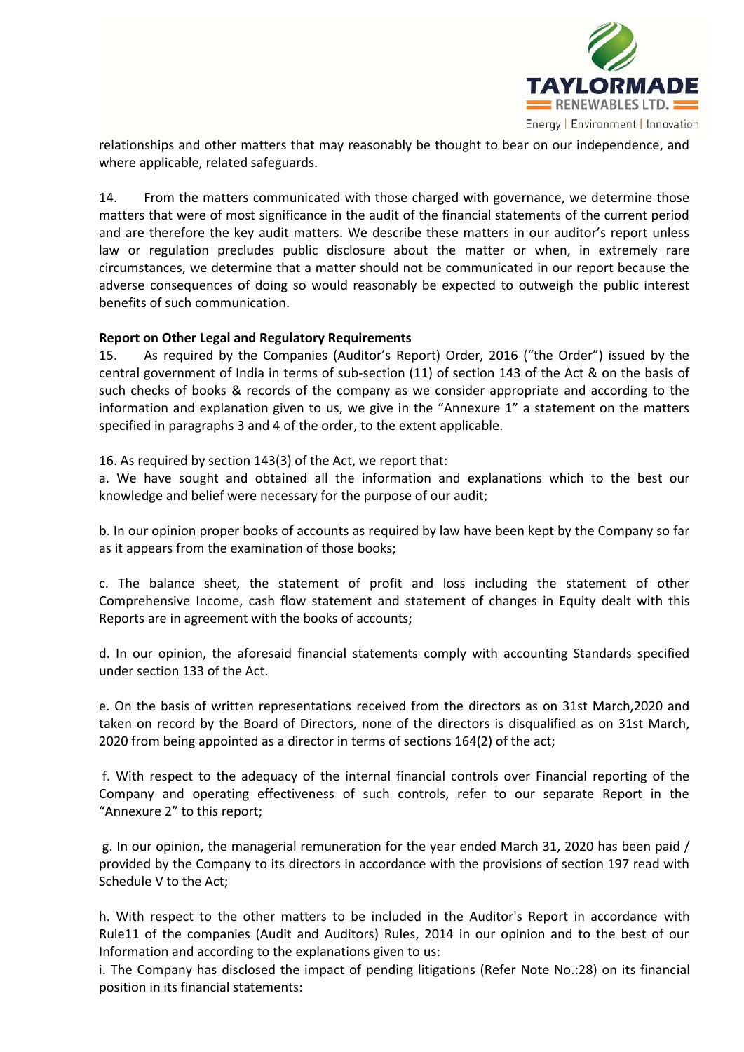relationships and other matters that may reasonably be thought to bear on our independence, and where applicable, related safeguards.

14. From the matters communicated with those charged with governance, we determine those matters that were of most significance in the audit of the financial statements of the current period and are therefore the key audit matters. We describe these matters in our auditor's report unless law or regulation precludes public disclosure about the matter or when, in extremely rare circumstances, we determine that a matter should not be communicated in our report because the adverse consequences of doing so would reasonably be expected to outweigh the public interest benefits of such communication.

**Report on Other Legal and Regulatory Requirements**

15. As required by the Companies (Auditor's Report) Order, 2016 ("the Order") issued by the central government of India in terms of sub-section (11) of section 143 of the Act & on the basis of such checks of books & records of the company as we consider appropriate and according to the information and explanation given to us, we give in the "Annexure 1" a statement on the matters specified in paragraphs 3 and 4 of the order, to the extent applicable.

16. As required by section 143(3) of the Act, we report that:

a. We have sought and obtained all the information and explanations which to the best our knowledge and belief were necessary for the purpose of our audit;

b. In our opinion proper books of accounts as required by law have been kept by the Company so far as it appears from the examination of those books;

c. The balance sheet, the statement of profit and loss including the statement of other Comprehensive Income, cash flow statement and statement of changes in Equity dealt with this Reports are in agreement with the books of accounts;

d. In our opinion, the aforesaid financial statements comply with accounting Standards specified under section 133 of the Act.

e. On the basis of written representations received from the directors as on 31st March,2020 and taken on record by the Board of Directors, none of the directors is disqualified as on 31st March, 2020 from being appointed as a director in terms of sections 164(2) of the act;

f. With respect to the adequacy of the internal financial controls over Financial reporting of the Company and operating effectiveness of such controls, refer to our separate Report in the "Annexure 2" to this report;

g. In our opinion, the managerial remuneration for the year ended March 31, 2020 has been paid / provided by the Company to its directors in accordance with the provisions of section 197 read with Schedule V to the Act;

h. With respect to the other matters to be included in the Auditor's Report in accordance with Rule11 of the companies (Audit and Auditors) Rules, 2014 in our opinion and to the best of our Information and according to the explanations given to us:

i. The Company has disclosed the impact of pending litigations (Refer Note No.:28) on its financial position in its financial statements: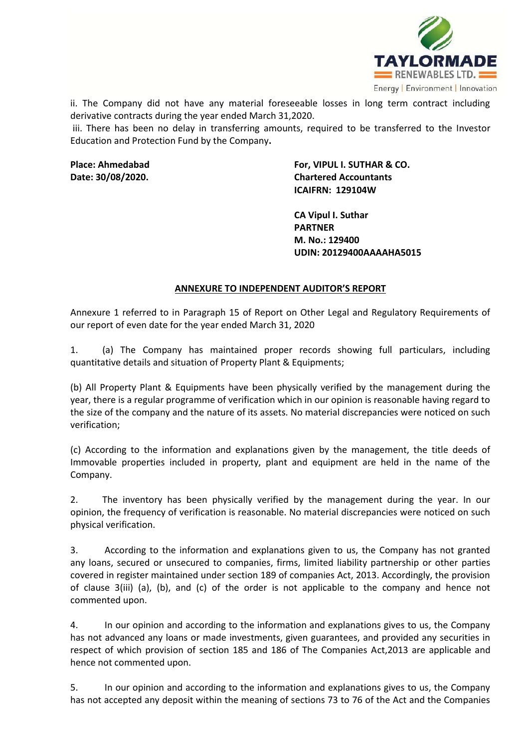ii. The Company did not have any material foreseeable losses in long term contract including derivative contracts during the year ended March 31,2020.

iii. There has been no delay in transferring amounts, required to be transferred to the Investor Education and Protection Fund by the Company**.**

**Place: Ahmedabad**
**Date: 30/08/2020.**

**For, VIPUL I. SUTHAR & CO.**
**Chartered Accountants**
**ICAIFRN: 129104W**

**CA Vipul I. Suthar**
**PARTNER**
**M. No.: 129400**
**UDIN: 20129400AAAAHA5015**

## ANNEXURE TO INDEPENDENT AUDITOR'S REPORT

Annexure 1 referred to in Paragraph 15 of Report on Other Legal and Regulatory Requirements of our report of even date for the year ended March 31, 2020

1. (a) The Company has maintained proper records showing full particulars, including quantitative details and situation of Property Plant & Equipments;

(b) All Property Plant & Equipments have been physically verified by the management during the year, there is a regular programme of verification which in our opinion is reasonable having regard to the size of the company and the nature of its assets. No material discrepancies were noticed on such verification;

(c) According to the information and explanations given by the management, the title deeds of Immovable properties included in property, plant and equipment are held in the name of the Company.

2. The inventory has been physically verified by the management during the year. In our opinion, the frequency of verification is reasonable. No material discrepancies were noticed on such physical verification.

3. According to the information and explanations given to us, the Company has not granted any loans, secured or unsecured to companies, firms, limited liability partnership or other parties covered in register maintained under section 189 of companies Act, 2013. Accordingly, the provision of clause 3(iii) (a), (b), and (c) of the order is not applicable to the company and hence not commented upon.

4. In our opinion and according to the information and explanations gives to us, the Company has not advanced any loans or made investments, given guarantees, and provided any securities in respect of which provision of section 185 and 186 of The Companies Act,2013 are applicable and hence not commented upon.

5. In our opinion and according to the information and explanations gives to us, the Company has not accepted any deposit within the meaning of sections 73 to 76 of the Act and the Companies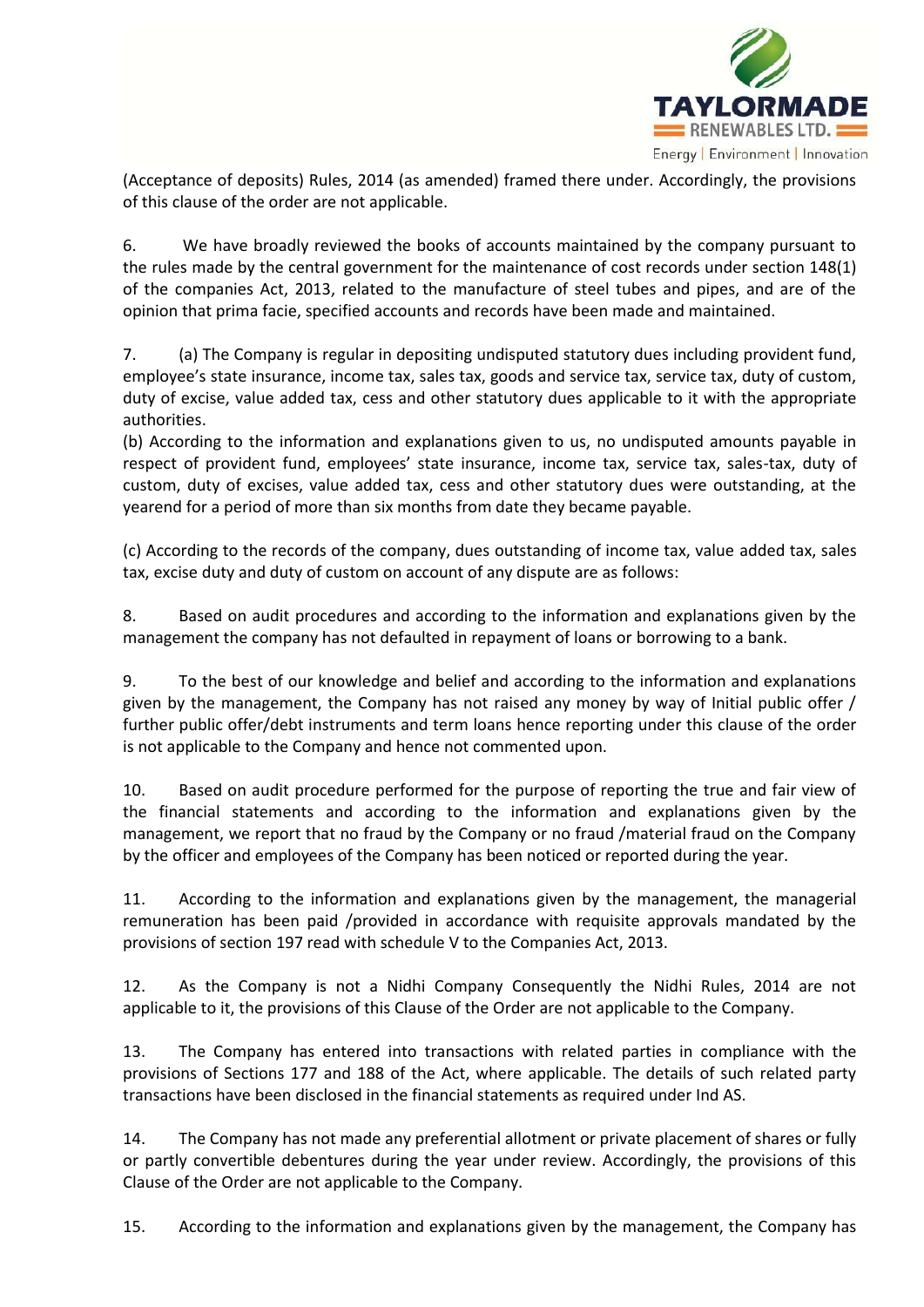(Acceptance of deposits) Rules, 2014 (as amended) framed there under. Accordingly, the provisions of this clause of the order are not applicable.

6. We have broadly reviewed the books of accounts maintained by the company pursuant to the rules made by the central government for the maintenance of cost records under section 148(1) of the companies Act, 2013, related to the manufacture of steel tubes and pipes, and are of the opinion that prima facie, specified accounts and records have been made and maintained.

7. (a) The Company is regular in depositing undisputed statutory dues including provident fund, employee's state insurance, income tax, sales tax, goods and service tax, service tax, duty of custom, duty of excise, value added tax, cess and other statutory dues applicable to it with the appropriate authorities.

(b) According to the information and explanations given to us, no undisputed amounts payable in respect of provident fund, employees' state insurance, income tax, service tax, sales-tax, duty of custom, duty of excises, value added tax, cess and other statutory dues were outstanding, at the yearend for a period of more than six months from date they became payable.

(c) According to the records of the company, dues outstanding of income tax, value added tax, sales tax, excise duty and duty of custom on account of any dispute are as follows:

8. Based on audit procedures and according to the information and explanations given by the management the company has not defaulted in repayment of loans or borrowing to a bank.

9. To the best of our knowledge and belief and according to the information and explanations given by the management, the Company has not raised any money by way of Initial public offer / further public offer/debt instruments and term loans hence reporting under this clause of the order is not applicable to the Company and hence not commented upon.

10. Based on audit procedure performed for the purpose of reporting the true and fair view of the financial statements and according to the information and explanations given by the management, we report that no fraud by the Company or no fraud /material fraud on the Company by the officer and employees of the Company has been noticed or reported during the year.

11. According to the information and explanations given by the management, the managerial remuneration has been paid /provided in accordance with requisite approvals mandated by the provisions of section 197 read with schedule V to the Companies Act, 2013.

12. As the Company is not a Nidhi Company Consequently the Nidhi Rules, 2014 are not applicable to it, the provisions of this Clause of the Order are not applicable to the Company.

13. The Company has entered into transactions with related parties in compliance with the provisions of Sections 177 and 188 of the Act, where applicable. The details of such related party transactions have been disclosed in the financial statements as required under Ind AS.

14. The Company has not made any preferential allotment or private placement of shares or fully or partly convertible debentures during the year under review. Accordingly, the provisions of this Clause of the Order are not applicable to the Company.

15. According to the information and explanations given by the management, the Company has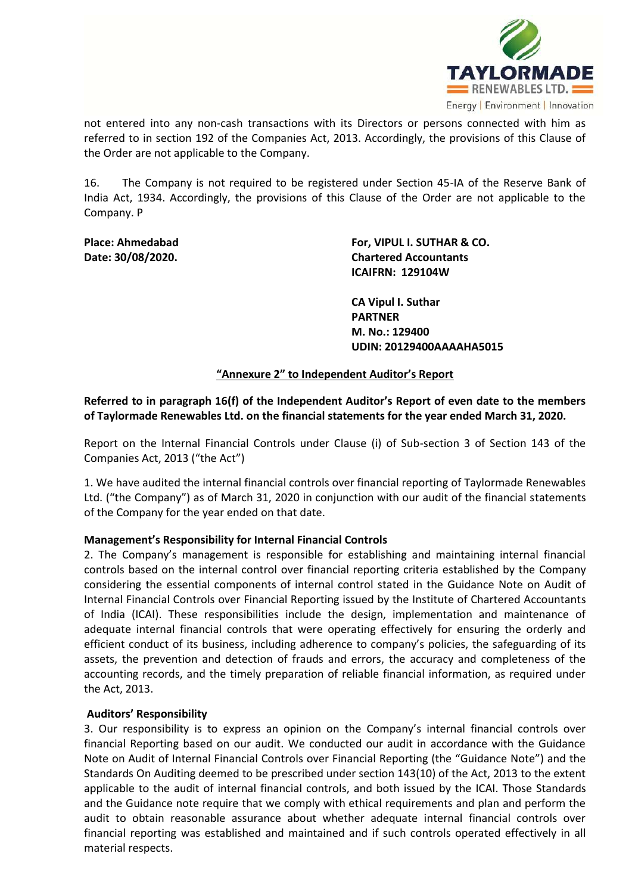not entered into any non-cash transactions with its Directors or persons connected with him as referred to in section 192 of the Companies Act, 2013. Accordingly, the provisions of this Clause of the Order are not applicable to the Company.

16. The Company is not required to be registered under Section 45-IA of the Reserve Bank of India Act, 1934. Accordingly, the provisions of this Clause of the Order are not applicable to the Company. P

**Place: Ahmedabad**
**Date: 30/08/2020.**

**For, VIPUL I. SUTHAR & CO.**
**Chartered Accountants**
**ICAIFRN: 129104W**

**CA Vipul I. Suthar**
**PARTNER**
**M. No.: 129400**
**UDIN: 20129400AAAAHA5015**

## "Annexure 2" to Independent Auditor's Report

**Referred to in paragraph 16(f) of the Independent Auditor's Report of even date to the members of Taylormade Renewables Ltd. on the financial statements for the year ended March 31, 2020.**

Report on the Internal Financial Controls under Clause (i) of Sub-section 3 of Section 143 of the Companies Act, 2013 ("the Act")

1. We have audited the internal financial controls over financial reporting of Taylormade Renewables Ltd. ("the Company") as of March 31, 2020 in conjunction with our audit of the financial statements of the Company for the year ended on that date.

**Management's Responsibility for Internal Financial Controls**

2. The Company's management is responsible for establishing and maintaining internal financial controls based on the internal control over financial reporting criteria established by the Company considering the essential components of internal control stated in the Guidance Note on Audit of Internal Financial Controls over Financial Reporting issued by the Institute of Chartered Accountants of India (ICAI). These responsibilities include the design, implementation and maintenance of adequate internal financial controls that were operating effectively for ensuring the orderly and efficient conduct of its business, including adherence to company's policies, the safeguarding of its assets, the prevention and detection of frauds and errors, the accuracy and completeness of the accounting records, and the timely preparation of reliable financial information, as required under the Act, 2013.

**Auditors' Responsibility**

3. Our responsibility is to express an opinion on the Company's internal financial controls over financial Reporting based on our audit. We conducted our audit in accordance with the Guidance Note on Audit of Internal Financial Controls over Financial Reporting (the "Guidance Note") and the Standards On Auditing deemed to be prescribed under section 143(10) of the Act, 2013 to the extent applicable to the audit of internal financial controls, and both issued by the ICAI. Those Standards and the Guidance note require that we comply with ethical requirements and plan and perform the audit to obtain reasonable assurance about whether adequate internal financial controls over financial reporting was established and maintained and if such controls operated effectively in all material respects.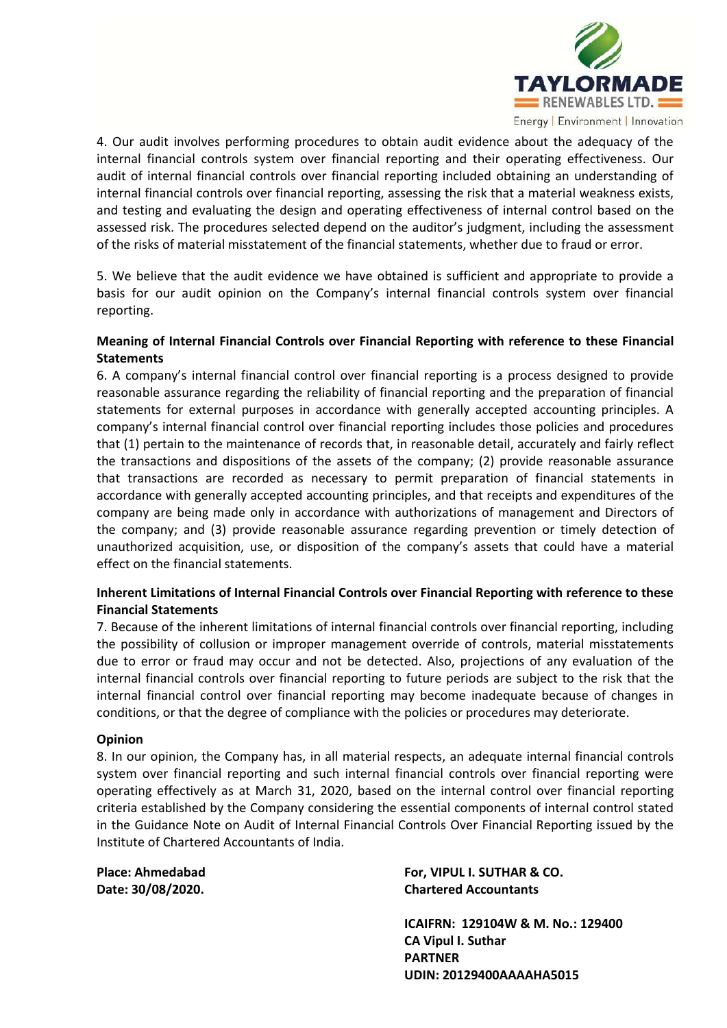4. Our audit involves performing procedures to obtain audit evidence about the adequacy of the internal financial controls system over financial reporting and their operating effectiveness. Our audit of internal financial controls over financial reporting included obtaining an understanding of internal financial controls over financial reporting, assessing the risk that a material weakness exists, and testing and evaluating the design and operating effectiveness of internal control based on the assessed risk. The procedures selected depend on the auditor's judgment, including the assessment of the risks of material misstatement of the financial statements, whether due to fraud or error.

5. We believe that the audit evidence we have obtained is sufficient and appropriate to provide a basis for our audit opinion on the Company's internal financial controls system over financial reporting.

**Meaning of Internal Financial Controls over Financial Reporting with reference to these Financial Statements**

6. A company's internal financial control over financial reporting is a process designed to provide reasonable assurance regarding the reliability of financial reporting and the preparation of financial statements for external purposes in accordance with generally accepted accounting principles. A company's internal financial control over financial reporting includes those policies and procedures that (1) pertain to the maintenance of records that, in reasonable detail, accurately and fairly reflect the transactions and dispositions of the assets of the company; (2) provide reasonable assurance that transactions are recorded as necessary to permit preparation of financial statements in accordance with generally accepted accounting principles, and that receipts and expenditures of the company are being made only in accordance with authorizations of management and Directors of the company; and (3) provide reasonable assurance regarding prevention or timely detection of unauthorized acquisition, use, or disposition of the company's assets that could have a material effect on the financial statements.

**Inherent Limitations of Internal Financial Controls over Financial Reporting with reference to these Financial Statements**

7. Because of the inherent limitations of internal financial controls over financial reporting, including the possibility of collusion or improper management override of controls, material misstatements due to error or fraud may occur and not be detected. Also, projections of any evaluation of the internal financial controls over financial reporting to future periods are subject to the risk that the internal financial control over financial reporting may become inadequate because of changes in conditions, or that the degree of compliance with the policies or procedures may deteriorate.

**Opinion**

8. In our opinion, the Company has, in all material respects, an adequate internal financial controls system over financial reporting and such internal financial controls over financial reporting were operating effectively as at March 31, 2020, based on the internal control over financial reporting criteria established by the Company considering the essential components of internal control stated in the Guidance Note on Audit of Internal Financial Controls Over Financial Reporting issued by the Institute of Chartered Accountants of India.

**Place: Ahmedabad**
**Date: 30/08/2020.**

**For, VIPUL I. SUTHAR & CO.**
**Chartered Accountants**

**ICAIFRN: 129104W & M. No.: 129400**
**CA Vipul I. Suthar**
**PARTNER**
**UDIN: 20129400AAAAHA5015**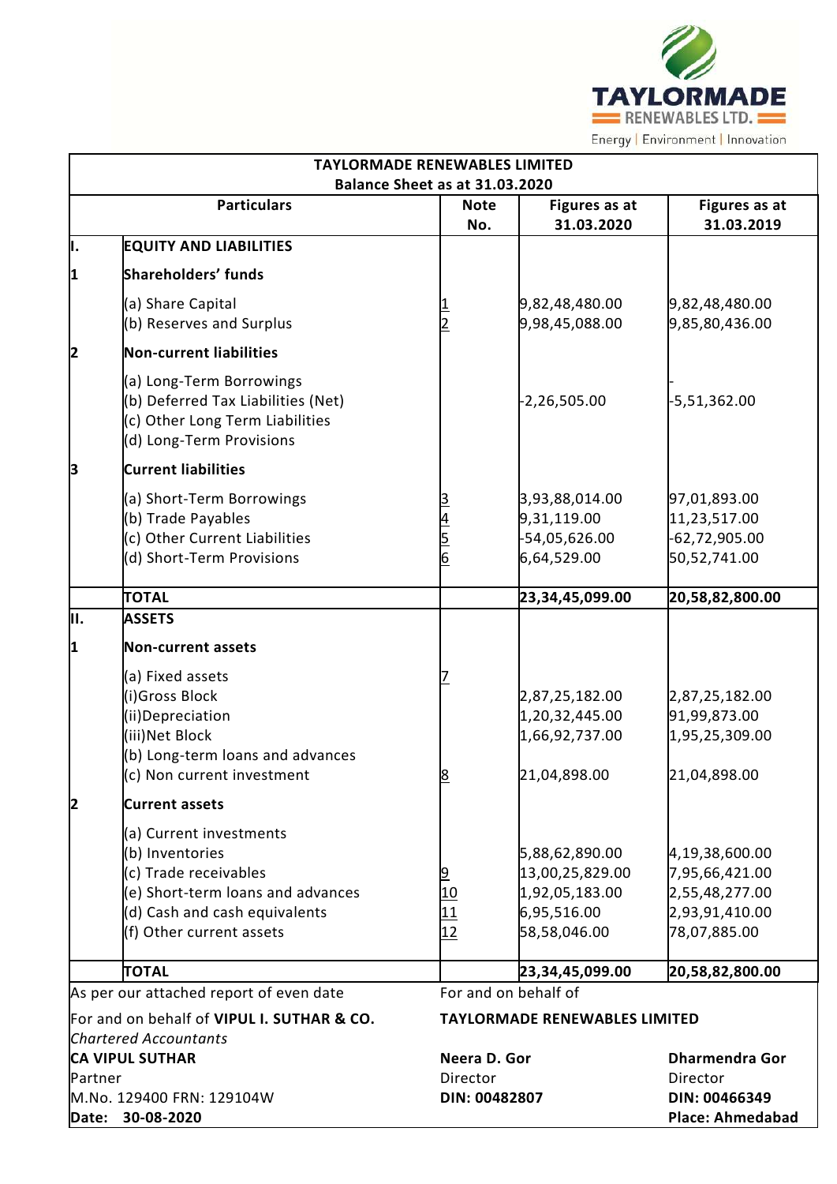TAYLORMADE RENEWABLES LTD.
Energy | Environment | Innovation

## TAYLORMADE RENEWABLES LIMITED

### Balance Sheet as at 31.03.2020

| | Particulars | Note No. | Figures as at 31.03.2020 | Figures as at 31.03.2019 |
|---|---|---|---|---|
| **I.** | **EQUITY AND LIABILITIES** | | | |
| **1** | **Shareholders' funds** | | | |
| | (a) Share Capital | 1 | 9,82,48,480.00 | 9,82,48,480.00 |
| | (b) Reserves and Surplus | 2 | 9,98,45,088.00 | 9,85,80,436.00 |
| **2** | **Non-current liabilities** | | | |
| | (a) Long-Term Borrowings | | | - |
| | (b) Deferred Tax Liabilities (Net) | | -2,26,505.00 | -5,51,362.00 |
| | (c) Other Long Term Liabilities | | | |
| | (d) Long-Term Provisions | | | |
| **3** | **Current liabilities** | | | |
| | (a) Short-Term Borrowings | 3 | 3,93,88,014.00 | 97,01,893.00 |
| | (b) Trade Payables | 4 | 9,31,119.00 | 11,23,517.00 |
| | (c) Other Current Liabilities | 5 | -54,05,626.00 | -62,72,905.00 |
| | (d) Short-Term Provisions | 6 | 6,64,529.00 | 50,52,741.00 |
| | **TOTAL** | | **23,34,45,099.00** | **20,58,82,800.00** |
| **II.** | **ASSETS** | | | |
| **1** | **Non-current assets** | | | |
| | (a) Fixed assets | 7 | | |
| | (i)Gross Block | | 2,87,25,182.00 | 2,87,25,182.00 |
| | (ii)Depreciation | | 1,20,32,445.00 | 91,99,873.00 |
| | (iii)Net Block | | 1,66,92,737.00 | 1,95,25,309.00 |
| | (b) Long-term loans and advances | | | |
| | (c) Non current investment | 8 | 21,04,898.00 | 21,04,898.00 |
| **2** | **Current assets** | | | |
| | (a) Current investments | | | |
| | (b) Inventories | | 5,88,62,890.00 | 4,19,38,600.00 |
| | (c) Trade receivables | 9 | 13,00,25,829.00 | 7,95,66,421.00 |
| | (e) Short-term loans and advances | 10 | 1,92,05,183.00 | 2,55,48,277.00 |
| | (d) Cash and cash equivalents | 11 | 6,95,516.00 | 2,93,91,410.00 |
| | (f) Other current assets | 12 | 58,58,046.00 | 78,07,885.00 |
| | **TOTAL** | | **23,34,45,099.00** | **20,58,82,800.00** |

As per our attached report of even date

For and on behalf of **VIPUL I. SUTHAR & CO.**
*Chartered Accountants*
**CA VIPUL SUTHAR**
Partner
M.No. 129400 FRN: 129104W
**Date: 30-08-2020**

For and on behalf of
**TAYLORMADE RENEWABLES LIMITED**

**Neera D. Gor**
Director
**DIN: 00482807**

**Dharmendra Gor**
Director
**DIN: 00466349**
**Place: Ahmedabad**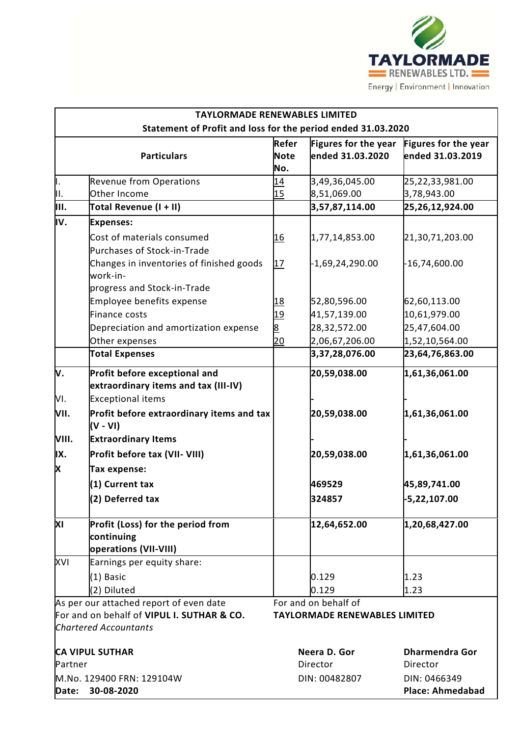TAYLORMADE RENEWABLES LTD.

Energy | Environment | Innovation

| | Particulars | Refer Note No. | Figures for the year ended 31.03.2020 | Figures for the year ended 31.03.2019 |
|---|---|---|---|---|
| | **TAYLORMADE RENEWABLES LIMITED** | | | |
| | **Statement of Profit and loss for the period ended 31.03.2020** | | | |
| I. | Revenue from Operations | 14 | 3,49,36,045.00 | 25,22,33,981.00 |
| II. | Other Income | 15 | 8,51,069.00 | 3,78,943.00 |
| **III.** | **Total Revenue (I + II)** | | **3,57,87,114.00** | **25,26,12,924.00** |
| **IV.** | **Expenses:** | | | |
| | Cost of materials consumed | 16 | 1,77,14,853.00 | 21,30,71,203.00 |
| | Purchases of Stock-in-Trade | | | |
| | Changes in inventories of finished goods work-in-progress and Stock-in-Trade | 17 | -1,69,24,290.00 | -16,74,600.00 |
| | Employee benefits expense | 18 | 52,80,596.00 | 62,60,113.00 |
| | Finance costs | 19 | 41,57,139.00 | 10,61,979.00 |
| | Depreciation and amortization expense | 8 | 28,32,572.00 | 25,47,604.00 |
| | Other expenses | 20 | 2,06,67,206.00 | 1,52,10,564.00 |
| | **Total Expenses** | | **3,37,28,076.00** | **23,64,76,863.00** |
| **V.** | **Profit before exceptional and extraordinary items and tax (III-IV)** | | **20,59,038.00** | **1,61,36,061.00** |
| VI. | Exceptional items | | - | - |
| **VII.** | **Profit before extraordinary items and tax (V - VI)** | | **20,59,038.00** | **1,61,36,061.00** |
| **VIII.** | **Extraordinary Items** | | - | - |
| **IX.** | **Profit before tax (VII- VIII)** | | **20,59,038.00** | **1,61,36,061.00** |
| **X** | **Tax expense:** | | | |
| | **(1) Current tax** | | **469529** | **45,89,741.00** |
| | **(2) Deferred tax** | | **324857** | **-5,22,107.00** |
| **XI** | **Profit (Loss) for the period from continuing operations (VII-VIII)** | | **12,64,652.00** | **1,20,68,427.00** |
| XVI | Earnings per equity share: | | | |
| | (1) Basic | | 0.129 | 1.23 |
| | (2) Diluted | | 0.129 | 1.23 |

As per our attached report of even date
For and on behalf of **VIPUL I. SUTHAR & CO.**
*Chartered Accountants*

**CA VIPUL SUTHAR**
Partner
M.No. 129400 FRN: 129104W
**Date: 30-08-2020**

For and on behalf of
**TAYLORMADE RENEWABLES LIMITED**

**Neera D. Gor**
Director
DIN: 00482807

**Dharmendra Gor**
Director
DIN: 0466349
**Place: Ahmedabad**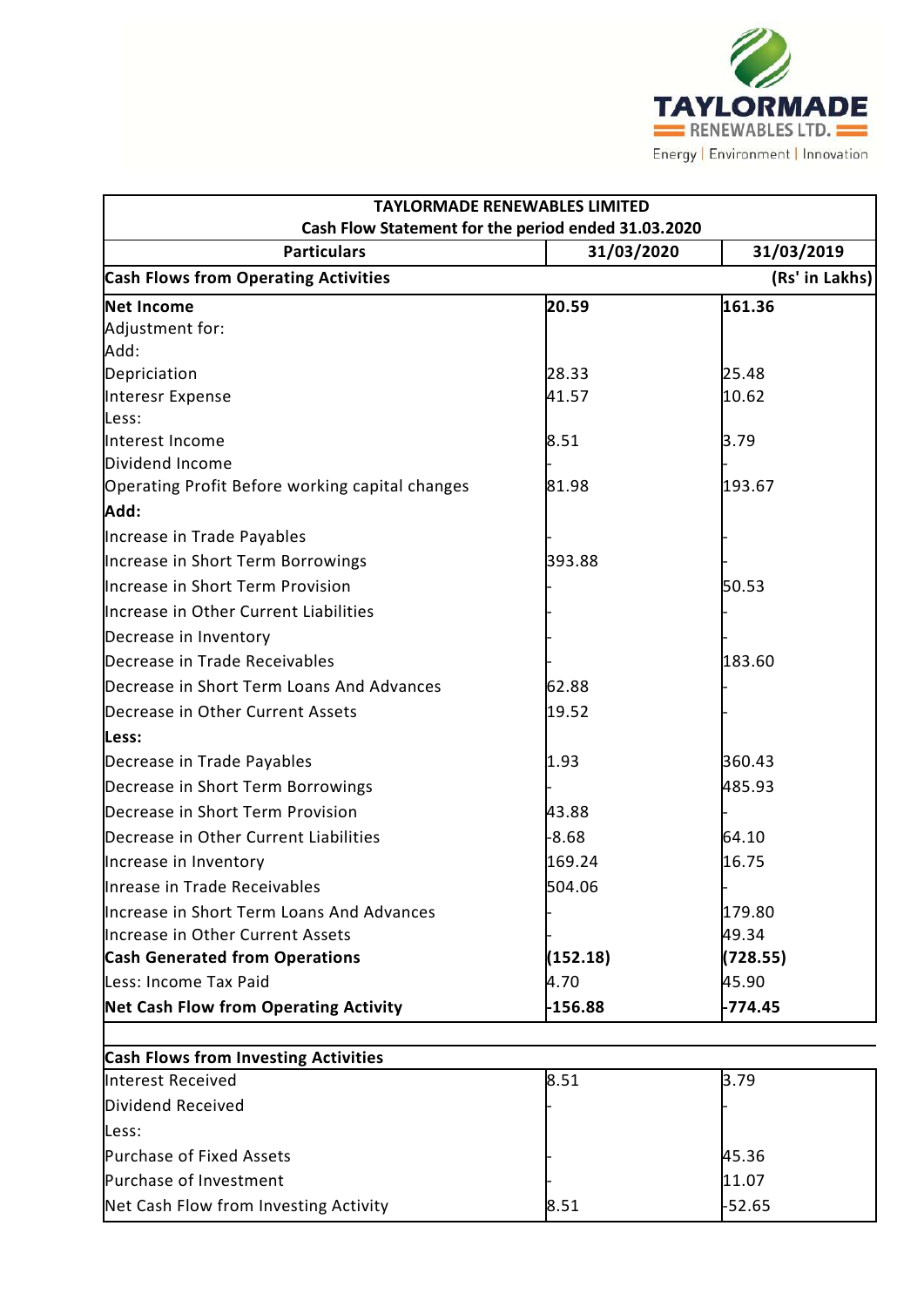TAYLORMADE RENEWABLES LTD.

Energy | Environment | Innovation

| TAYLORMADE RENEWABLES LIMITED | | |
|---|---|---|
| Cash Flow Statement for the period ended 31.03.2020 | | |
| **Particulars** | **31/03/2020** | **31/03/2019** |
| **Cash Flows from Operating Activities** | | **(Rs' in Lakhs)** |
| **Net Income** | **20.59** | **161.36** |
| Adjustment for: | | |
| Add: | | |
| Depriciation | 28.33 | 25.48 |
| Interesr Expense | 41.57 | 10.62 |
| Less: | | |
| Interest Income | 8.51 | 3.79 |
| Dividend Income | - | - |
| Operating Profit Before working capital changes | 81.98 | 193.67 |
| **Add:** | | |
| Increase in Trade Payables | - | - |
| Increase in Short Term Borrowings | 393.88 | - |
| Increase in Short Term Provision | - | 50.53 |
| Increase in Other Current Liabilities | - | - |
| Decrease in Inventory | - | - |
| Decrease in Trade Receivables | - | 183.60 |
| Decrease in Short Term Loans And Advances | 62.88 | - |
| Decrease in Other Current Assets | 19.52 | - |
| **Less:** | | |
| Decrease in Trade Payables | 1.93 | 360.43 |
| Decrease in Short Term Borrowings | - | 485.93 |
| Decrease in Short Term Provision | 43.88 | - |
| Decrease in Other Current Liabilities | -8.68 | 64.10 |
| Increase in Inventory | 169.24 | 16.75 |
| Inrease in Trade Receivables | 504.06 | - |
| Increase in Short Term Loans And Advances | - | 179.80 |
| Increase in Other Current Assets | - | 49.34 |
| **Cash Generated from Operations** | **(152.18)** | **(728.55)** |
| Less: Income Tax Paid | 4.70 | 45.90 |
| **Net Cash Flow from Operating Activity** | **-156.88** | **-774.45** |
| | | |
| **Cash Flows from Investing Activities** | | |
| Interest Received | 8.51 | 3.79 |
| Dividend Received | - | - |
| Less: | | |
| Purchase of Fixed Assets | - | 45.36 |
| Purchase of Investment | - | 11.07 |
| Net Cash Flow from Investing Activity | 8.51 | -52.65 |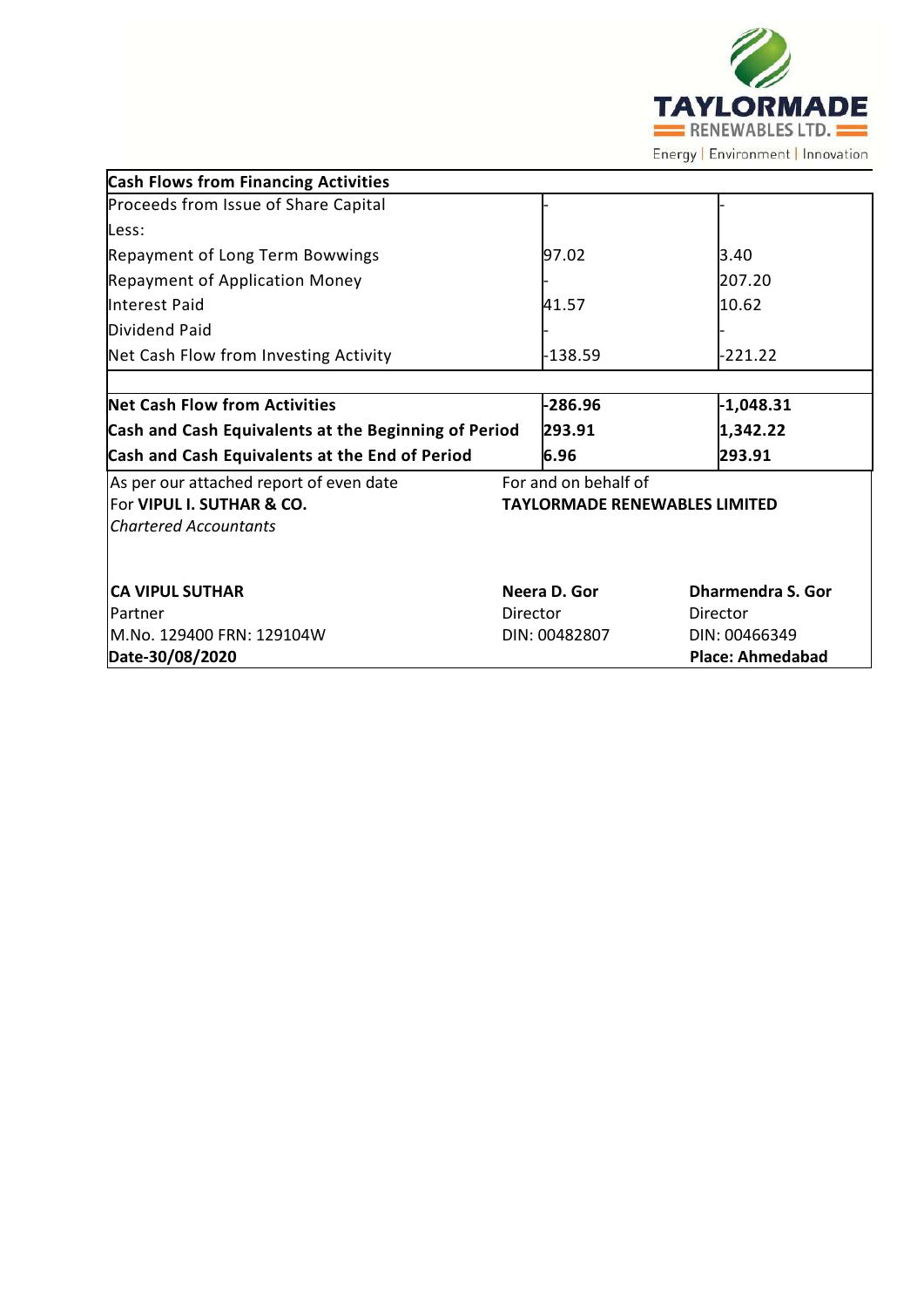| Cash Flows from Financing Activities | | |
|---|---|---|
| Proceeds from Issue of Share Capital | - | - |
| Less: | | |
| Repayment of Long Term Bowwings | 97.02 | 3.40 |
| Repayment of Application Money | - | 207.20 |
| Interest Paid | 41.57 | 10.62 |
| Dividend Paid | - | - |
| Net Cash Flow from Investing Activity | -138.59 | -221.22 |
| | | |
| **Net Cash Flow from Activities** | **-286.96** | **-1,048.31** |
| **Cash and Cash Equivalents at the Beginning of Period** | **293.91** | **1,342.22** |
| **Cash and Cash Equivalents at the End of Period** | **6.96** | **293.91** |

As per our attached report of even date
For **VIPUL I. SUTHAR & CO.**
*Chartered Accountants*

For and on behalf of
**TAYLORMADE RENEWABLES LIMITED**

| | | |
|---|---|---|
| **CA VIPUL SUTHAR** | **Neera D. Gor** | **Dharmendra S. Gor** |
| Partner | Director | Director |
| M.No. 129400 FRN: 129104W | DIN: 00482807 | DIN: 00466349 |
| **Date-30/08/2020** | | **Place: Ahmedabad** |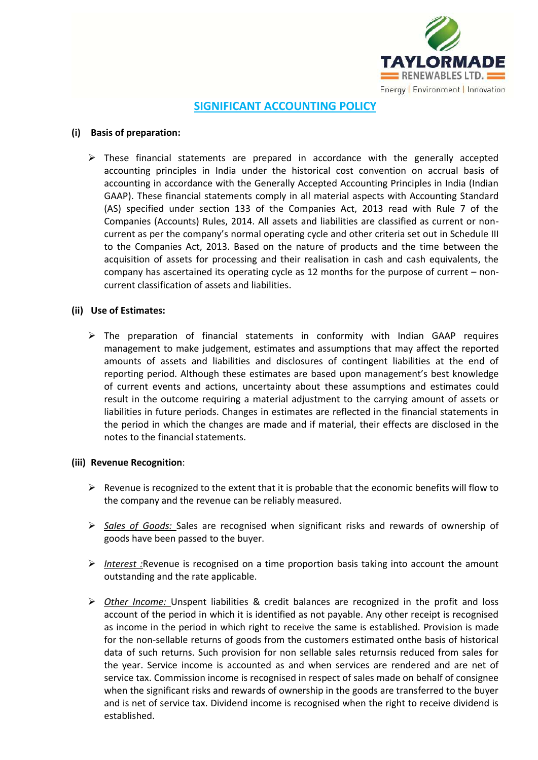## SIGNIFICANT ACCOUNTING POLICY

**(i) Basis of preparation:**

- These financial statements are prepared in accordance with the generally accepted accounting principles in India under the historical cost convention on accrual basis of accounting in accordance with the Generally Accepted Accounting Principles in India (Indian GAAP). These financial statements comply in all material aspects with Accounting Standard (AS) specified under section 133 of the Companies Act, 2013 read with Rule 7 of the Companies (Accounts) Rules, 2014. All assets and liabilities are classified as current or non-current as per the company's normal operating cycle and other criteria set out in Schedule III to the Companies Act, 2013. Based on the nature of products and the time between the acquisition of assets for processing and their realisation in cash and cash equivalents, the company has ascertained its operating cycle as 12 months for the purpose of current – non-current classification of assets and liabilities.

**(ii) Use of Estimates:**

- The preparation of financial statements in conformity with Indian GAAP requires management to make judgement, estimates and assumptions that may affect the reported amounts of assets and liabilities and disclosures of contingent liabilities at the end of reporting period. Although these estimates are based upon management's best knowledge of current events and actions, uncertainty about these assumptions and estimates could result in the outcome requiring a material adjustment to the carrying amount of assets or liabilities in future periods. Changes in estimates are reflected in the financial statements in the period in which the changes are made and if material, their effects are disclosed in the notes to the financial statements.

**(iii) Revenue Recognition**:

- Revenue is recognized to the extent that it is probable that the economic benefits will flow to the company and the revenue can be reliably measured.
- *Sales of Goods:* Sales are recognised when significant risks and rewards of ownership of goods have been passed to the buyer.
- *Interest :*Revenue is recognised on a time proportion basis taking into account the amount outstanding and the rate applicable.
- *Other Income:* Unspent liabilities & credit balances are recognized in the profit and loss account of the period in which it is identified as not payable. Any other receipt is recognised as income in the period in which right to receive the same is established. Provision is made for the non-sellable returns of goods from the customers estimated onthe basis of historical data of such returns. Such provision for non sellable sales returnsis reduced from sales for the year. Service income is accounted as and when services are rendered and are net of service tax. Commission income is recognised in respect of sales made on behalf of consignee when the significant risks and rewards of ownership in the goods are transferred to the buyer and is net of service tax. Dividend income is recognised when the right to receive dividend is established.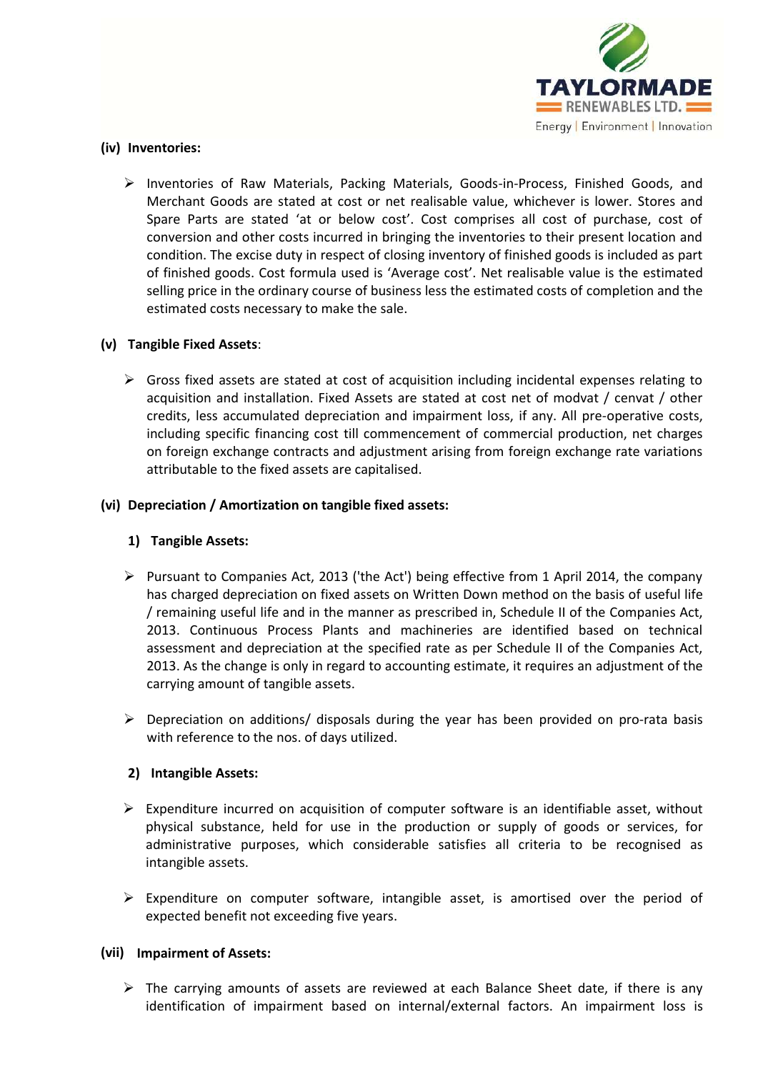**(iv) Inventories:**

- Inventories of Raw Materials, Packing Materials, Goods-in-Process, Finished Goods, and Merchant Goods are stated at cost or net realisable value, whichever is lower. Stores and Spare Parts are stated 'at or below cost'. Cost comprises all cost of purchase, cost of conversion and other costs incurred in bringing the inventories to their present location and condition. The excise duty in respect of closing inventory of finished goods is included as part of finished goods. Cost formula used is 'Average cost'. Net realisable value is the estimated selling price in the ordinary course of business less the estimated costs of completion and the estimated costs necessary to make the sale.

**(v) Tangible Fixed Assets**:

- Gross fixed assets are stated at cost of acquisition including incidental expenses relating to acquisition and installation. Fixed Assets are stated at cost net of modvat / cenvat / other credits, less accumulated depreciation and impairment loss, if any. All pre-operative costs, including specific financing cost till commencement of commercial production, net charges on foreign exchange contracts and adjustment arising from foreign exchange rate variations attributable to the fixed assets are capitalised.

**(vi) Depreciation / Amortization on tangible fixed assets:**

**1) Tangible Assets:**

- Pursuant to Companies Act, 2013 ('the Act') being effective from 1 April 2014, the company has charged depreciation on fixed assets on Written Down method on the basis of useful life / remaining useful life and in the manner as prescribed in, Schedule II of the Companies Act, 2013. Continuous Process Plants and machineries are identified based on technical assessment and depreciation at the specified rate as per Schedule II of the Companies Act, 2013. As the change is only in regard to accounting estimate, it requires an adjustment of the carrying amount of tangible assets.

- Depreciation on additions/ disposals during the year has been provided on pro-rata basis with reference to the nos. of days utilized.

**2) Intangible Assets:**

- Expenditure incurred on acquisition of computer software is an identifiable asset, without physical substance, held for use in the production or supply of goods or services, for administrative purposes, which considerable satisfies all criteria to be recognised as intangible assets.

- Expenditure on computer software, intangible asset, is amortised over the period of expected benefit not exceeding five years.

**(vii) Impairment of Assets:**

- The carrying amounts of assets are reviewed at each Balance Sheet date, if there is any identification of impairment based on internal/external factors. An impairment loss is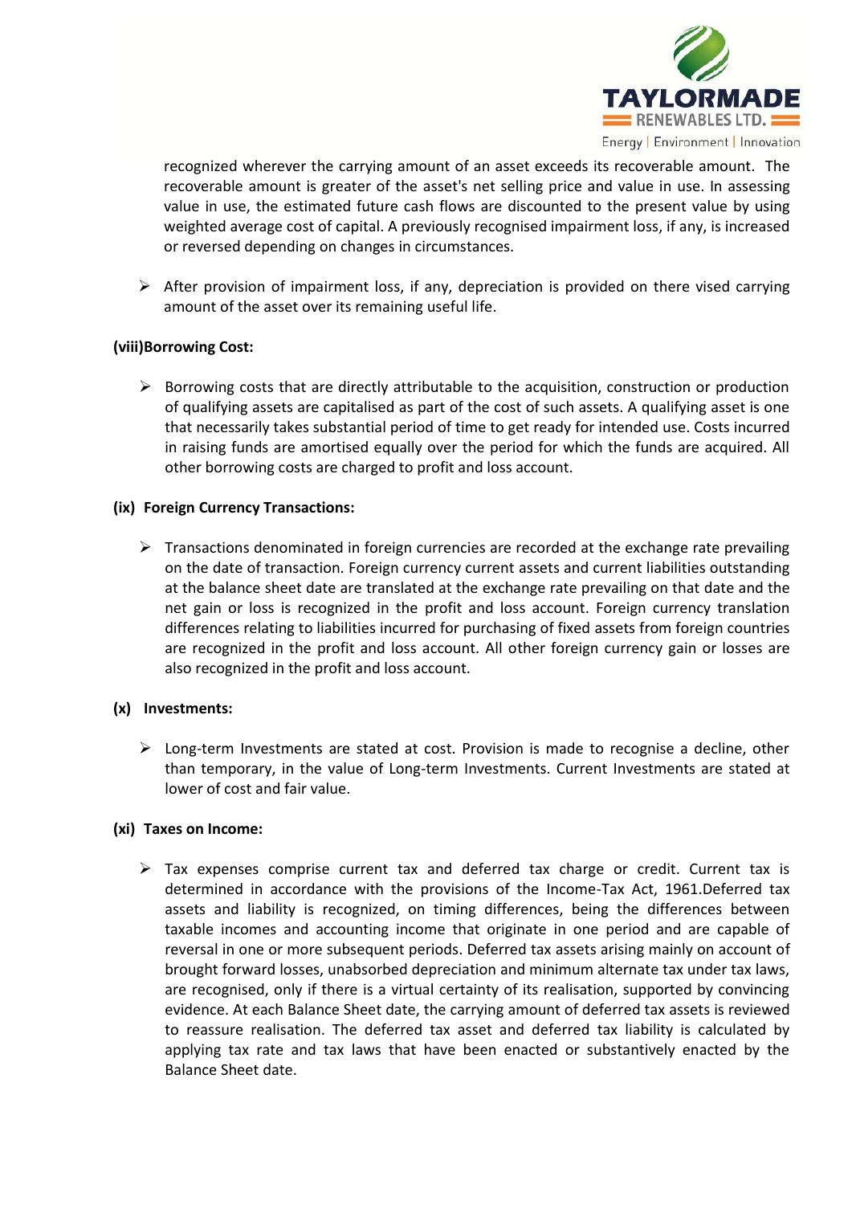recognized wherever the carrying amount of an asset exceeds its recoverable amount. The recoverable amount is greater of the asset's net selling price and value in use. In assessing value in use, the estimated future cash flows are discounted to the present value by using weighted average cost of capital. A previously recognised impairment loss, if any, is increased or reversed depending on changes in circumstances.

- After provision of impairment loss, if any, depreciation is provided on there vised carrying amount of the asset over its remaining useful life.

**(viii)Borrowing Cost:**

- Borrowing costs that are directly attributable to the acquisition, construction or production of qualifying assets are capitalised as part of the cost of such assets. A qualifying asset is one that necessarily takes substantial period of time to get ready for intended use. Costs incurred in raising funds are amortised equally over the period for which the funds are acquired. All other borrowing costs are charged to profit and loss account.

**(ix) Foreign Currency Transactions:**

- Transactions denominated in foreign currencies are recorded at the exchange rate prevailing on the date of transaction. Foreign currency current assets and current liabilities outstanding at the balance sheet date are translated at the exchange rate prevailing on that date and the net gain or loss is recognized in the profit and loss account. Foreign currency translation differences relating to liabilities incurred for purchasing of fixed assets from foreign countries are recognized in the profit and loss account. All other foreign currency gain or losses are also recognized in the profit and loss account.

**(x) Investments:**

- Long-term Investments are stated at cost. Provision is made to recognise a decline, other than temporary, in the value of Long-term Investments. Current Investments are stated at lower of cost and fair value.

**(xi) Taxes on Income:**

- Tax expenses comprise current tax and deferred tax charge or credit. Current tax is determined in accordance with the provisions of the Income-Tax Act, 1961.Deferred tax assets and liability is recognized, on timing differences, being the differences between taxable incomes and accounting income that originate in one period and are capable of reversal in one or more subsequent periods. Deferred tax assets arising mainly on account of brought forward losses, unabsorbed depreciation and minimum alternate tax under tax laws, are recognised, only if there is a virtual certainty of its realisation, supported by convincing evidence. At each Balance Sheet date, the carrying amount of deferred tax assets is reviewed to reassure realisation. The deferred tax asset and deferred tax liability is calculated by applying tax rate and tax laws that have been enacted or substantively enacted by the Balance Sheet date.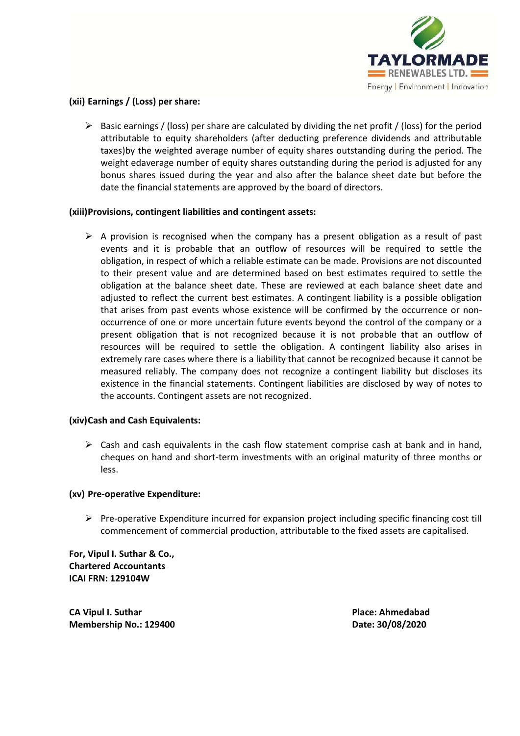**(xii) Earnings / (Loss) per share:**

- Basic earnings / (loss) per share are calculated by dividing the net profit / (loss) for the period attributable to equity shareholders (after deducting preference dividends and attributable taxes)by the weighted average number of equity shares outstanding during the period. The weight edaverage number of equity shares outstanding during the period is adjusted for any bonus shares issued during the year and also after the balance sheet date but before the date the financial statements are approved by the board of directors.

**(xiii)Provisions, contingent liabilities and contingent assets:**

- A provision is recognised when the company has a present obligation as a result of past events and it is probable that an outflow of resources will be required to settle the obligation, in respect of which a reliable estimate can be made. Provisions are not discounted to their present value and are determined based on best estimates required to settle the obligation at the balance sheet date. These are reviewed at each balance sheet date and adjusted to reflect the current best estimates. A contingent liability is a possible obligation that arises from past events whose existence will be confirmed by the occurrence or non-occurrence of one or more uncertain future events beyond the control of the company or a present obligation that is not recognized because it is not probable that an outflow of resources will be required to settle the obligation. A contingent liability also arises in extremely rare cases where there is a liability that cannot be recognized because it cannot be measured reliably. The company does not recognize a contingent liability but discloses its existence in the financial statements. Contingent liabilities are disclosed by way of notes to the accounts. Contingent assets are not recognized.

**(xiv)Cash and Cash Equivalents:**

- Cash and cash equivalents in the cash flow statement comprise cash at bank and in hand, cheques on hand and short-term investments with an original maturity of three months or less.

**(xv) Pre-operative Expenditure:**

- Pre-operative Expenditure incurred for expansion project including specific financing cost till commencement of commercial production, attributable to the fixed assets are capitalised.

**For, Vipul I. Suthar & Co.,**
**Chartered Accountants**
**ICAI FRN: 129104W**

**CA Vipul I. Suthar**
**Membership No.: 129400**

**Place: Ahmedabad**
**Date: 30/08/2020**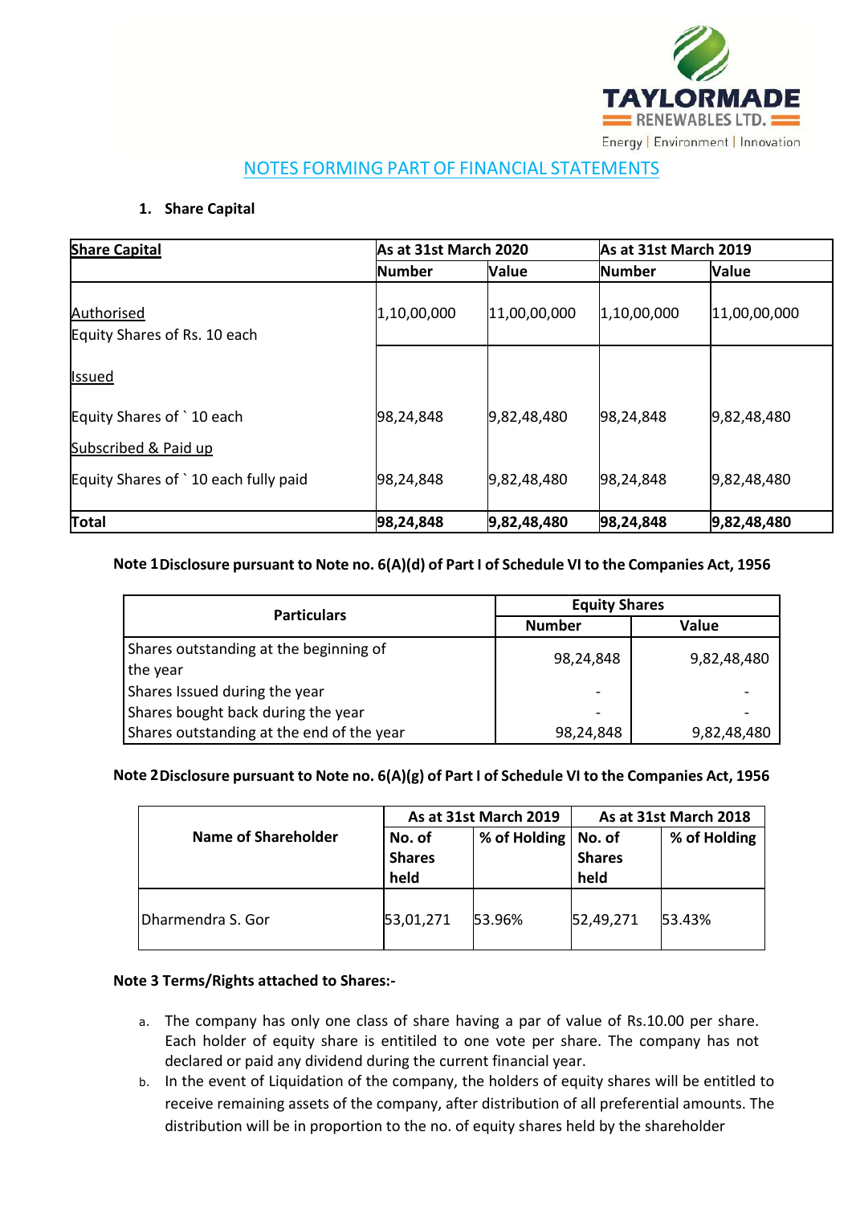## NOTES FORMING PART OF FINANCIAL STATEMENTS

### 1. Share Capital

| Share Capital | As at 31st March 2020 | | As at 31st March 2019 | |
|---|---|---|---|---|
| | Number | Value | Number | Value |
| Authorised<br>Equity Shares of Rs. 10 each | 1,10,00,000 | 11,00,00,000 | 1,10,00,000 | 11,00,00,000 |
| Issued | | | | |
| Equity Shares of ` 10 each | 98,24,848 | 9,82,48,480 | 98,24,848 | 9,82,48,480 |
| Subscribed & Paid up | | | | |
| Equity Shares of ` 10 each fully paid | 98,24,848 | 9,82,48,480 | 98,24,848 | 9,82,48,480 |
| **Total** | **98,24,848** | **9,82,48,480** | **98,24,848** | **9,82,48,480** |

**Note 1 Disclosure pursuant to Note no. 6(A)(d) of Part I of Schedule VI to the Companies Act, 1956**

| Particulars | Equity Shares | |
|---|---|---|
| | Number | Value |
| Shares outstanding at the beginning of the year | 98,24,848 | 9,82,48,480 |
| Shares Issued during the year | - | - |
| Shares bought back during the year | - | - |
| Shares outstanding at the end of the year | 98,24,848 | 9,82,48,480 |

**Note 2 Disclosure pursuant to Note no. 6(A)(g) of Part I of Schedule VI to the Companies Act, 1956**

| Name of Shareholder | As at 31st March 2019 | | As at 31st March 2018 | |
|---|---|---|---|---|
| | No. of Shares held | % of Holding | No. of Shares held | % of Holding |
| Dharmendra S. Gor | 53,01,271 | 53.96% | 52,49,271 | 53.43% |

**Note 3 Terms/Rights attached to Shares:-**

a. The company has only one class of share having a par of value of Rs.10.00 per share. Each holder of equity share is entitled to one vote per share. The company has not declared or paid any dividend during the current financial year.

b. In the event of Liquidation of the company, the holders of equity shares will be entitled to receive remaining assets of the company, after distribution of all preferential amounts. The distribution will be in proportion to the no. of equity shares held by the shareholder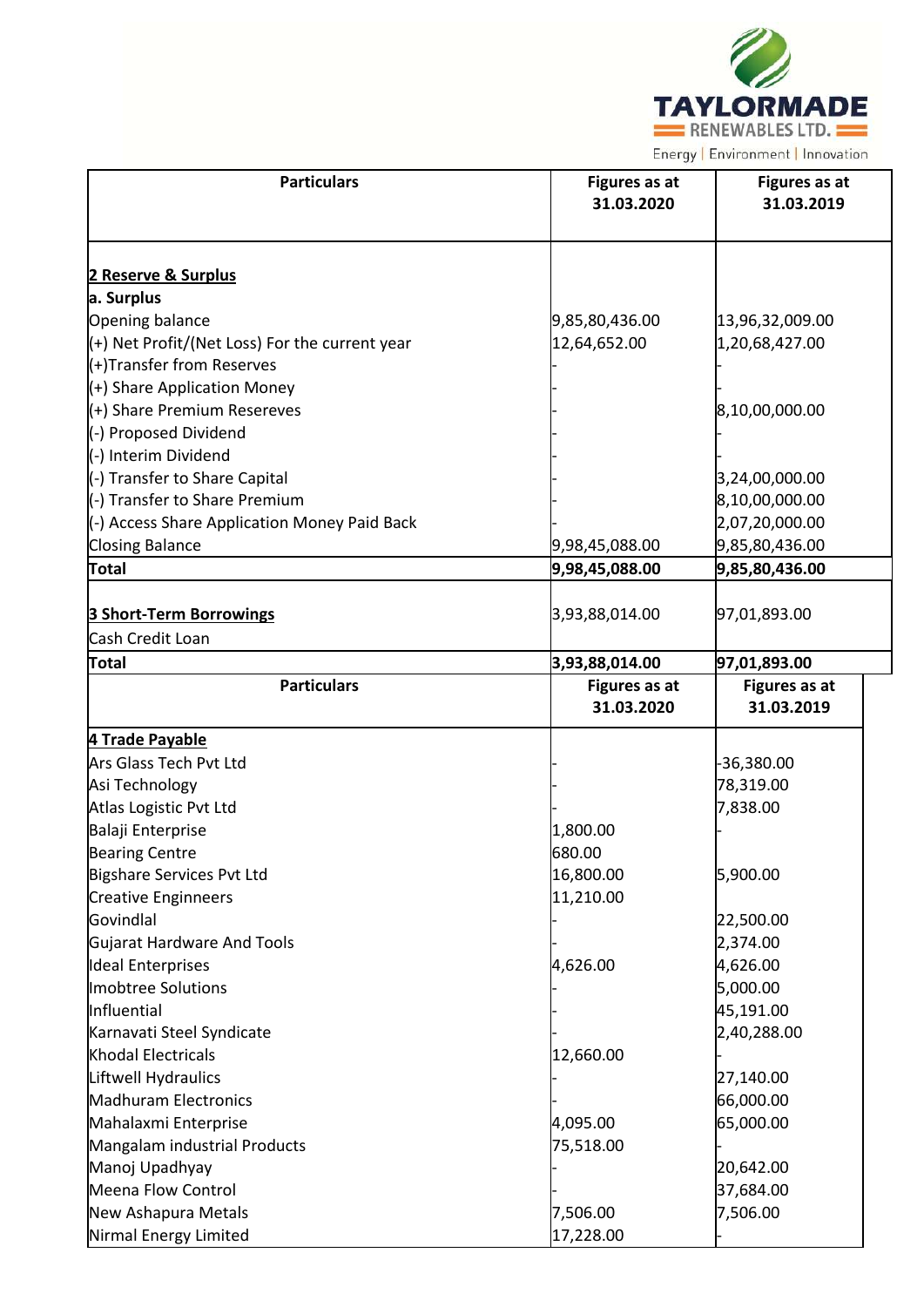| Particulars | Figures as at 31.03.2020 | Figures as at 31.03.2019 |
|---|---|---|
| **2 Reserve & Surplus** | | |
| **a. Surplus** | | |
| Opening balance | 9,85,80,436.00 | 13,96,32,009.00 |
| (+) Net Profit/(Net Loss) For the current year | 12,64,652.00 | 1,20,68,427.00 |
| (+)Transfer from Reserves | - | - |
| (+) Share Application Money | - | - |
| (+) Share Premium Resereves | - | 8,10,00,000.00 |
| (-) Proposed Dividend | - | - |
| (-) Interim Dividend | - | - |
| (-) Transfer to Share Capital | - | 3,24,00,000.00 |
| (-) Transfer to Share Premium | - | 8,10,00,000.00 |
| (-) Access Share Application Money Paid Back | - | 2,07,20,000.00 |
| Closing Balance | 9,98,45,088.00 | 9,85,80,436.00 |
| **Total** | **9,98,45,088.00** | **9,85,80,436.00** |
| **3 Short-Term Borrowings** | 3,93,88,014.00 | 97,01,893.00 |
| Cash Credit Loan | | |
| **Total** | **3,93,88,014.00** | **97,01,893.00** |

| Particulars | Figures as at 31.03.2020 | Figures as at 31.03.2019 |
|---|---|---|
| **4 Trade Payable** | | |
| Ars Glass Tech Pvt Ltd | - | -36,380.00 |
| Asi Technology | - | 78,319.00 |
| Atlas Logistic Pvt Ltd | - | 7,838.00 |
| Balaji Enterprise | 1,800.00 | - |
| Bearing Centre | 680.00 | |
| Bigshare Services Pvt Ltd | 16,800.00 | 5,900.00 |
| Creative Enginneers | 11,210.00 | |
| Govindlal | - | 22,500.00 |
| Gujarat Hardware And Tools | - | 2,374.00 |
| Ideal Enterprises | 4,626.00 | 4,626.00 |
| Imobtree Solutions | - | 5,000.00 |
| Influential | - | 45,191.00 |
| Karnavati Steel Syndicate | - | 2,40,288.00 |
| Khodal Electricals | 12,660.00 | - |
| Liftwell Hydraulics | - | 27,140.00 |
| Madhuram Electronics | - | 66,000.00 |
| Mahalaxmi Enterprise | 4,095.00 | 65,000.00 |
| Mangalam industrial Products | 75,518.00 | - |
| Manoj Upadhyay | - | 20,642.00 |
| Meena Flow Control | - | 37,684.00 |
| New Ashapura Metals | 7,506.00 | 7,506.00 |
| Nirmal Energy Limited | 17,228.00 | - |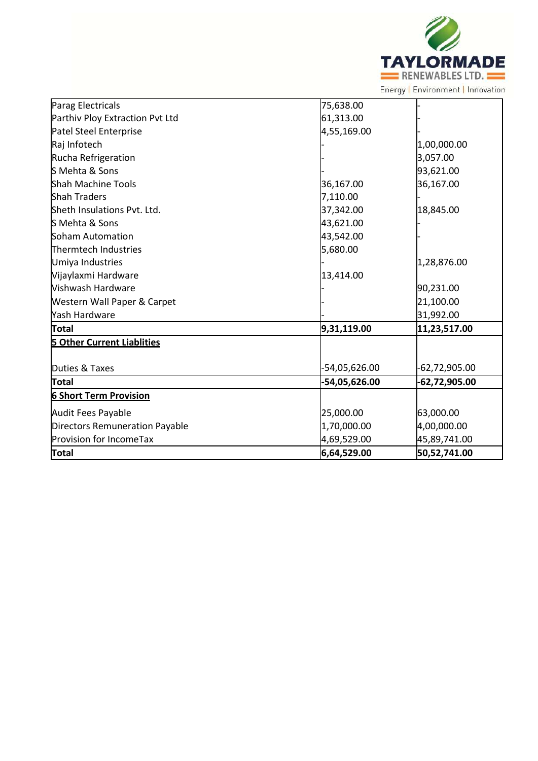| | | |
|---|---|---|
| Parag Electricals | 75,638.00 | - |
| Parthiv Ploy Extraction Pvt Ltd | 61,313.00 | - |
| Patel Steel Enterprise | 4,55,169.00 | - |
| Raj Infotech | - | 1,00,000.00 |
| Rucha Refrigeration | - | 3,057.00 |
| S Mehta & Sons | - | 93,621.00 |
| Shah Machine Tools | 36,167.00 | 36,167.00 |
| Shah Traders | 7,110.00 | - |
| Sheth Insulations Pvt. Ltd. | 37,342.00 | 18,845.00 |
| S Mehta & Sons | 43,621.00 | - |
| Soham Automation | 43,542.00 | - |
| Thermtech Industries | 5,680.00 | |
| Umiya Industries | - | 1,28,876.00 |
| Vijaylaxmi Hardware | 13,414.00 | |
| Vishwash Hardware | - | 90,231.00 |
| Western Wall Paper & Carpet | - | 21,100.00 |
| Yash Hardware | - | 31,992.00 |
| **Total** | **9,31,119.00** | **11,23,517.00** |
| **5 Other Current Liablities** | | |
| Duties & Taxes | -54,05,626.00 | -62,72,905.00 |
| **Total** | **-54,05,626.00** | **-62,72,905.00** |
| **6 Short Term Provision** | | |
| Audit Fees Payable | 25,000.00 | 63,000.00 |
| Directors Remuneration Payable | 1,70,000.00 | 4,00,000.00 |
| Provision for IncomeTax | 4,69,529.00 | 45,89,741.00 |
| **Total** | **6,64,529.00** | **50,52,741.00** |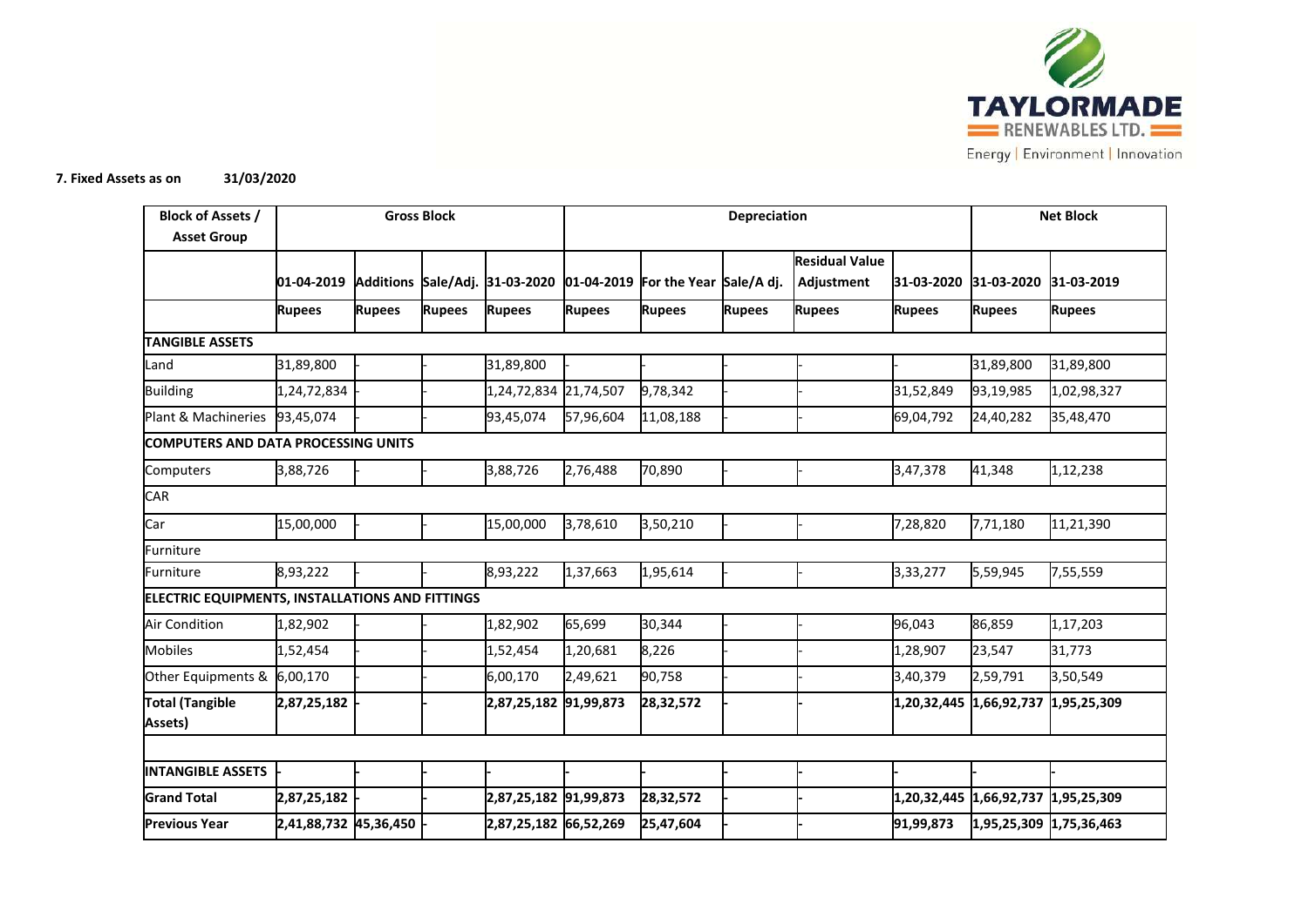**7. Fixed Assets as on 31/03/2020**

| Block of Assets / Asset Group | Gross Block | | | | Depreciation | | | | | Net Block | |
|---|---|---|---|---|---|---|---|---|---|---|---|
| | 01-04-2019 | Additions | Sale/Adj. | 31-03-2020 | 01-04-2019 | For the Year | Sale/A dj. | Residual Value Adjustment | 31-03-2020 | 31-03-2020 | 31-03-2019 |
| | Rupees | Rupees | Rupees | Rupees | Rupees | Rupees | Rupees | Rupees | Rupees | Rupees | Rupees |
| **TANGIBLE ASSETS** | | | | | | | | | | | |
| Land | 31,89,800 | - | - | 31,89,800 | - | | - | - | - | 31,89,800 | 31,89,800 |
| Building | 1,24,72,834 | - | - | 1,24,72,834 | 21,74,507 | 9,78,342 | - | - | 31,52,849 | 93,19,985 | 1,02,98,327 |
| Plant & Machineries | 93,45,074 | - | - | 93,45,074 | 57,96,604 | 11,08,188 | - | - | 69,04,792 | 24,40,282 | 35,48,470 |
| **COMPUTERS AND DATA PROCESSING UNITS** | | | | | | | | | | | |
| Computers | 3,88,726 | - | - | 3,88,726 | 2,76,488 | 70,890 | - | - | 3,47,378 | 41,348 | 1,12,238 |
| CAR | | | | | | | | | | | |
| Car | 15,00,000 | - | - | 15,00,000 | 3,78,610 | 3,50,210 | - | - | 7,28,820 | 7,71,180 | 11,21,390 |
| Furniture | | | | | | | | | | | |
| Furniture | 8,93,222 | - | - | 8,93,222 | 1,37,663 | 1,95,614 | - | - | 3,33,277 | 5,59,945 | 7,55,559 |
| **ELECTRIC EQUIPMENTS, INSTALLATIONS AND FITTINGS** | | | | | | | | | | | |
| Air Condition | 1,82,902 | - | - | 1,82,902 | 65,699 | 30,344 | - | - | 96,043 | 86,859 | 1,17,203 |
| Mobiles | 1,52,454 | - | - | 1,52,454 | 1,20,681 | 8,226 | - | - | 1,28,907 | 23,547 | 31,773 |
| Other Equipments & | 6,00,170 | - | - | 6,00,170 | 2,49,621 | 90,758 | - | - | 3,40,379 | 2,59,791 | 3,50,549 |
| **Total (Tangible Assets)** | **2,87,25,182** | - | - | **2,87,25,182** | **91,99,873** | **28,32,572** | - | - | **1,20,32,445** | **1,66,92,737** | **1,95,25,309** |
| | | | | | | | | | | | |
| **INTANGIBLE ASSETS** | - | - | - | - | - | - | - | - | - | - | - |
| **Grand Total** | **2,87,25,182** | - | - | **2,87,25,182** | **91,99,873** | **28,32,572** | - | - | **1,20,32,445** | **1,66,92,737** | **1,95,25,309** |
| **Previous Year** | **2,41,88,732** | **45,36,450** | - | **2,87,25,182** | **66,52,269** | **25,47,604** | - | - | **91,99,873** | **1,95,25,309** | **1,75,36,463** |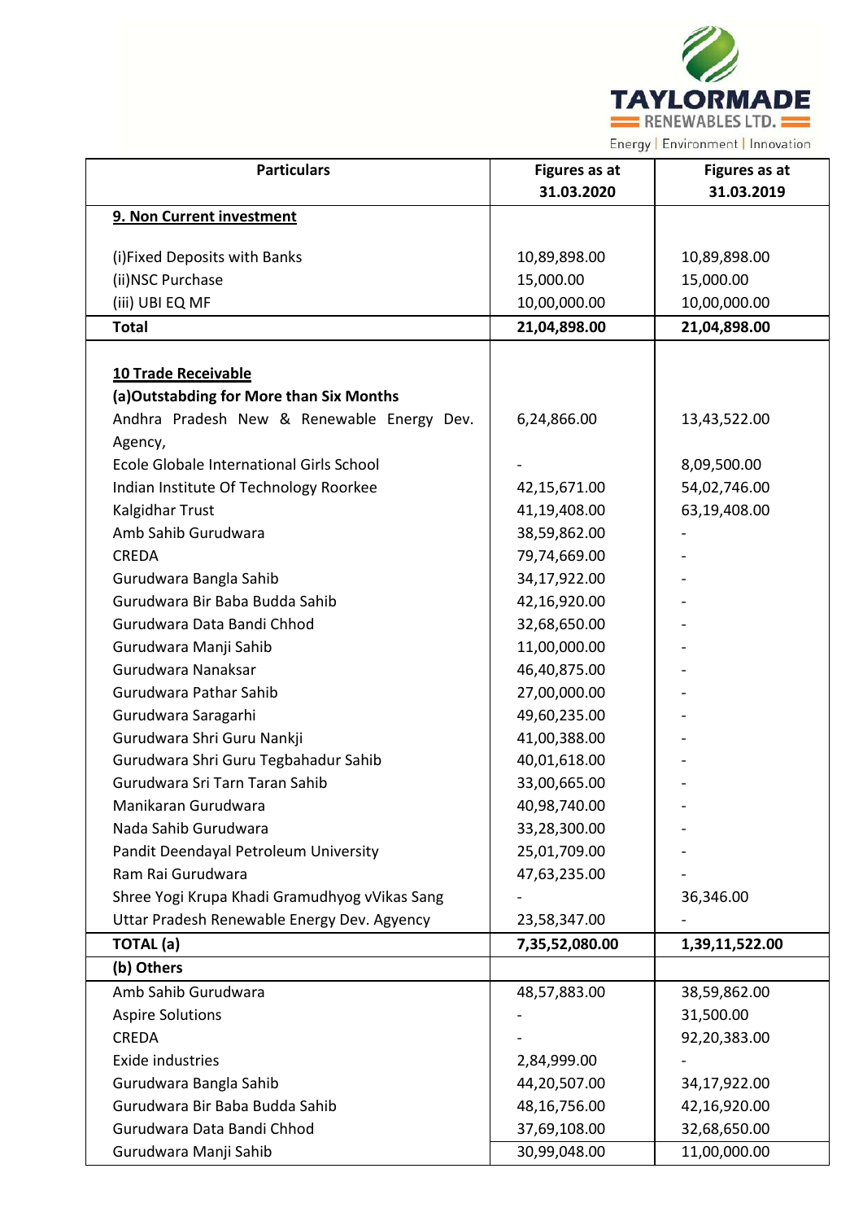| Particulars | Figures as at 31.03.2020 | Figures as at 31.03.2019 |
|---|---|---|
| **9. Non Current investment** | | |
| (i)Fixed Deposits with Banks | 10,89,898.00 | 10,89,898.00 |
| (ii)NSC Purchase | 15,000.00 | 15,000.00 |
| (iii) UBI EQ MF | 10,00,000.00 | 10,00,000.00 |
| **Total** | **21,04,898.00** | **21,04,898.00** |
| **10 Trade Receivable** | | |
| **(a)Outstabding for More than Six Months** | | |
| Andhra Pradesh New & Renewable Energy Dev. Agency, | 6,24,866.00 | 13,43,522.00 |
| Ecole Globale International Girls School | - | 8,09,500.00 |
| Indian Institute Of Technology Roorkee | 42,15,671.00 | 54,02,746.00 |
| Kalgidhar Trust | 41,19,408.00 | 63,19,408.00 |
| Amb Sahib Gurudwara | 38,59,862.00 | - |
| CREDA | 79,74,669.00 | - |
| Gurudwara Bangla Sahib | 34,17,922.00 | - |
| Gurudwara Bir Baba Budda Sahib | 42,16,920.00 | - |
| Gurudwara Data Bandi Chhod | 32,68,650.00 | - |
| Gurudwara Manji Sahib | 11,00,000.00 | - |
| Gurudwara Nanaksar | 46,40,875.00 | - |
| Gurudwara Pathar Sahib | 27,00,000.00 | - |
| Gurudwara Saragarhi | 49,60,235.00 | - |
| Gurudwara Shri Guru Nankji | 41,00,388.00 | - |
| Gurudwara Shri Guru Tegbahadur Sahib | 40,01,618.00 | - |
| Gurudwara Sri Tarn Taran Sahib | 33,00,665.00 | - |
| Manikaran Gurudwara | 40,98,740.00 | - |
| Nada Sahib Gurudwara | 33,28,300.00 | - |
| Pandit Deendayal Petroleum University | 25,01,709.00 | - |
| Ram Rai Gurudwara | 47,63,235.00 | - |
| Shree Yogi Krupa Khadi Gramudhyog vVikas Sang | - | 36,346.00 |
| Uttar Pradesh Renewable Energy Dev. Agyency | 23,58,347.00 | - |
| **TOTAL (a)** | **7,35,52,080.00** | **1,39,11,522.00** |
| **(b) Others** | | |
| Amb Sahib Gurudwara | 48,57,883.00 | 38,59,862.00 |
| Aspire Solutions | - | 31,500.00 |
| CREDA | - | 92,20,383.00 |
| Exide industries | 2,84,999.00 | - |
| Gurudwara Bangla Sahib | 44,20,507.00 | 34,17,922.00 |
| Gurudwara Bir Baba Budda Sahib | 48,16,756.00 | 42,16,920.00 |
| Gurudwara Data Bandi Chhod | 37,69,108.00 | 32,68,650.00 |
| Gurudwara Manji Sahib | 30,99,048.00 | 11,00,000.00 |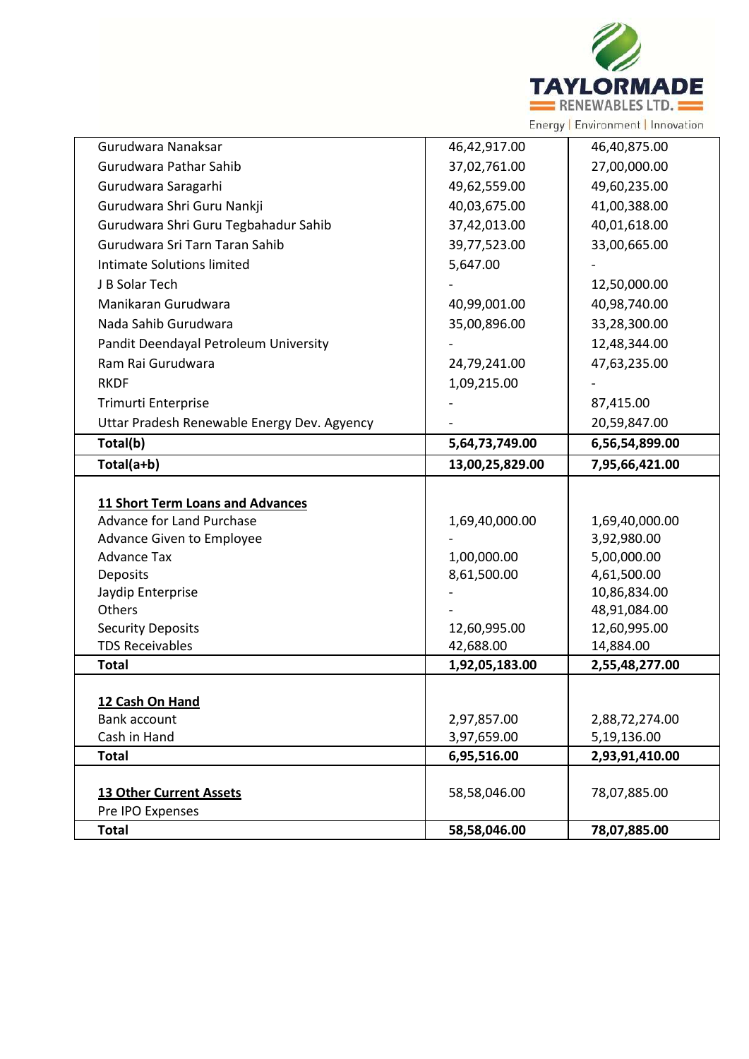| | | |
|---|---|---|
| Gurudwara Nanaksar | 46,42,917.00 | 46,40,875.00 |
| Gurudwara Pathar Sahib | 37,02,761.00 | 27,00,000.00 |
| Gurudwara Saragarhi | 49,62,559.00 | 49,60,235.00 |
| Gurudwara Shri Guru Nankji | 40,03,675.00 | 41,00,388.00 |
| Gurudwara Shri Guru Tegbahadur Sahib | 37,42,013.00 | 40,01,618.00 |
| Gurudwara Sri Tarn Taran Sahib | 39,77,523.00 | 33,00,665.00 |
| Intimate Solutions limited | 5,647.00 | - |
| J B Solar Tech | - | 12,50,000.00 |
| Manikaran Gurudwara | 40,99,001.00 | 40,98,740.00 |
| Nada Sahib Gurudwara | 35,00,896.00 | 33,28,300.00 |
| Pandit Deendayal Petroleum University | - | 12,48,344.00 |
| Ram Rai Gurudwara | 24,79,241.00 | 47,63,235.00 |
| RKDF | 1,09,215.00 | - |
| Trimurti Enterprise | - | 87,415.00 |
| Uttar Pradesh Renewable Energy Dev. Agyency | - | 20,59,847.00 |
| **Total(b)** | **5,64,73,749.00** | **6,56,54,899.00** |
| **Total(a+b)** | **13,00,25,829.00** | **7,95,66,421.00** |
| | | |
| **11 Short Term Loans and Advances** | | |
| Advance for Land Purchase | 1,69,40,000.00 | 1,69,40,000.00 |
| Advance Given to Employee | - | 3,92,980.00 |
| Advance Tax | 1,00,000.00 | 5,00,000.00 |
| Deposits | 8,61,500.00 | 4,61,500.00 |
| Jaydip Enterprise | - | 10,86,834.00 |
| Others | - | 48,91,084.00 |
| Security Deposits | 12,60,995.00 | 12,60,995.00 |
| TDS Receivables | 42,688.00 | 14,884.00 |
| **Total** | **1,92,05,183.00** | **2,55,48,277.00** |
| | | |
| **12 Cash On Hand** | | |
| Bank account | 2,97,857.00 | 2,88,72,274.00 |
| Cash in Hand | 3,97,659.00 | 5,19,136.00 |
| **Total** | **6,95,516.00** | **2,93,91,410.00** |
| | | |
| **13 Other Current Assets** | 58,58,046.00 | 78,07,885.00 |
| Pre IPO Expenses | | |
| **Total** | **58,58,046.00** | **78,07,885.00** |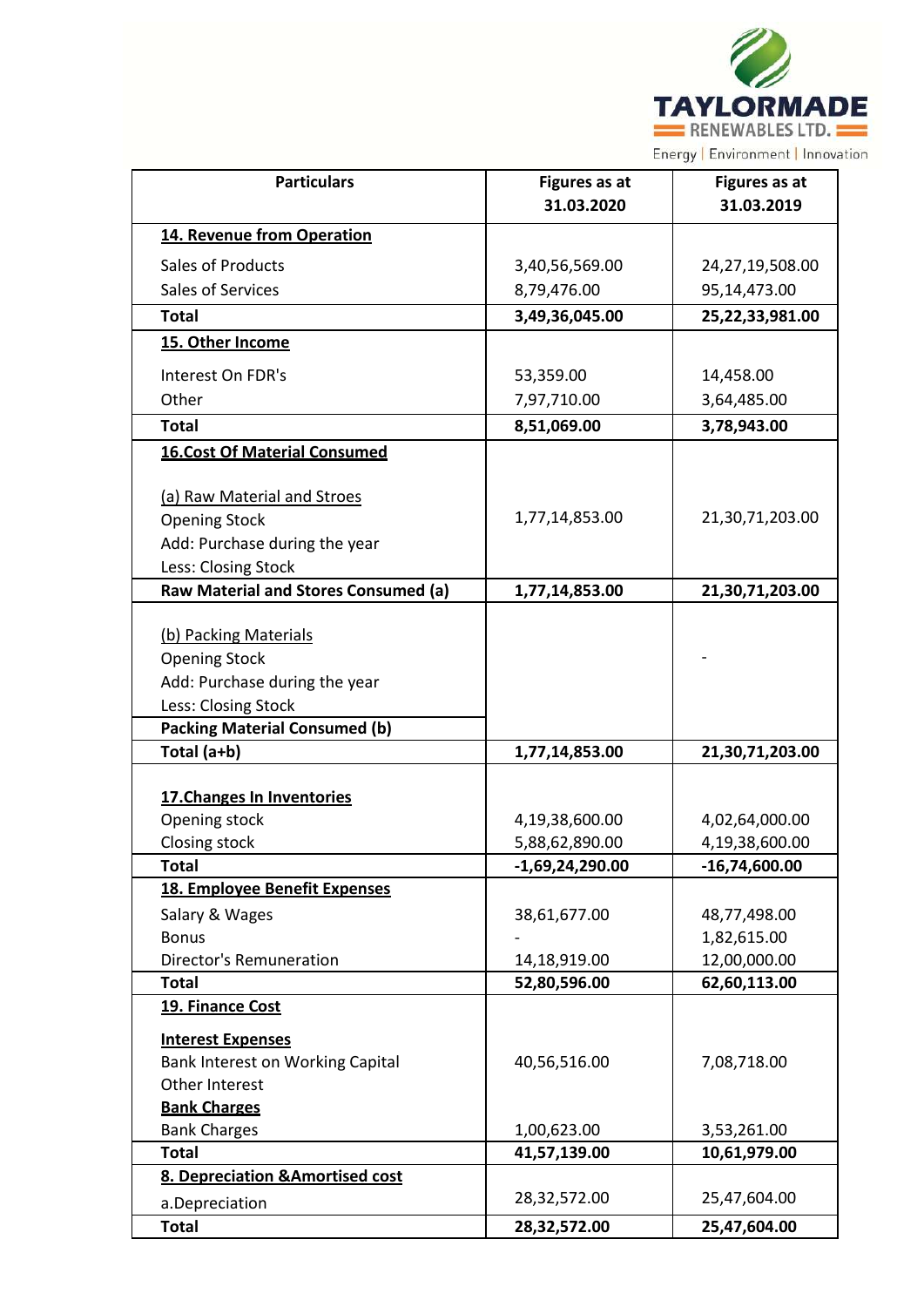| Particulars | Figures as at 31.03.2020 | Figures as at 31.03.2019 |
|---|---|---|
| **14. Revenue from Operation** | | |
| Sales of Products | 3,40,56,569.00 | 24,27,19,508.00 |
| Sales of Services | 8,79,476.00 | 95,14,473.00 |
| **Total** | **3,49,36,045.00** | **25,22,33,981.00** |
| **15. Other Income** | | |
| Interest On FDR's | 53,359.00 | 14,458.00 |
| Other | 7,97,710.00 | 3,64,485.00 |
| **Total** | **8,51,069.00** | **3,78,943.00** |
| **16.Cost Of Material Consumed** | | |
| (a) Raw Material and Stroes | | |
| Opening Stock | 1,77,14,853.00 | 21,30,71,203.00 |
| Add: Purchase during the year | | |
| Less: Closing Stock | | |
| **Raw Material and Stores Consumed (a)** | **1,77,14,853.00** | **21,30,71,203.00** |
| (b) Packing Materials | | |
| Opening Stock | | - |
| Add: Purchase during the year | | |
| Less: Closing Stock | | |
| **Packing Material Consumed (b)** | | |
| **Total (a+b)** | **1,77,14,853.00** | **21,30,71,203.00** |
| **17.Changes In Inventories** | | |
| Opening stock | 4,19,38,600.00 | 4,02,64,000.00 |
| Closing stock | 5,88,62,890.00 | 4,19,38,600.00 |
| **Total** | **-1,69,24,290.00** | **-16,74,600.00** |
| **18. Employee Benefit Expenses** | | |
| Salary & Wages | 38,61,677.00 | 48,77,498.00 |
| Bonus | - | 1,82,615.00 |
| Director's Remuneration | 14,18,919.00 | 12,00,000.00 |
| **Total** | **52,80,596.00** | **62,60,113.00** |
| **19. Finance Cost** | | |
| **Interest Expenses** | | |
| Bank Interest on Working Capital | 40,56,516.00 | 7,08,718.00 |
| Other Interest | | |
| **Bank Charges** | | |
| Bank Charges | 1,00,623.00 | 3,53,261.00 |
| **Total** | **41,57,139.00** | **10,61,979.00** |
| **8. Depreciation &Amortised cost** | | |
| a.Depreciation | 28,32,572.00 | 25,47,604.00 |
| **Total** | **28,32,572.00** | **25,47,604.00** |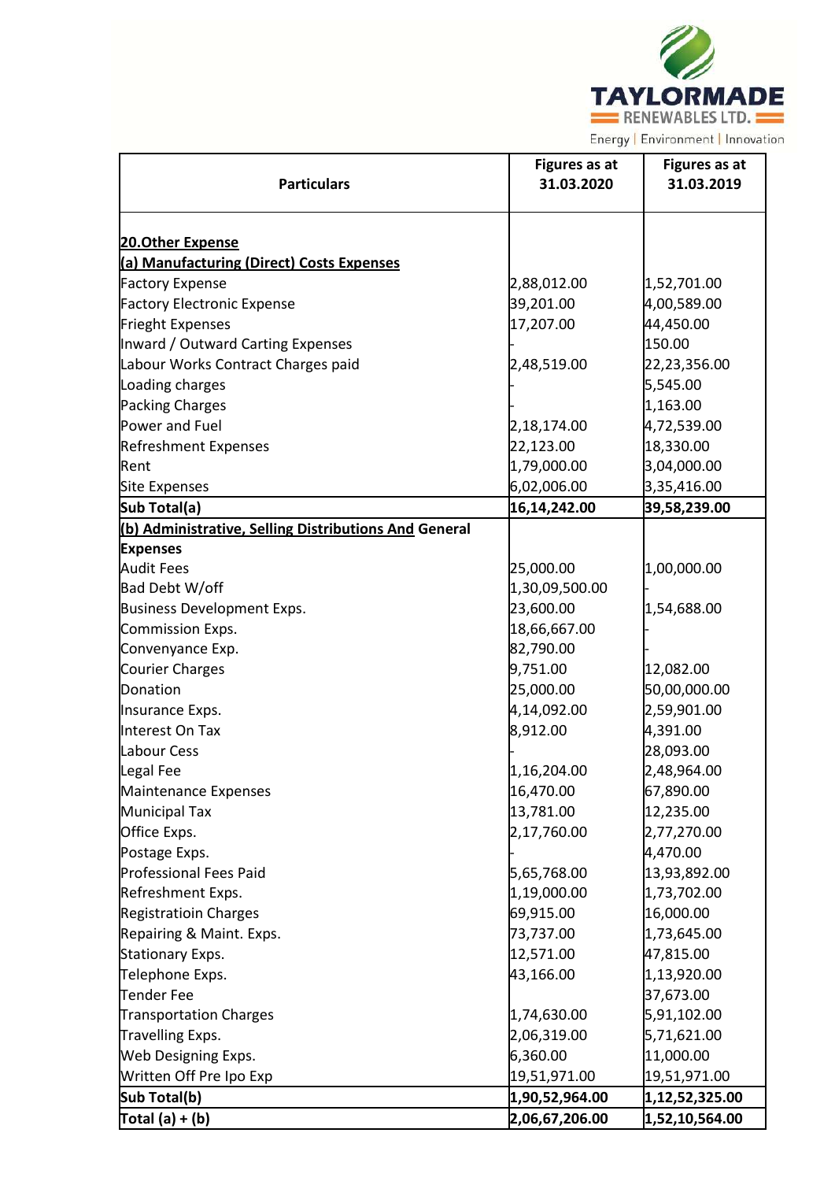| Particulars | Figures as at 31.03.2020 | Figures as at 31.03.2019 |
|---|---|---|
| **20.Other Expense** | | |
| **(a) Manufacturing (Direct) Costs Expenses** | | |
| Factory Expense | 2,88,012.00 | 1,52,701.00 |
| Factory Electronic Expense | 39,201.00 | 4,00,589.00 |
| Frieght Expenses | 17,207.00 | 44,450.00 |
| Inward / Outward Carting Expenses | - | 150.00 |
| Labour Works Contract Charges paid | 2,48,519.00 | 22,23,356.00 |
| Loading charges | - | 5,545.00 |
| Packing Charges | - | 1,163.00 |
| Power and Fuel | 2,18,174.00 | 4,72,539.00 |
| Refreshment Expenses | 22,123.00 | 18,330.00 |
| Rent | 1,79,000.00 | 3,04,000.00 |
| Site Expenses | 6,02,006.00 | 3,35,416.00 |
| **Sub Total(a)** | **16,14,242.00** | **39,58,239.00** |
| **(b) Administrative, Selling Distributions And General Expenses** | | |
| Audit Fees | 25,000.00 | 1,00,000.00 |
| Bad Debt W/off | 1,30,09,500.00 | - |
| Business Development Exps. | 23,600.00 | 1,54,688.00 |
| Commission Exps. | 18,66,667.00 | - |
| Convenyance Exp. | 82,790.00 | - |
| Courier Charges | 9,751.00 | 12,082.00 |
| Donation | 25,000.00 | 50,00,000.00 |
| Insurance Exps. | 4,14,092.00 | 2,59,901.00 |
| Interest On Tax | 8,912.00 | 4,391.00 |
| Labour Cess | - | 28,093.00 |
| Legal Fee | 1,16,204.00 | 2,48,964.00 |
| Maintenance Expenses | 16,470.00 | 67,890.00 |
| Municipal Tax | 13,781.00 | 12,235.00 |
| Office Exps. | 2,17,760.00 | 2,77,270.00 |
| Postage Exps. | - | 4,470.00 |
| Professional Fees Paid | 5,65,768.00 | 13,93,892.00 |
| Refreshment Exps. | 1,19,000.00 | 1,73,702.00 |
| Registratioin Charges | 69,915.00 | 16,000.00 |
| Repairing & Maint. Exps. | 73,737.00 | 1,73,645.00 |
| Stationary Exps. | 12,571.00 | 47,815.00 |
| Telephone Exps. | 43,166.00 | 1,13,920.00 |
| Tender Fee | | 37,673.00 |
| Transportation Charges | 1,74,630.00 | 5,91,102.00 |
| Travelling Exps. | 2,06,319.00 | 5,71,621.00 |
| Web Designing Exps. | 6,360.00 | 11,000.00 |
| Written Off Pre Ipo Exp | 19,51,971.00 | 19,51,971.00 |
| **Sub Total(b)** | **1,90,52,964.00** | **1,12,52,325.00** |
| **Total (a) + (b)** | **2,06,67,206.00** | **1,52,10,564.00** |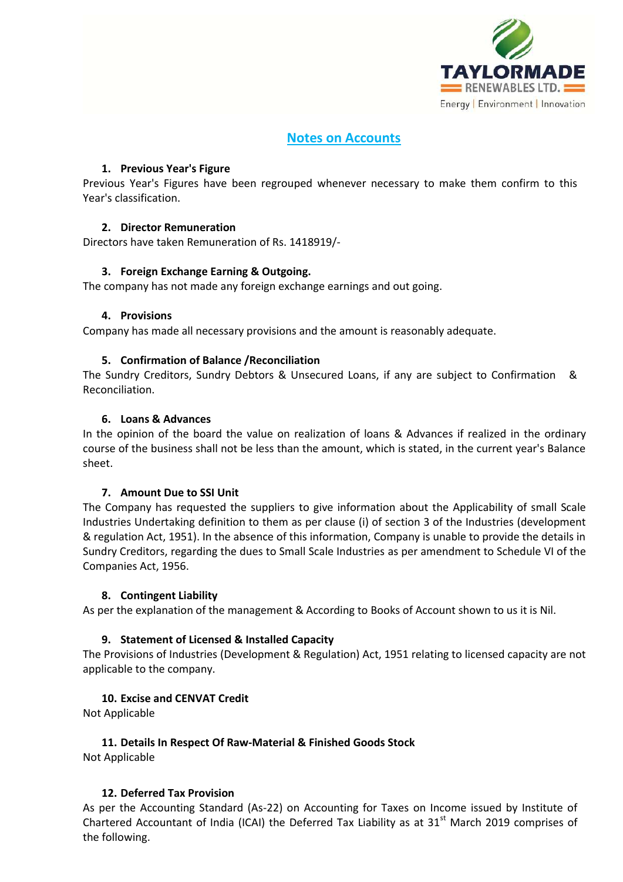# Notes on Accounts

### 1. Previous Year's Figure

Previous Year's Figures have been regrouped whenever necessary to make them confirm to this Year's classification.

### 2. Director Remuneration

Directors have taken Remuneration of Rs. 1418919/-

### 3. Foreign Exchange Earning & Outgoing.

The company has not made any foreign exchange earnings and out going.

### 4. Provisions

Company has made all necessary provisions and the amount is reasonably adequate.

### 5. Confirmation of Balance /Reconciliation

The Sundry Creditors, Sundry Debtors & Unsecured Loans, if any are subject to Confirmation & Reconciliation.

### 6. Loans & Advances

In the opinion of the board the value on realization of loans & Advances if realized in the ordinary course of the business shall not be less than the amount, which is stated, in the current year's Balance sheet.

### 7. Amount Due to SSI Unit

The Company has requested the suppliers to give information about the Applicability of small Scale Industries Undertaking definition to them as per clause (i) of section 3 of the Industries (development & regulation Act, 1951). In the absence of this information, Company is unable to provide the details in Sundry Creditors, regarding the dues to Small Scale Industries as per amendment to Schedule VI of the Companies Act, 1956.

### 8. Contingent Liability

As per the explanation of the management & According to Books of Account shown to us it is Nil.

### 9. Statement of Licensed & Installed Capacity

The Provisions of Industries (Development & Regulation) Act, 1951 relating to licensed capacity are not applicable to the company.

### 10. Excise and CENVAT Credit

Not Applicable

### 11. Details In Respect Of Raw-Material & Finished Goods Stock

Not Applicable

### 12. Deferred Tax Provision

As per the Accounting Standard (As-22) on Accounting for Taxes on Income issued by Institute of Chartered Accountant of India (ICAI) the Deferred Tax Liability as at 31st March 2019 comprises of the following.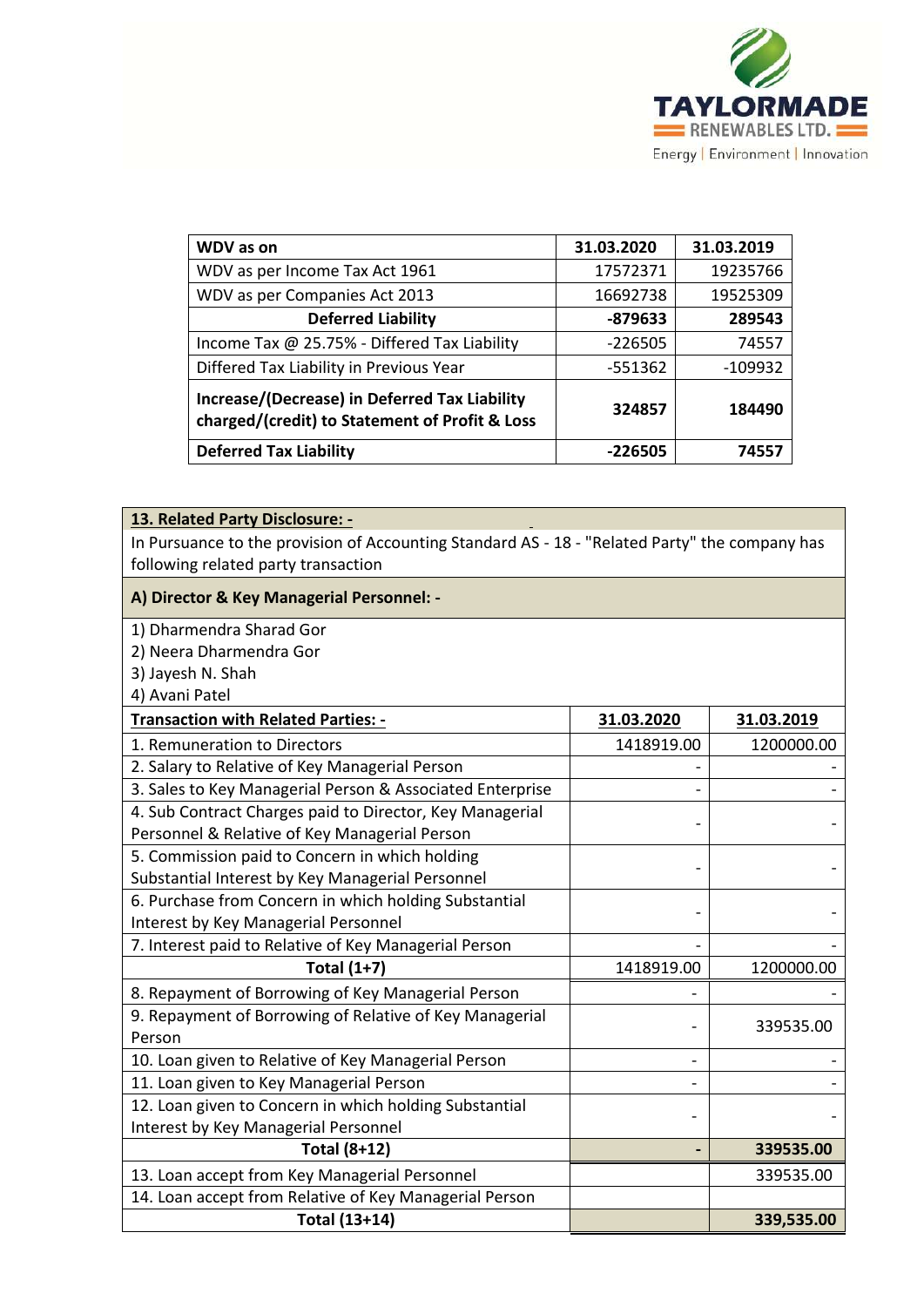| WDV as on | 31.03.2020 | 31.03.2019 |
|---|---|---|
| WDV as per Income Tax Act 1961 | 17572371 | 19235766 |
| WDV as per Companies Act 2013 | 16692738 | 19525309 |
| **Deferred Liability** | **-879633** | **289543** |
| Income Tax @ 25.75% - Differed Tax Liability | -226505 | 74557 |
| Differed Tax Liability in Previous Year | -551362 | -109932 |
| **Increase/(Decrease) in Deferred Tax Liability charged/(credit) to Statement of Profit & Loss** | **324857** | **184490** |
| **Deferred Tax Liability** | **-226505** | **74557** |

**13. Related Party Disclosure: -**

In Pursuance to the provision of Accounting Standard AS - 18 - "Related Party" the company has following related party transaction

**A) Director & Key Managerial Personnel: -**

1) Dharmendra Sharad Gor
2) Neera Dharmendra Gor
3) Jayesh N. Shah
4) Avani Patel

| **Transaction with Related Parties: -** | **31.03.2020** | **31.03.2019** |
|---|---|---|
| 1. Remuneration to Directors | 1418919.00 | 1200000.00 |
| 2. Salary to Relative of Key Managerial Person | - | - |
| 3. Sales to Key Managerial Person & Associated Enterprise | - | - |
| 4. Sub Contract Charges paid to Director, Key Managerial Personnel & Relative of Key Managerial Person | - | - |
| 5. Commission paid to Concern in which holding Substantial Interest by Key Managerial Personnel | - | - |
| 6. Purchase from Concern in which holding Substantial Interest by Key Managerial Personnel | - | - |
| 7. Interest paid to Relative of Key Managerial Person | - | - |
| **Total (1+7)** | 1418919.00 | 1200000.00 |
| 8. Repayment of Borrowing of Key Managerial Person | - | - |
| 9. Repayment of Borrowing of Relative of Key Managerial Person | - | 339535.00 |
| 10. Loan given to Relative of Key Managerial Person | - | - |
| 11. Loan given to Key Managerial Person | - | - |
| 12. Loan given to Concern in which holding Substantial Interest by Key Managerial Personnel | - | - |
| **Total (8+12)** | **-** | **339535.00** |
| 13. Loan accept from Key Managerial Personnel | | 339535.00 |
| 14. Loan accept from Relative of Key Managerial Person | | |
| **Total (13+14)** | | **339,535.00** |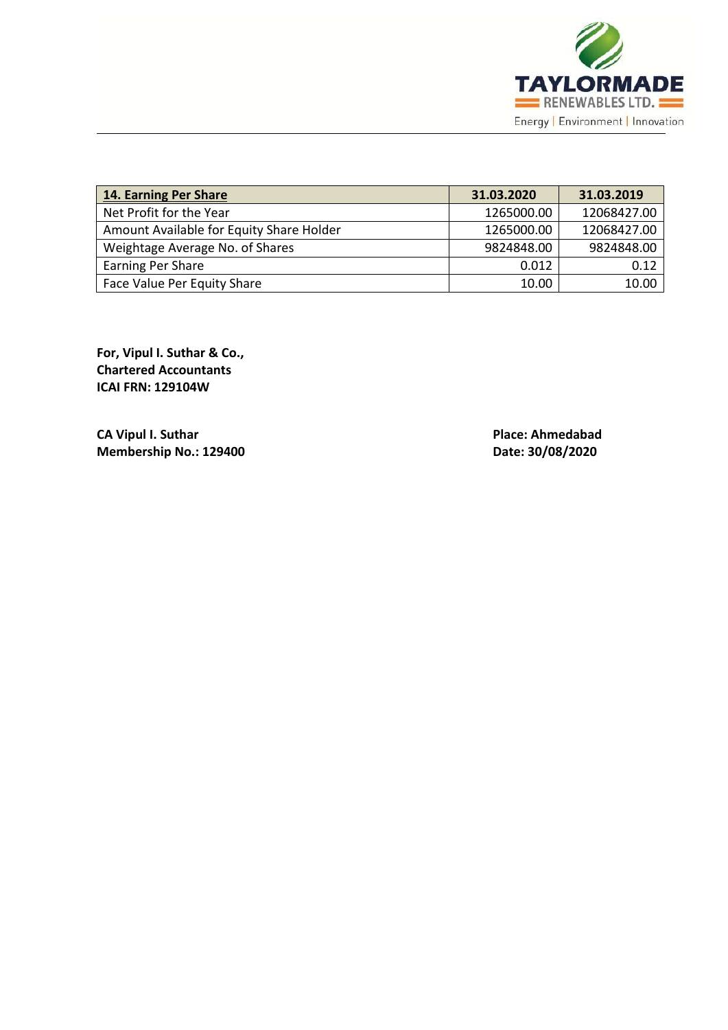| 14. Earning Per Share | 31.03.2020 | 31.03.2019 |
|---|---|---|
| Net Profit for the Year | 1265000.00 | 12068427.00 |
| Amount Available for Equity Share Holder | 1265000.00 | 12068427.00 |
| Weightage Average No. of Shares | 9824848.00 | 9824848.00 |
| Earning Per Share | 0.012 | 0.12 |
| Face Value Per Equity Share | 10.00 | 10.00 |

**For, Vipul I. Suthar & Co.,**
**Chartered Accountants**
**ICAI FRN: 129104W**

**CA Vipul I. Suthar**
**Membership No.: 129400**

**Place: Ahmedabad**
**Date: 30/08/2020**